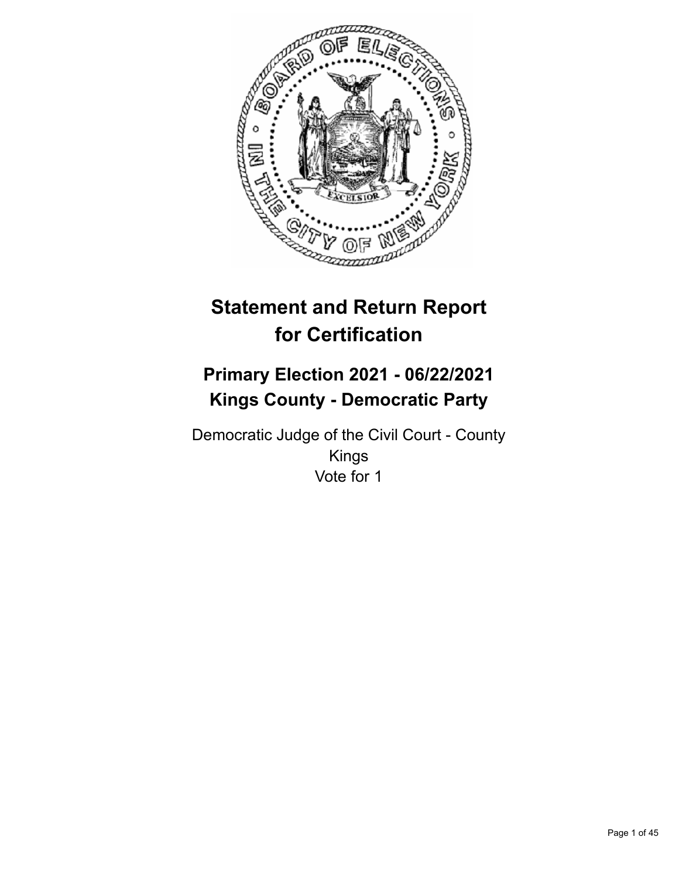# Statement and Return Report for Certification

## Primary Election 2021 - 06/22/2021
## Kings County - Democratic Party

Democratic Judge of the Civil Court - County
Kings
Vote for 1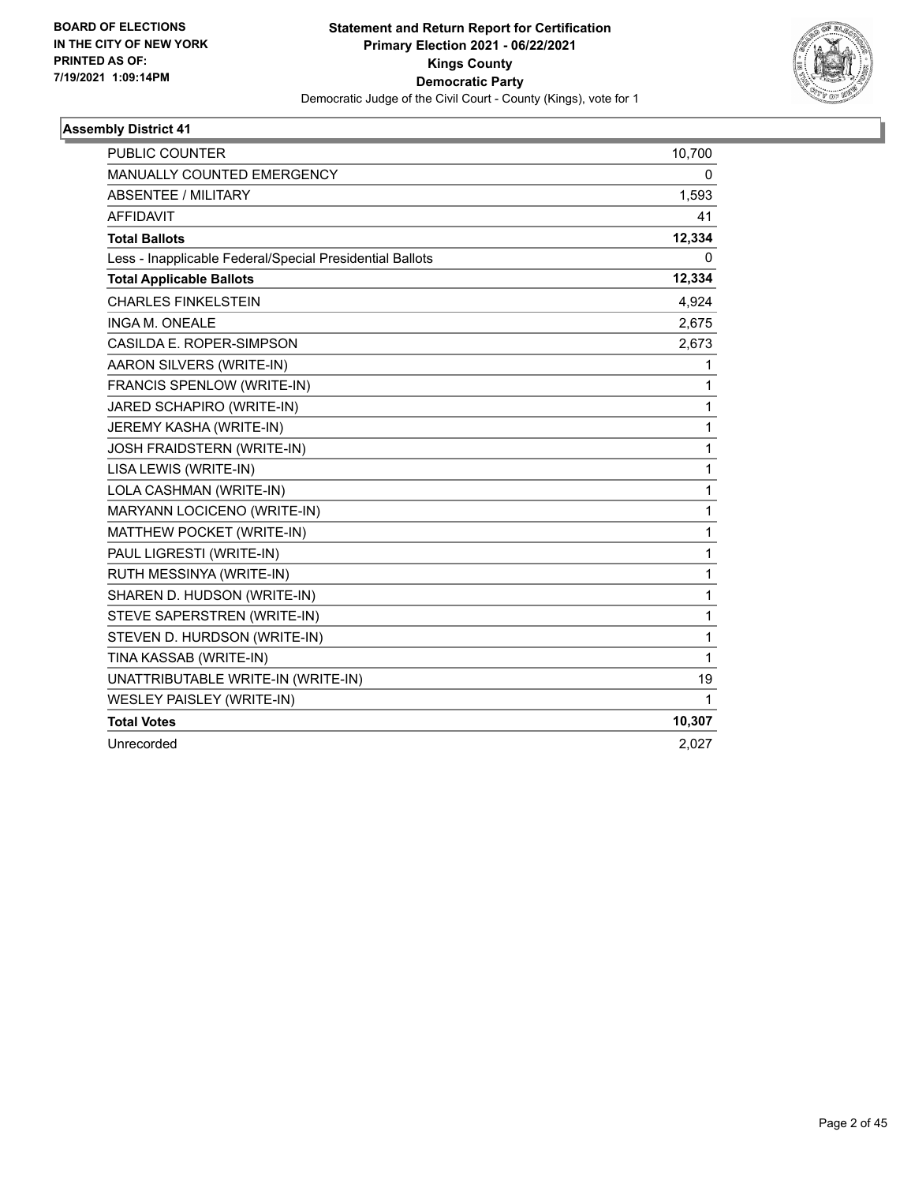BOARD OF ELECTIONS
IN THE CITY OF NEW YORK
PRINTED AS OF:
7/19/2021 1:09:14PM

**Statement and Return Report for Certification**
**Primary Election 2021 - 06/22/2021**
**Kings County**
**Democratic Party**
Democratic Judge of the Civil Court - County (Kings), vote for 1

### Assembly District 41

| | |
|---|---|
| PUBLIC COUNTER | 10,700 |
| MANUALLY COUNTED EMERGENCY | 0 |
| ABSENTEE / MILITARY | 1,593 |
| AFFIDAVIT | 41 |
| **Total Ballots** | **12,334** |
| Less - Inapplicable Federal/Special Presidential Ballots | 0 |
| **Total Applicable Ballots** | **12,334** |
| CHARLES FINKELSTEIN | 4,924 |
| INGA M. ONEALE | 2,675 |
| CASILDA E. ROPER-SIMPSON | 2,673 |
| AARON SILVERS (WRITE-IN) | 1 |
| FRANCIS SPENLOW (WRITE-IN) | 1 |
| JARED SCHAPIRO (WRITE-IN) | 1 |
| JEREMY KASHA (WRITE-IN) | 1 |
| JOSH FRAIDSTERN (WRITE-IN) | 1 |
| LISA LEWIS (WRITE-IN) | 1 |
| LOLA CASHMAN (WRITE-IN) | 1 |
| MARYANN LOCICENO (WRITE-IN) | 1 |
| MATTHEW POCKET (WRITE-IN) | 1 |
| PAUL LIGRESTI (WRITE-IN) | 1 |
| RUTH MESSINYA (WRITE-IN) | 1 |
| SHAREN D. HUDSON (WRITE-IN) | 1 |
| STEVE SAPERSTREN (WRITE-IN) | 1 |
| STEVEN D. HURDSON (WRITE-IN) | 1 |
| TINA KASSAB (WRITE-IN) | 1 |
| UNATTRIBUTABLE WRITE-IN (WRITE-IN) | 19 |
| WESLEY PAISLEY (WRITE-IN) | 1 |
| **Total Votes** | **10,307** |
| Unrecorded | 2,027 |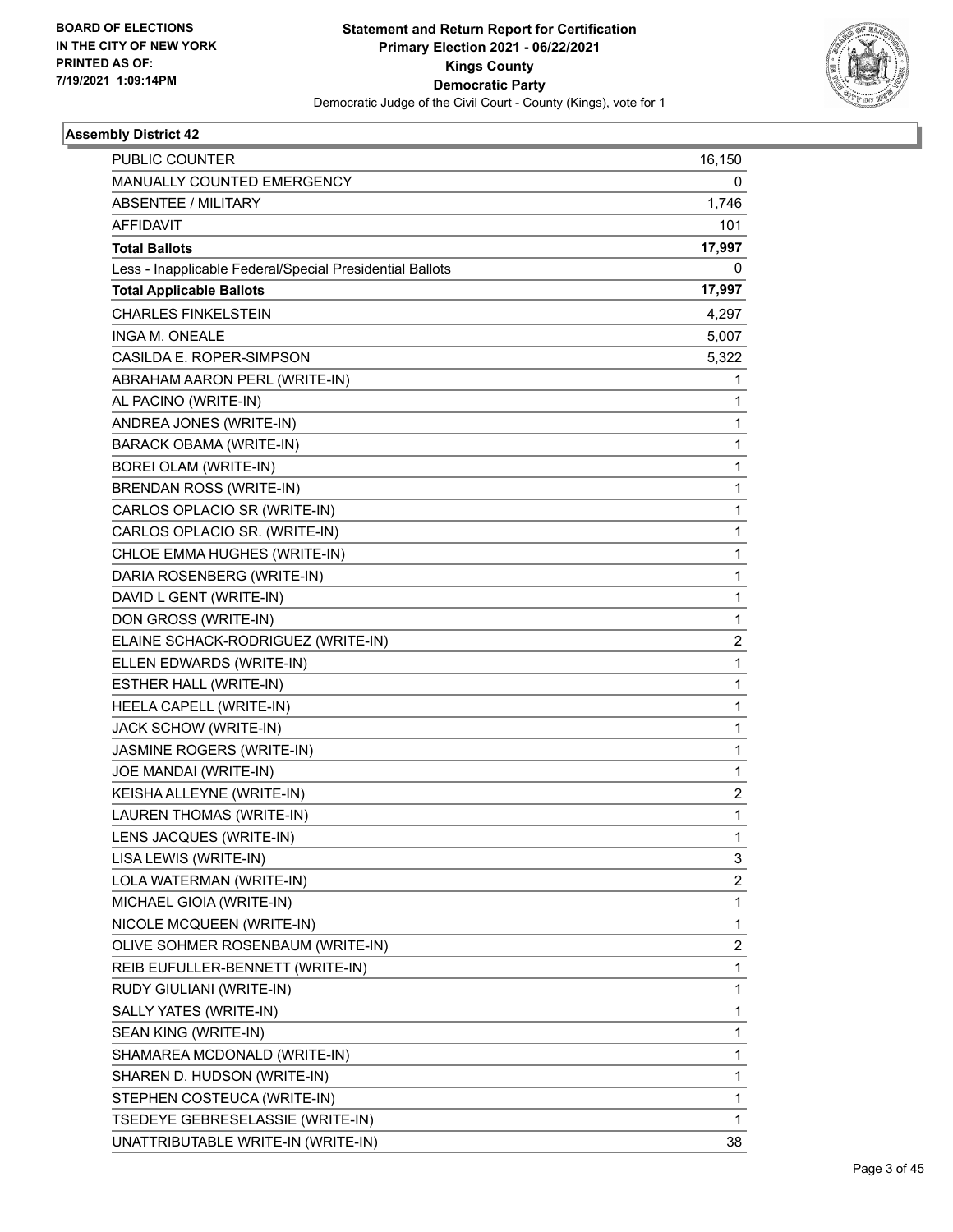BOARD OF ELECTIONS
IN THE CITY OF NEW YORK
PRINTED AS OF:
7/19/2021 1:09:14PM

# Statement and Return Report for Certification
## Primary Election 2021 - 06/22/2021
## Kings County
## Democratic Party
Democratic Judge of the Civil Court - County (Kings), vote for 1

### Assembly District 42

| | |
|---|---|
| PUBLIC COUNTER | 16,150 |
| MANUALLY COUNTED EMERGENCY | 0 |
| ABSENTEE / MILITARY | 1,746 |
| AFFIDAVIT | 101 |
| **Total Ballots** | **17,997** |
| Less - Inapplicable Federal/Special Presidential Ballots | 0 |
| **Total Applicable Ballots** | **17,997** |
| CHARLES FINKELSTEIN | 4,297 |
| INGA M. ONEALE | 5,007 |
| CASILDA E. ROPER-SIMPSON | 5,322 |
| ABRAHAM AARON PERL (WRITE-IN) | 1 |
| AL PACINO (WRITE-IN) | 1 |
| ANDREA JONES (WRITE-IN) | 1 |
| BARACK OBAMA (WRITE-IN) | 1 |
| BOREI OLAM (WRITE-IN) | 1 |
| BRENDAN ROSS (WRITE-IN) | 1 |
| CARLOS OPLACIO SR (WRITE-IN) | 1 |
| CARLOS OPLACIO SR. (WRITE-IN) | 1 |
| CHLOE EMMA HUGHES (WRITE-IN) | 1 |
| DARIA ROSENBERG (WRITE-IN) | 1 |
| DAVID L GENT (WRITE-IN) | 1 |
| DON GROSS (WRITE-IN) | 1 |
| ELAINE SCHACK-RODRIGUEZ (WRITE-IN) | 2 |
| ELLEN EDWARDS (WRITE-IN) | 1 |
| ESTHER HALL (WRITE-IN) | 1 |
| HEELA CAPELL (WRITE-IN) | 1 |
| JACK SCHOW (WRITE-IN) | 1 |
| JASMINE ROGERS (WRITE-IN) | 1 |
| JOE MANDAI (WRITE-IN) | 1 |
| KEISHA ALLEYNE (WRITE-IN) | 2 |
| LAUREN THOMAS (WRITE-IN) | 1 |
| LENS JACQUES (WRITE-IN) | 1 |
| LISA LEWIS (WRITE-IN) | 3 |
| LOLA WATERMAN (WRITE-IN) | 2 |
| MICHAEL GIOIA (WRITE-IN) | 1 |
| NICOLE MCQUEEN (WRITE-IN) | 1 |
| OLIVE SOHMER ROSENBAUM (WRITE-IN) | 2 |
| REIB EUFULLER-BENNETT (WRITE-IN) | 1 |
| RUDY GIULIANI (WRITE-IN) | 1 |
| SALLY YATES (WRITE-IN) | 1 |
| SEAN KING (WRITE-IN) | 1 |
| SHAMAREA MCDONALD (WRITE-IN) | 1 |
| SHAREN D. HUDSON (WRITE-IN) | 1 |
| STEPHEN COSTEUCA (WRITE-IN) | 1 |
| TSEDEYE GEBRESELASSIE (WRITE-IN) | 1 |
| UNATTRIBUTABLE WRITE-IN (WRITE-IN) | 38 |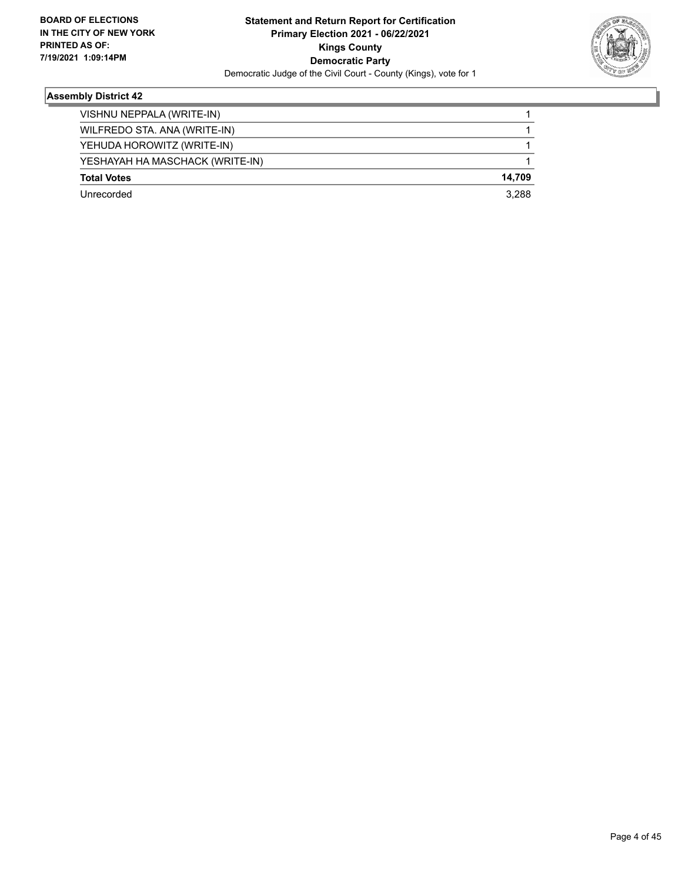**BOARD OF ELECTIONS IN THE CITY OF NEW YORK PRINTED AS OF: 7/19/2021 1:09:14PM**

**Statement and Return Report for Certification**
**Primary Election 2021 - 06/22/2021**
**Kings County**
**Democratic Party**
Democratic Judge of the Civil Court - County (Kings), vote for 1

### Assembly District 42

| | |
|---|---|
| VISHNU NEPPALA (WRITE-IN) | 1 |
| WILFREDO STA. ANA (WRITE-IN) | 1 |
| YEHUDA HOROWITZ (WRITE-IN) | 1 |
| YESHAYAH HA MASCHACK (WRITE-IN) | 1 |
| **Total Votes** | **14,709** |
| Unrecorded | 3,288 |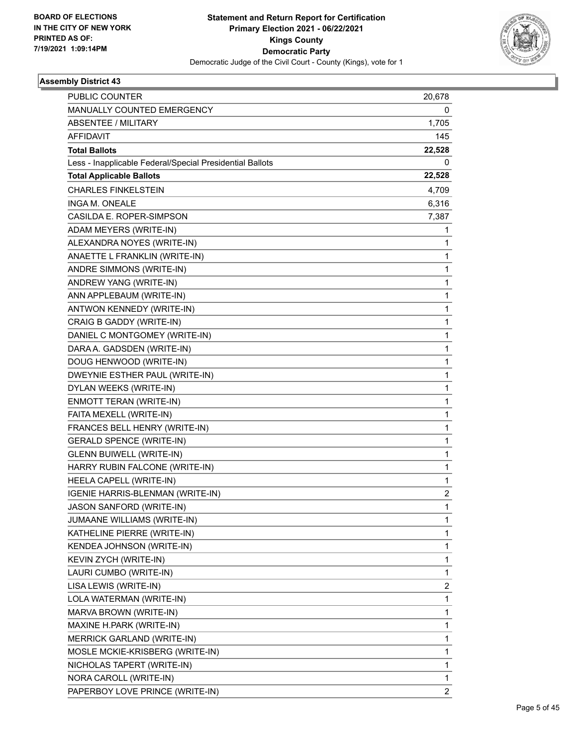BOARD OF ELECTIONS
IN THE CITY OF NEW YORK
PRINTED AS OF:
7/19/2021 1:09:14PM

**Statement and Return Report for Certification**
**Primary Election 2021 - 06/22/2021**
**Kings County**
**Democratic Party**
Democratic Judge of the Civil Court - County (Kings), vote for 1

### Assembly District 43

| | |
|---|---|
| PUBLIC COUNTER | 20,678 |
| MANUALLY COUNTED EMERGENCY | 0 |
| ABSENTEE / MILITARY | 1,705 |
| AFFIDAVIT | 145 |
| **Total Ballots** | **22,528** |
| Less - Inapplicable Federal/Special Presidential Ballots | 0 |
| **Total Applicable Ballots** | **22,528** |
| CHARLES FINKELSTEIN | 4,709 |
| INGA M. ONEALE | 6,316 |
| CASILDA E. ROPER-SIMPSON | 7,387 |
| ADAM MEYERS (WRITE-IN) | 1 |
| ALEXANDRA NOYES (WRITE-IN) | 1 |
| ANAETTE L FRANKLIN (WRITE-IN) | 1 |
| ANDRE SIMMONS (WRITE-IN) | 1 |
| ANDREW YANG (WRITE-IN) | 1 |
| ANN APPLEBAUM (WRITE-IN) | 1 |
| ANTWON KENNEDY (WRITE-IN) | 1 |
| CRAIG B GADDY (WRITE-IN) | 1 |
| DANIEL C MONTGOMEY (WRITE-IN) | 1 |
| DARA A. GADSDEN (WRITE-IN) | 1 |
| DOUG HENWOOD (WRITE-IN) | 1 |
| DWEYNIE ESTHER PAUL (WRITE-IN) | 1 |
| DYLAN WEEKS (WRITE-IN) | 1 |
| ENMOTT TERAN (WRITE-IN) | 1 |
| FAITA MEXELL (WRITE-IN) | 1 |
| FRANCES BELL HENRY (WRITE-IN) | 1 |
| GERALD SPENCE (WRITE-IN) | 1 |
| GLENN BUIWELL (WRITE-IN) | 1 |
| HARRY RUBIN FALCONE (WRITE-IN) | 1 |
| HEELA CAPELL (WRITE-IN) | 1 |
| IGENIE HARRIS-BLENMAN (WRITE-IN) | 2 |
| JASON SANFORD (WRITE-IN) | 1 |
| JUMAANE WILLIAMS (WRITE-IN) | 1 |
| KATHELINE PIERRE (WRITE-IN) | 1 |
| KENDEA JOHNSON (WRITE-IN) | 1 |
| KEVIN ZYCH (WRITE-IN) | 1 |
| LAURI CUMBO (WRITE-IN) | 1 |
| LISA LEWIS (WRITE-IN) | 2 |
| LOLA WATERMAN (WRITE-IN) | 1 |
| MARVA BROWN (WRITE-IN) | 1 |
| MAXINE H.PARK (WRITE-IN) | 1 |
| MERRICK GARLAND (WRITE-IN) | 1 |
| MOSLE MCKIE-KRISBERG (WRITE-IN) | 1 |
| NICHOLAS TAPERT (WRITE-IN) | 1 |
| NORA CAROLL (WRITE-IN) | 1 |
| PAPERBOY LOVE PRINCE (WRITE-IN) | 2 |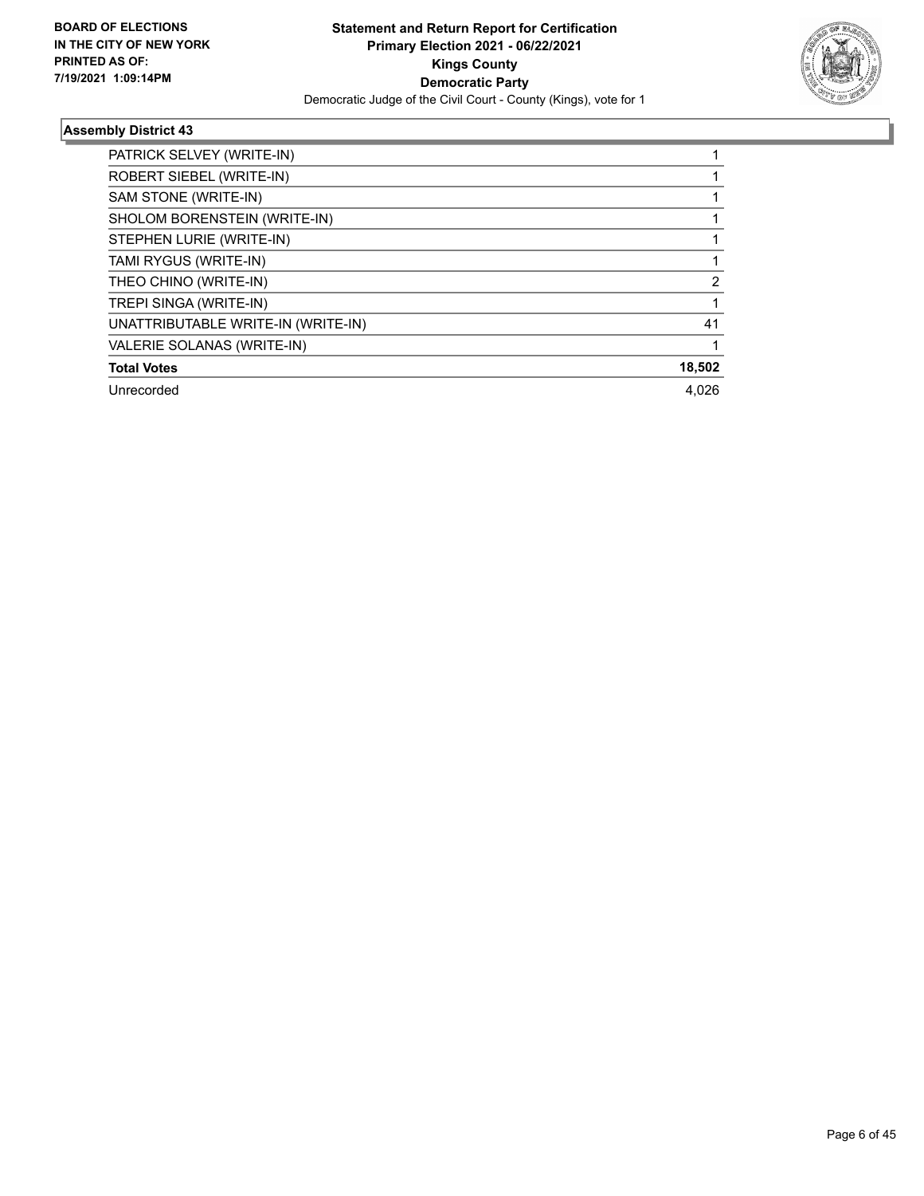**BOARD OF ELECTIONS IN THE CITY OF NEW YORK PRINTED AS OF: 7/19/2021 1:09:14PM**

**Statement and Return Report for Certification Primary Election 2021 - 06/22/2021 Kings County Democratic Party**

Democratic Judge of the Civil Court - County (Kings), vote for 1

### Assembly District 43

| Candidate | Votes |
|---|---|
| PATRICK SELVEY (WRITE-IN) | 1 |
| ROBERT SIEBEL (WRITE-IN) | 1 |
| SAM STONE (WRITE-IN) | 1 |
| SHOLOM BORENSTEIN (WRITE-IN) | 1 |
| STEPHEN LURIE (WRITE-IN) | 1 |
| TAMI RYGUS (WRITE-IN) | 1 |
| THEO CHINO (WRITE-IN) | 2 |
| TREPI SINGA (WRITE-IN) | 1 |
| UNATTRIBUTABLE WRITE-IN (WRITE-IN) | 41 |
| VALERIE SOLANAS (WRITE-IN) | 1 |
| **Total Votes** | **18,502** |
| Unrecorded | 4,026 |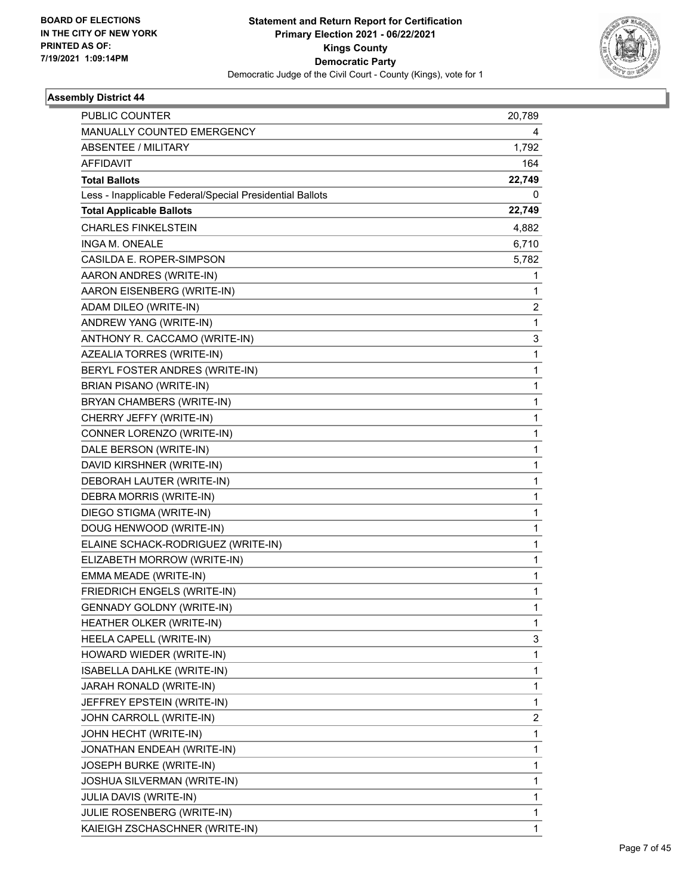**BOARD OF ELECTIONS IN THE CITY OF NEW YORK PRINTED AS OF: 7/19/2021 1:09:14PM**

**Statement and Return Report for Certification Primary Election 2021 - 06/22/2021 Kings County Democratic Party**

Democratic Judge of the Civil Court - County (Kings), vote for 1

### Assembly District 44

| | |
|---|---|
| PUBLIC COUNTER | 20,789 |
| MANUALLY COUNTED EMERGENCY | 4 |
| ABSENTEE / MILITARY | 1,792 |
| AFFIDAVIT | 164 |
| **Total Ballots** | **22,749** |
| Less - Inapplicable Federal/Special Presidential Ballots | 0 |
| **Total Applicable Ballots** | **22,749** |
| CHARLES FINKELSTEIN | 4,882 |
| INGA M. ONEALE | 6,710 |
| CASILDA E. ROPER-SIMPSON | 5,782 |
| AARON ANDRES (WRITE-IN) | 1 |
| AARON EISENBERG (WRITE-IN) | 1 |
| ADAM DILEO (WRITE-IN) | 2 |
| ANDREW YANG (WRITE-IN) | 1 |
| ANTHONY R. CACCAMO (WRITE-IN) | 3 |
| AZEALIA TORRES (WRITE-IN) | 1 |
| BERYL FOSTER ANDRES (WRITE-IN) | 1 |
| BRIAN PISANO (WRITE-IN) | 1 |
| BRYAN CHAMBERS (WRITE-IN) | 1 |
| CHERRY JEFFY (WRITE-IN) | 1 |
| CONNER LORENZO (WRITE-IN) | 1 |
| DALE BERSON (WRITE-IN) | 1 |
| DAVID KIRSHNER (WRITE-IN) | 1 |
| DEBORAH LAUTER (WRITE-IN) | 1 |
| DEBRA MORRIS (WRITE-IN) | 1 |
| DIEGO STIGMA (WRITE-IN) | 1 |
| DOUG HENWOOD (WRITE-IN) | 1 |
| ELAINE SCHACK-RODRIGUEZ (WRITE-IN) | 1 |
| ELIZABETH MORROW (WRITE-IN) | 1 |
| EMMA MEADE (WRITE-IN) | 1 |
| FRIEDRICH ENGELS (WRITE-IN) | 1 |
| GENNADY GOLDNY (WRITE-IN) | 1 |
| HEATHER OLKER (WRITE-IN) | 1 |
| HEELA CAPELL (WRITE-IN) | 3 |
| HOWARD WIEDER (WRITE-IN) | 1 |
| ISABELLA DAHLKE (WRITE-IN) | 1 |
| JARAH RONALD (WRITE-IN) | 1 |
| JEFFREY EPSTEIN (WRITE-IN) | 1 |
| JOHN CARROLL (WRITE-IN) | 2 |
| JOHN HECHT (WRITE-IN) | 1 |
| JONATHAN ENDEAH (WRITE-IN) | 1 |
| JOSEPH BURKE (WRITE-IN) | 1 |
| JOSHUA SILVERMAN (WRITE-IN) | 1 |
| JULIA DAVIS (WRITE-IN) | 1 |
| JULIE ROSENBERG (WRITE-IN) | 1 |
| KAIEIGH ZSCHASCHNER (WRITE-IN) | 1 |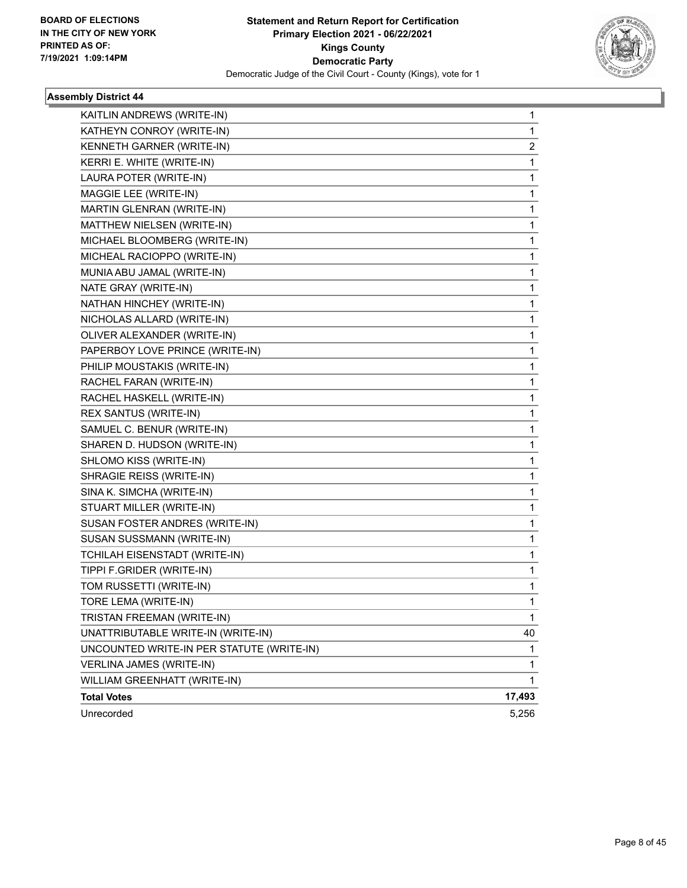**BOARD OF ELECTIONS IN THE CITY OF NEW YORK PRINTED AS OF: 7/19/2021 1:09:14PM**

**Statement and Return Report for Certification Primary Election 2021 - 06/22/2021 Kings County Democratic Party**

Democratic Judge of the Civil Court - County (Kings), vote for 1

### Assembly District 44

| Candidate | Votes |
|---|---|
| KAITLIN ANDREWS (WRITE-IN) | 1 |
| KATHEYN CONROY (WRITE-IN) | 1 |
| KENNETH GARNER (WRITE-IN) | 2 |
| KERRI E. WHITE (WRITE-IN) | 1 |
| LAURA POTER (WRITE-IN) | 1 |
| MAGGIE LEE (WRITE-IN) | 1 |
| MARTIN GLENRAN (WRITE-IN) | 1 |
| MATTHEW NIELSEN (WRITE-IN) | 1 |
| MICHAEL BLOOMBERG (WRITE-IN) | 1 |
| MICHEAL RACIOPPO (WRITE-IN) | 1 |
| MUNIA ABU JAMAL (WRITE-IN) | 1 |
| NATE GRAY (WRITE-IN) | 1 |
| NATHAN HINCHEY (WRITE-IN) | 1 |
| NICHOLAS ALLARD (WRITE-IN) | 1 |
| OLIVER ALEXANDER (WRITE-IN) | 1 |
| PAPERBOY LOVE PRINCE (WRITE-IN) | 1 |
| PHILIP MOUSTAKIS (WRITE-IN) | 1 |
| RACHEL FARAN (WRITE-IN) | 1 |
| RACHEL HASKELL (WRITE-IN) | 1 |
| REX SANTUS (WRITE-IN) | 1 |
| SAMUEL C. BENUR (WRITE-IN) | 1 |
| SHAREN D. HUDSON (WRITE-IN) | 1 |
| SHLOMO KISS (WRITE-IN) | 1 |
| SHRAGIE REISS (WRITE-IN) | 1 |
| SINA K. SIMCHA (WRITE-IN) | 1 |
| STUART MILLER (WRITE-IN) | 1 |
| SUSAN FOSTER ANDRES (WRITE-IN) | 1 |
| SUSAN SUSSMANN (WRITE-IN) | 1 |
| TCHILAH EISENSTADT (WRITE-IN) | 1 |
| TIPPI F.GRIDER (WRITE-IN) | 1 |
| TOM RUSSETTI (WRITE-IN) | 1 |
| TORE LEMA (WRITE-IN) | 1 |
| TRISTAN FREEMAN (WRITE-IN) | 1 |
| UNATTRIBUTABLE WRITE-IN (WRITE-IN) | 40 |
| UNCOUNTED WRITE-IN PER STATUTE (WRITE-IN) | 1 |
| VERLINA JAMES (WRITE-IN) | 1 |
| WILLIAM GREENHATT (WRITE-IN) | 1 |
| **Total Votes** | **17,493** |
| Unrecorded | 5,256 |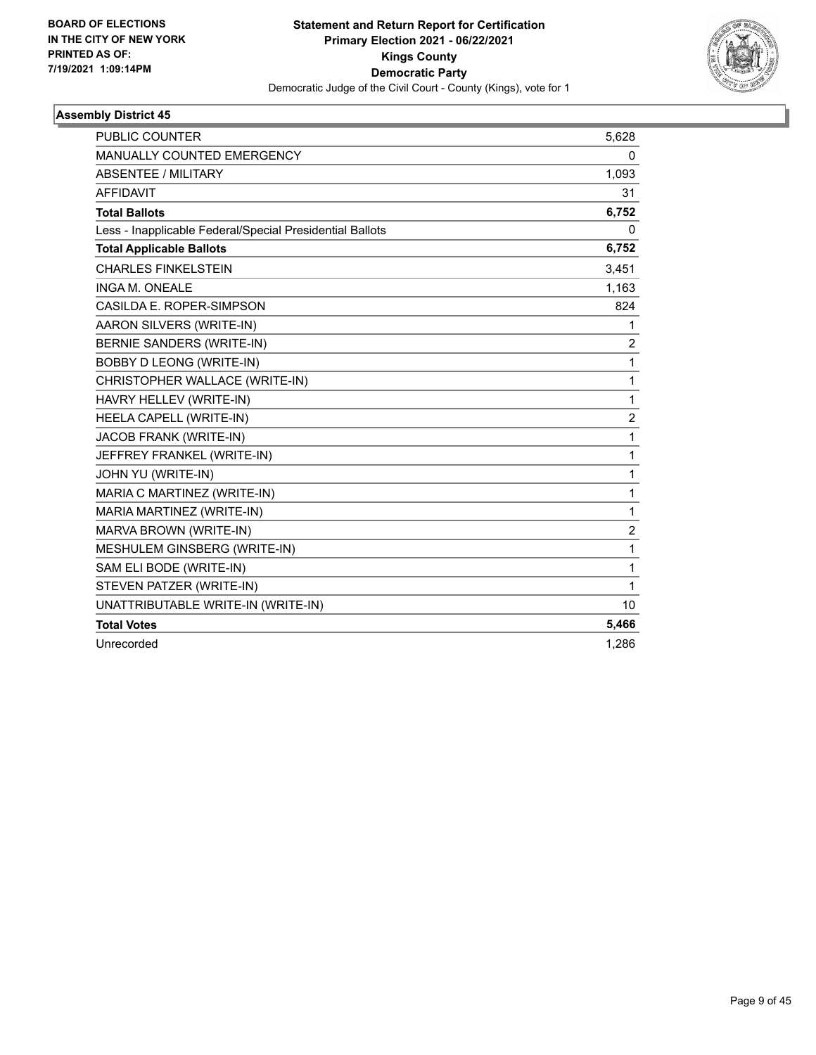BOARD OF ELECTIONS
IN THE CITY OF NEW YORK
PRINTED AS OF:
7/19/2021 1:09:14PM

**Statement and Return Report for Certification**
**Primary Election 2021 - 06/22/2021**
**Kings County**
**Democratic Party**
Democratic Judge of the Civil Court - County (Kings), vote for 1

### Assembly District 45

| | |
|---|---|
| PUBLIC COUNTER | 5,628 |
| MANUALLY COUNTED EMERGENCY | 0 |
| ABSENTEE / MILITARY | 1,093 |
| AFFIDAVIT | 31 |
| **Total Ballots** | **6,752** |
| Less - Inapplicable Federal/Special Presidential Ballots | 0 |
| **Total Applicable Ballots** | **6,752** |
| CHARLES FINKELSTEIN | 3,451 |
| INGA M. ONEALE | 1,163 |
| CASILDA E. ROPER-SIMPSON | 824 |
| AARON SILVERS (WRITE-IN) | 1 |
| BERNIE SANDERS (WRITE-IN) | 2 |
| BOBBY D LEONG (WRITE-IN) | 1 |
| CHRISTOPHER WALLACE (WRITE-IN) | 1 |
| HAVRY HELLEV (WRITE-IN) | 1 |
| HEELA CAPELL (WRITE-IN) | 2 |
| JACOB FRANK (WRITE-IN) | 1 |
| JEFFREY FRANKEL (WRITE-IN) | 1 |
| JOHN YU (WRITE-IN) | 1 |
| MARIA C MARTINEZ (WRITE-IN) | 1 |
| MARIA MARTINEZ (WRITE-IN) | 1 |
| MARVA BROWN (WRITE-IN) | 2 |
| MESHULEM GINSBERG (WRITE-IN) | 1 |
| SAM ELI BODE (WRITE-IN) | 1 |
| STEVEN PATZER (WRITE-IN) | 1 |
| UNATTRIBUTABLE WRITE-IN (WRITE-IN) | 10 |
| **Total Votes** | **5,466** |
| Unrecorded | 1,286 |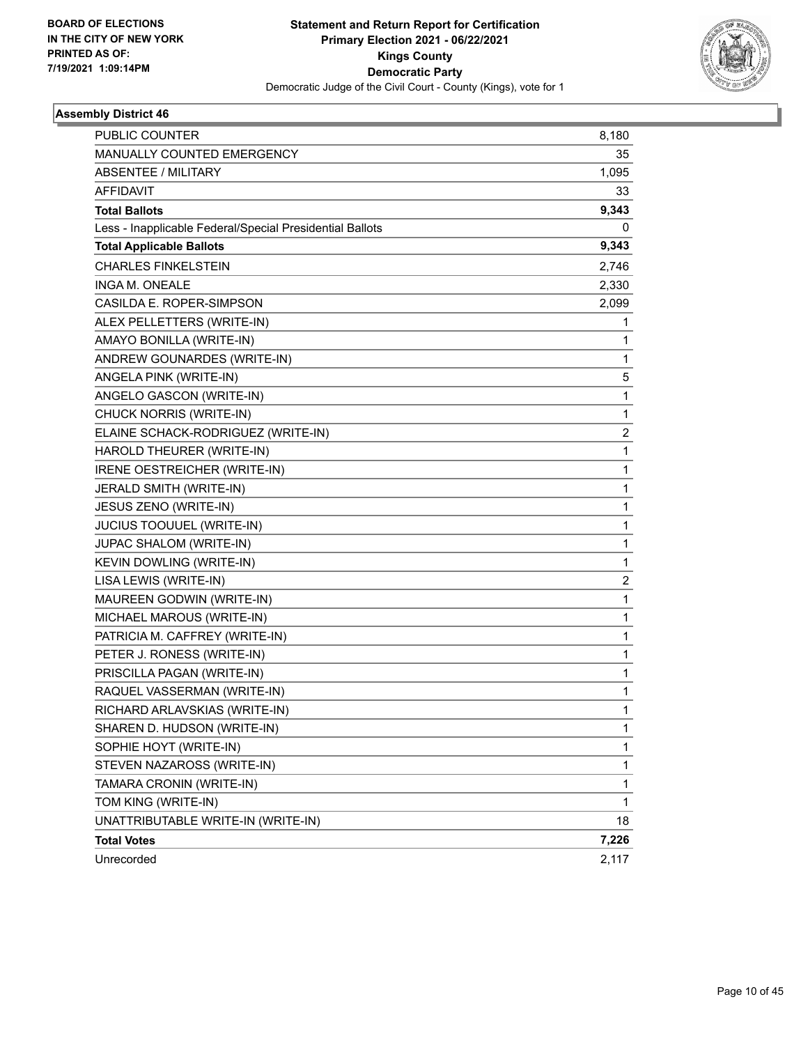BOARD OF ELECTIONS
IN THE CITY OF NEW YORK
PRINTED AS OF:
7/19/2021 1:09:14PM

**Statement and Return Report for Certification**
**Primary Election 2021 - 06/22/2021**
**Kings County**
**Democratic Party**
Democratic Judge of the Civil Court - County (Kings), vote for 1

## Assembly District 46

| | |
|---|---|
| PUBLIC COUNTER | 8,180 |
| MANUALLY COUNTED EMERGENCY | 35 |
| ABSENTEE / MILITARY | 1,095 |
| AFFIDAVIT | 33 |
| **Total Ballots** | **9,343** |
| Less - Inapplicable Federal/Special Presidential Ballots | 0 |
| **Total Applicable Ballots** | **9,343** |
| CHARLES FINKELSTEIN | 2,746 |
| INGA M. ONEALE | 2,330 |
| CASILDA E. ROPER-SIMPSON | 2,099 |
| ALEX PELLETTERS (WRITE-IN) | 1 |
| AMAYO BONILLA (WRITE-IN) | 1 |
| ANDREW GOUNARDES (WRITE-IN) | 1 |
| ANGELA PINK (WRITE-IN) | 5 |
| ANGELO GASCON (WRITE-IN) | 1 |
| CHUCK NORRIS (WRITE-IN) | 1 |
| ELAINE SCHACK-RODRIGUEZ (WRITE-IN) | 2 |
| HAROLD THEURER (WRITE-IN) | 1 |
| IRENE OESTREICHER (WRITE-IN) | 1 |
| JERALD SMITH (WRITE-IN) | 1 |
| JESUS ZENO (WRITE-IN) | 1 |
| JUCIUS TOOUUEL (WRITE-IN) | 1 |
| JUPAC SHALOM (WRITE-IN) | 1 |
| KEVIN DOWLING (WRITE-IN) | 1 |
| LISA LEWIS (WRITE-IN) | 2 |
| MAUREEN GODWIN (WRITE-IN) | 1 |
| MICHAEL MAROUS (WRITE-IN) | 1 |
| PATRICIA M. CAFFREY (WRITE-IN) | 1 |
| PETER J. RONESS (WRITE-IN) | 1 |
| PRISCILLA PAGAN (WRITE-IN) | 1 |
| RAQUEL VASSERMAN (WRITE-IN) | 1 |
| RICHARD ARLAVSKIAS (WRITE-IN) | 1 |
| SHAREN D. HUDSON (WRITE-IN) | 1 |
| SOPHIE HOYT (WRITE-IN) | 1 |
| STEVEN NAZAROSS (WRITE-IN) | 1 |
| TAMARA CRONIN (WRITE-IN) | 1 |
| TOM KING (WRITE-IN) | 1 |
| UNATTRIBUTABLE WRITE-IN (WRITE-IN) | 18 |
| **Total Votes** | **7,226** |
| Unrecorded | 2,117 |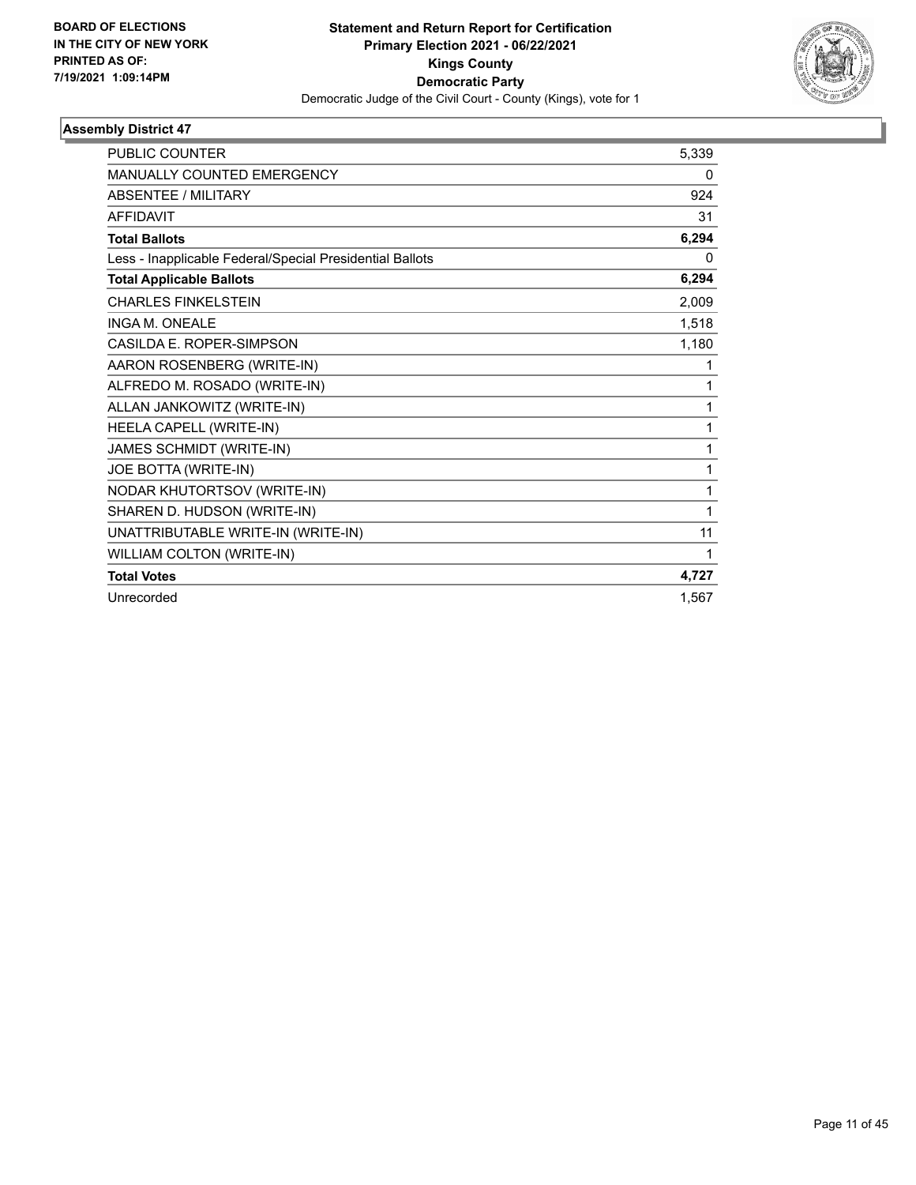**BOARD OF ELECTIONS IN THE CITY OF NEW YORK PRINTED AS OF: 7/19/2021 1:09:14PM**

**Statement and Return Report for Certification**
**Primary Election 2021 - 06/22/2021**
**Kings County**
**Democratic Party**
Democratic Judge of the Civil Court - County (Kings), vote for 1

### Assembly District 47

| | |
|---|---|
| PUBLIC COUNTER | 5,339 |
| MANUALLY COUNTED EMERGENCY | 0 |
| ABSENTEE / MILITARY | 924 |
| AFFIDAVIT | 31 |
| **Total Ballots** | **6,294** |
| Less - Inapplicable Federal/Special Presidential Ballots | 0 |
| **Total Applicable Ballots** | **6,294** |
| CHARLES FINKELSTEIN | 2,009 |
| INGA M. ONEALE | 1,518 |
| CASILDA E. ROPER-SIMPSON | 1,180 |
| AARON ROSENBERG (WRITE-IN) | 1 |
| ALFREDO M. ROSADO (WRITE-IN) | 1 |
| ALLAN JANKOWITZ (WRITE-IN) | 1 |
| HEELA CAPELL (WRITE-IN) | 1 |
| JAMES SCHMIDT (WRITE-IN) | 1 |
| JOE BOTTA (WRITE-IN) | 1 |
| NODAR KHUTORTSOV (WRITE-IN) | 1 |
| SHAREN D. HUDSON (WRITE-IN) | 1 |
| UNATTRIBUTABLE WRITE-IN (WRITE-IN) | 11 |
| WILLIAM COLTON (WRITE-IN) | 1 |
| **Total Votes** | **4,727** |
| Unrecorded | 1,567 |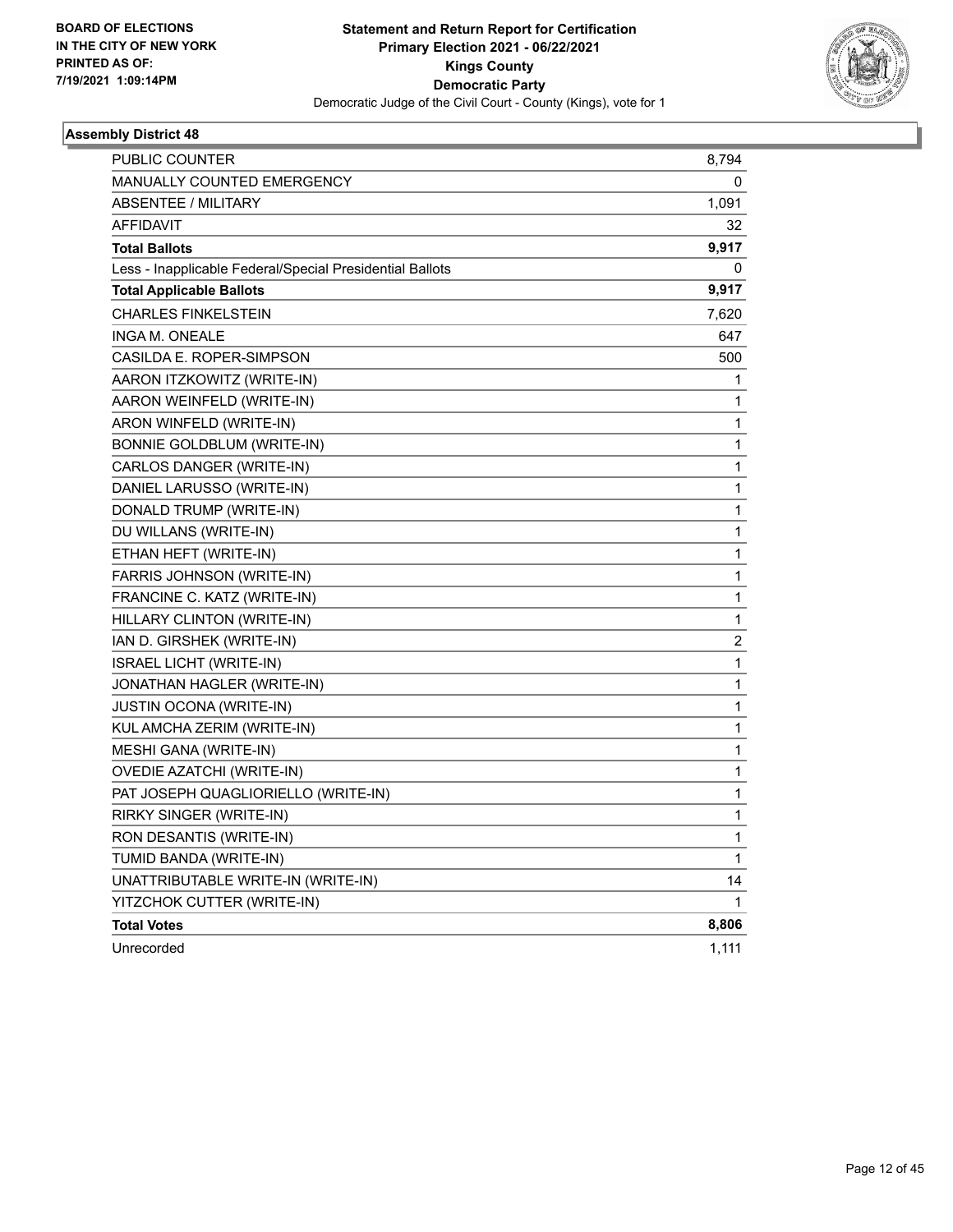BOARD OF ELECTIONS
IN THE CITY OF NEW YORK
PRINTED AS OF:
7/19/2021 1:09:14PM

**Statement and Return Report for Certification**
**Primary Election 2021 - 06/22/2021**
**Kings County**
**Democratic Party**
Democratic Judge of the Civil Court - County (Kings), vote for 1

### Assembly District 48

| | |
|---|---|
| PUBLIC COUNTER | 8,794 |
| MANUALLY COUNTED EMERGENCY | 0 |
| ABSENTEE / MILITARY | 1,091 |
| AFFIDAVIT | 32 |
| **Total Ballots** | **9,917** |
| Less - Inapplicable Federal/Special Presidential Ballots | 0 |
| **Total Applicable Ballots** | **9,917** |
| CHARLES FINKELSTEIN | 7,620 |
| INGA M. ONEALE | 647 |
| CASILDA E. ROPER-SIMPSON | 500 |
| AARON ITZKOWITZ (WRITE-IN) | 1 |
| AARON WEINFELD (WRITE-IN) | 1 |
| ARON WINFELD (WRITE-IN) | 1 |
| BONNIE GOLDBLUM (WRITE-IN) | 1 |
| CARLOS DANGER (WRITE-IN) | 1 |
| DANIEL LARUSSO (WRITE-IN) | 1 |
| DONALD TRUMP (WRITE-IN) | 1 |
| DU WILLANS (WRITE-IN) | 1 |
| ETHAN HEFT (WRITE-IN) | 1 |
| FARRIS JOHNSON (WRITE-IN) | 1 |
| FRANCINE C. KATZ (WRITE-IN) | 1 |
| HILLARY CLINTON (WRITE-IN) | 1 |
| IAN D. GIRSHEK (WRITE-IN) | 2 |
| ISRAEL LICHT (WRITE-IN) | 1 |
| JONATHAN HAGLER (WRITE-IN) | 1 |
| JUSTIN OCONA (WRITE-IN) | 1 |
| KUL AMCHA ZERIM (WRITE-IN) | 1 |
| MESHI GANA (WRITE-IN) | 1 |
| OVEDIE AZATCHI (WRITE-IN) | 1 |
| PAT JOSEPH QUAGLIORIELLO (WRITE-IN) | 1 |
| RIRKY SINGER (WRITE-IN) | 1 |
| RON DESANTIS (WRITE-IN) | 1 |
| TUMID BANDA (WRITE-IN) | 1 |
| UNATTRIBUTABLE WRITE-IN (WRITE-IN) | 14 |
| YITZCHOK CUTTER (WRITE-IN) | 1 |
| **Total Votes** | **8,806** |
| Unrecorded | 1,111 |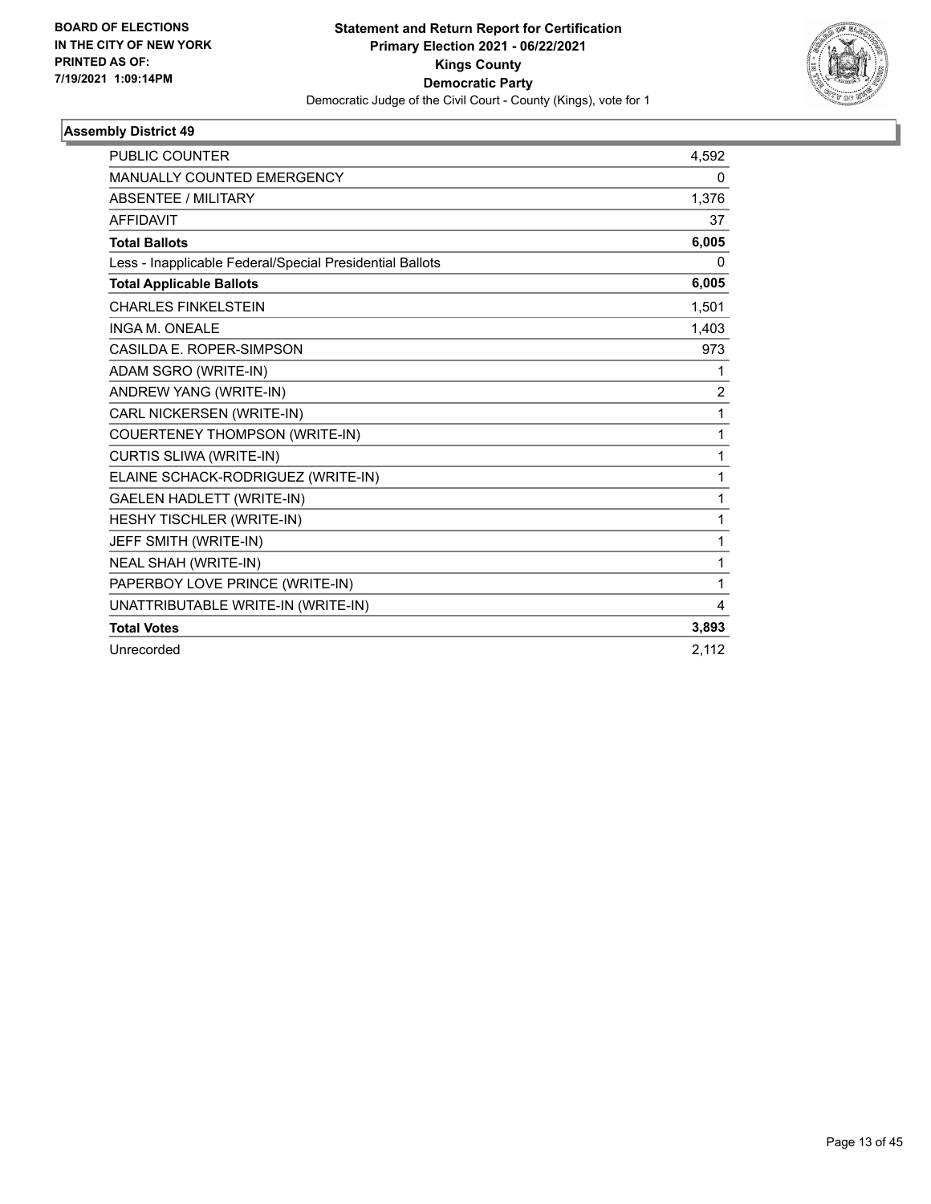**BOARD OF ELECTIONS IN THE CITY OF NEW YORK PRINTED AS OF: 7/19/2021 1:09:14PM**

# Statement and Return Report for Certification
## Primary Election 2021 - 06/22/2021
## Kings County
## Democratic Party
Democratic Judge of the Civil Court - County (Kings), vote for 1

### Assembly District 49

| | |
|---|---|
| PUBLIC COUNTER | 4,592 |
| MANUALLY COUNTED EMERGENCY | 0 |
| ABSENTEE / MILITARY | 1,376 |
| AFFIDAVIT | 37 |
| **Total Ballots** | **6,005** |
| Less - Inapplicable Federal/Special Presidential Ballots | 0 |
| **Total Applicable Ballots** | **6,005** |
| CHARLES FINKELSTEIN | 1,501 |
| INGA M. ONEALE | 1,403 |
| CASILDA E. ROPER-SIMPSON | 973 |
| ADAM SGRO (WRITE-IN) | 1 |
| ANDREW YANG (WRITE-IN) | 2 |
| CARL NICKERSEN (WRITE-IN) | 1 |
| COUERTENEY THOMPSON (WRITE-IN) | 1 |
| CURTIS SLIWA (WRITE-IN) | 1 |
| ELAINE SCHACK-RODRIGUEZ (WRITE-IN) | 1 |
| GAELEN HADLETT (WRITE-IN) | 1 |
| HESHY TISCHLER (WRITE-IN) | 1 |
| JEFF SMITH (WRITE-IN) | 1 |
| NEAL SHAH (WRITE-IN) | 1 |
| PAPERBOY LOVE PRINCE (WRITE-IN) | 1 |
| UNATTRIBUTABLE WRITE-IN (WRITE-IN) | 4 |
| **Total Votes** | **3,893** |
| Unrecorded | 2,112 |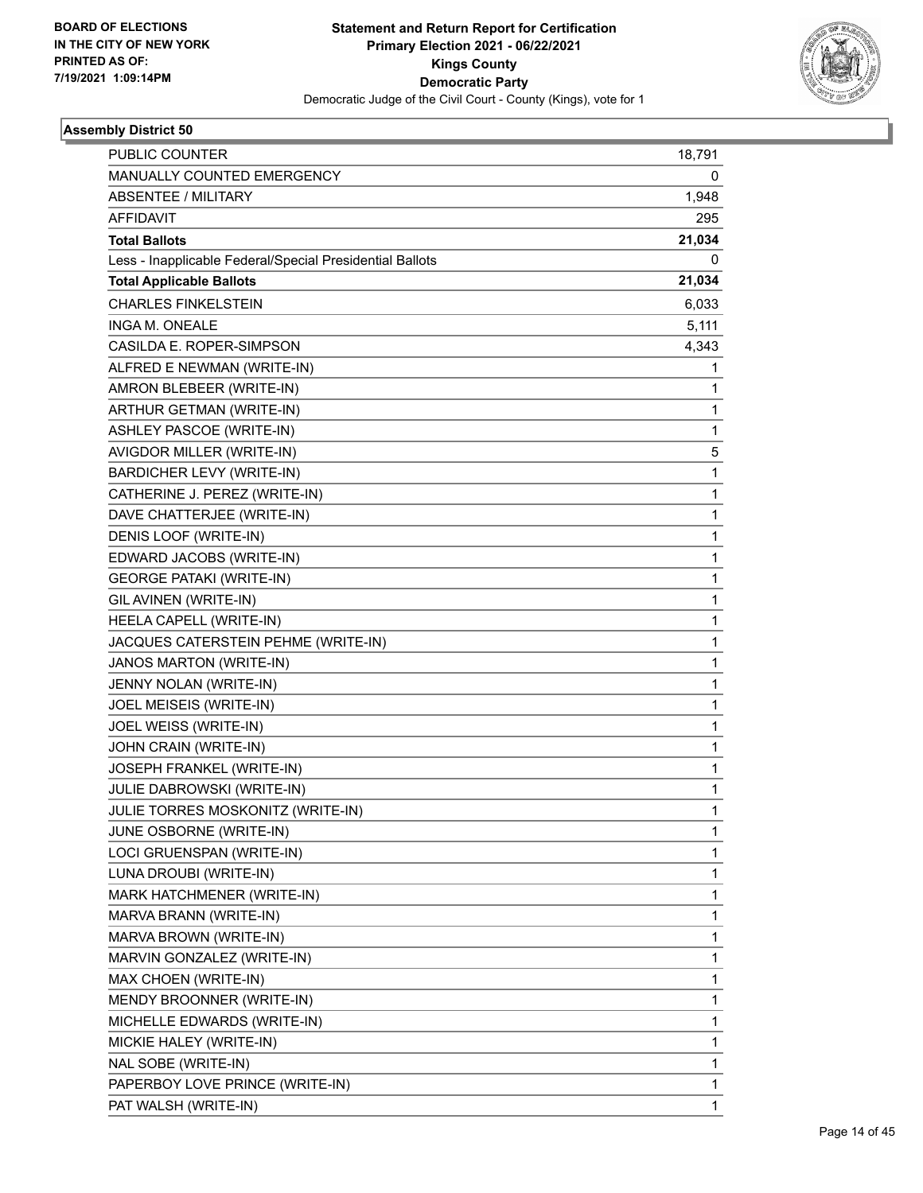**Statement and Return Report for Certification**
**Primary Election 2021 - 06/22/2021**
**Kings County**
**Democratic Party**
Democratic Judge of the Civil Court - County (Kings), vote for 1

BOARD OF ELECTIONS
IN THE CITY OF NEW YORK
PRINTED AS OF:
7/19/2021 1:09:14PM

### Assembly District 50

| | |
|---|---|
| PUBLIC COUNTER | 18,791 |
| MANUALLY COUNTED EMERGENCY | 0 |
| ABSENTEE / MILITARY | 1,948 |
| AFFIDAVIT | 295 |
| **Total Ballots** | **21,034** |
| Less - Inapplicable Federal/Special Presidential Ballots | 0 |
| **Total Applicable Ballots** | **21,034** |
| CHARLES FINKELSTEIN | 6,033 |
| INGA M. ONEALE | 5,111 |
| CASILDA E. ROPER-SIMPSON | 4,343 |
| ALFRED E NEWMAN (WRITE-IN) | 1 |
| AMRON BLEBEER (WRITE-IN) | 1 |
| ARTHUR GETMAN (WRITE-IN) | 1 |
| ASHLEY PASCOE (WRITE-IN) | 1 |
| AVIGDOR MILLER (WRITE-IN) | 5 |
| BARDICHER LEVY (WRITE-IN) | 1 |
| CATHERINE J. PEREZ (WRITE-IN) | 1 |
| DAVE CHATTERJEE (WRITE-IN) | 1 |
| DENIS LOOF (WRITE-IN) | 1 |
| EDWARD JACOBS (WRITE-IN) | 1 |
| GEORGE PATAKI (WRITE-IN) | 1 |
| GIL AVINEN (WRITE-IN) | 1 |
| HEELA CAPELL (WRITE-IN) | 1 |
| JACQUES CATERSTEIN PEHME (WRITE-IN) | 1 |
| JANOS MARTON (WRITE-IN) | 1 |
| JENNY NOLAN (WRITE-IN) | 1 |
| JOEL MEISEIS (WRITE-IN) | 1 |
| JOEL WEISS (WRITE-IN) | 1 |
| JOHN CRAIN (WRITE-IN) | 1 |
| JOSEPH FRANKEL (WRITE-IN) | 1 |
| JULIE DABROWSKI (WRITE-IN) | 1 |
| JULIE TORRES MOSKONITZ (WRITE-IN) | 1 |
| JUNE OSBORNE (WRITE-IN) | 1 |
| LOCI GRUENSPAN (WRITE-IN) | 1 |
| LUNA DROUBI (WRITE-IN) | 1 |
| MARK HATCHMENER (WRITE-IN) | 1 |
| MARVA BRANN (WRITE-IN) | 1 |
| MARVA BROWN (WRITE-IN) | 1 |
| MARVIN GONZALEZ (WRITE-IN) | 1 |
| MAX CHOEN (WRITE-IN) | 1 |
| MENDY BROONNER (WRITE-IN) | 1 |
| MICHELLE EDWARDS (WRITE-IN) | 1 |
| MICKIE HALEY (WRITE-IN) | 1 |
| NAL SOBE (WRITE-IN) | 1 |
| PAPERBOY LOVE PRINCE (WRITE-IN) | 1 |
| PAT WALSH (WRITE-IN) | 1 |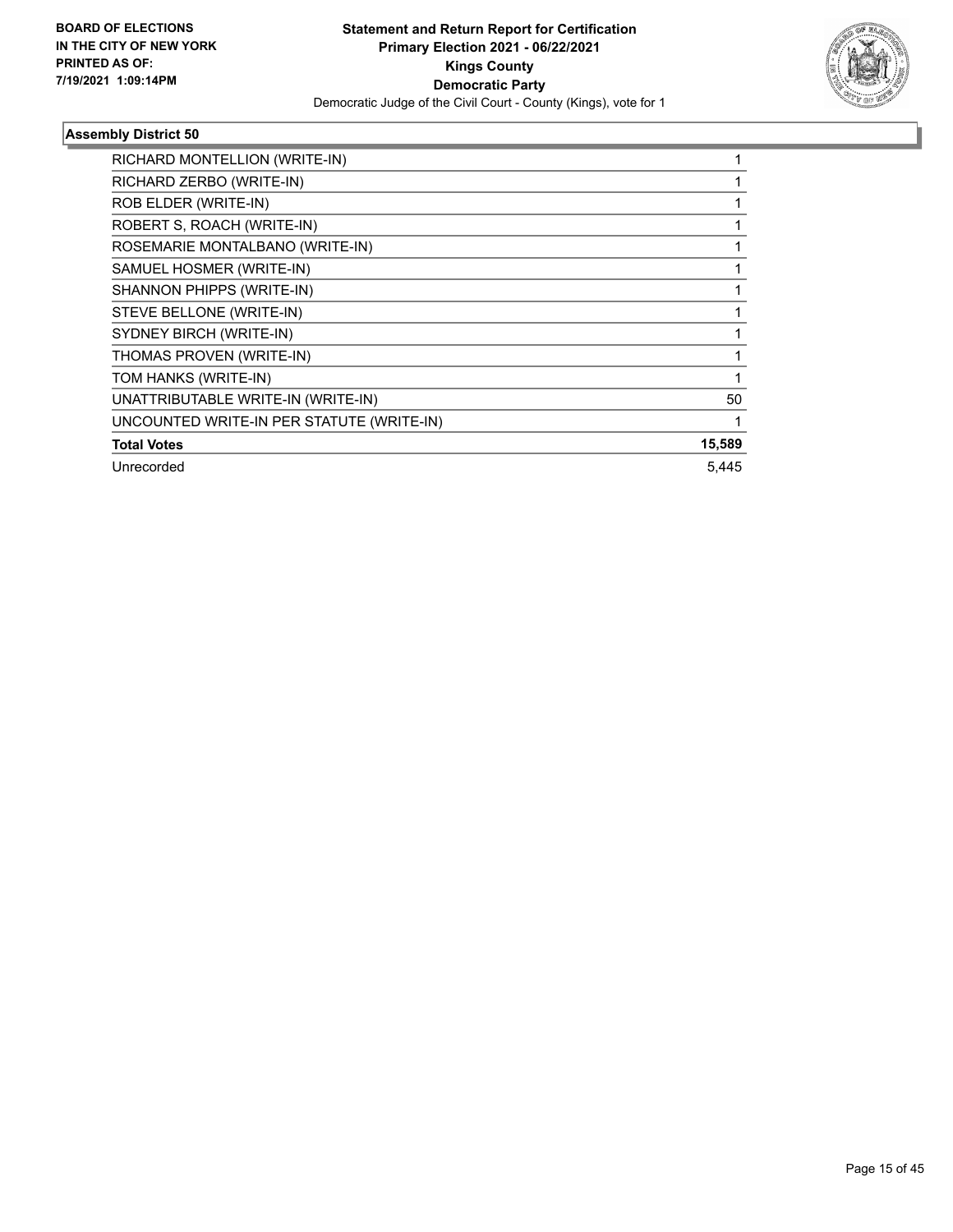## Assembly District 50

| Candidate | Votes |
|---|---|
| RICHARD MONTELLION (WRITE-IN) | 1 |
| RICHARD ZERBO (WRITE-IN) | 1 |
| ROB ELDER (WRITE-IN) | 1 |
| ROBERT S, ROACH (WRITE-IN) | 1 |
| ROSEMARIE MONTALBANO (WRITE-IN) | 1 |
| SAMUEL HOSMER (WRITE-IN) | 1 |
| SHANNON PHIPPS (WRITE-IN) | 1 |
| STEVE BELLONE (WRITE-IN) | 1 |
| SYDNEY BIRCH (WRITE-IN) | 1 |
| THOMAS PROVEN (WRITE-IN) | 1 |
| TOM HANKS (WRITE-IN) | 1 |
| UNATTRIBUTABLE WRITE-IN (WRITE-IN) | 50 |
| UNCOUNTED WRITE-IN PER STATUTE (WRITE-IN) | 1 |
| **Total Votes** | **15,589** |
| Unrecorded | 5,445 |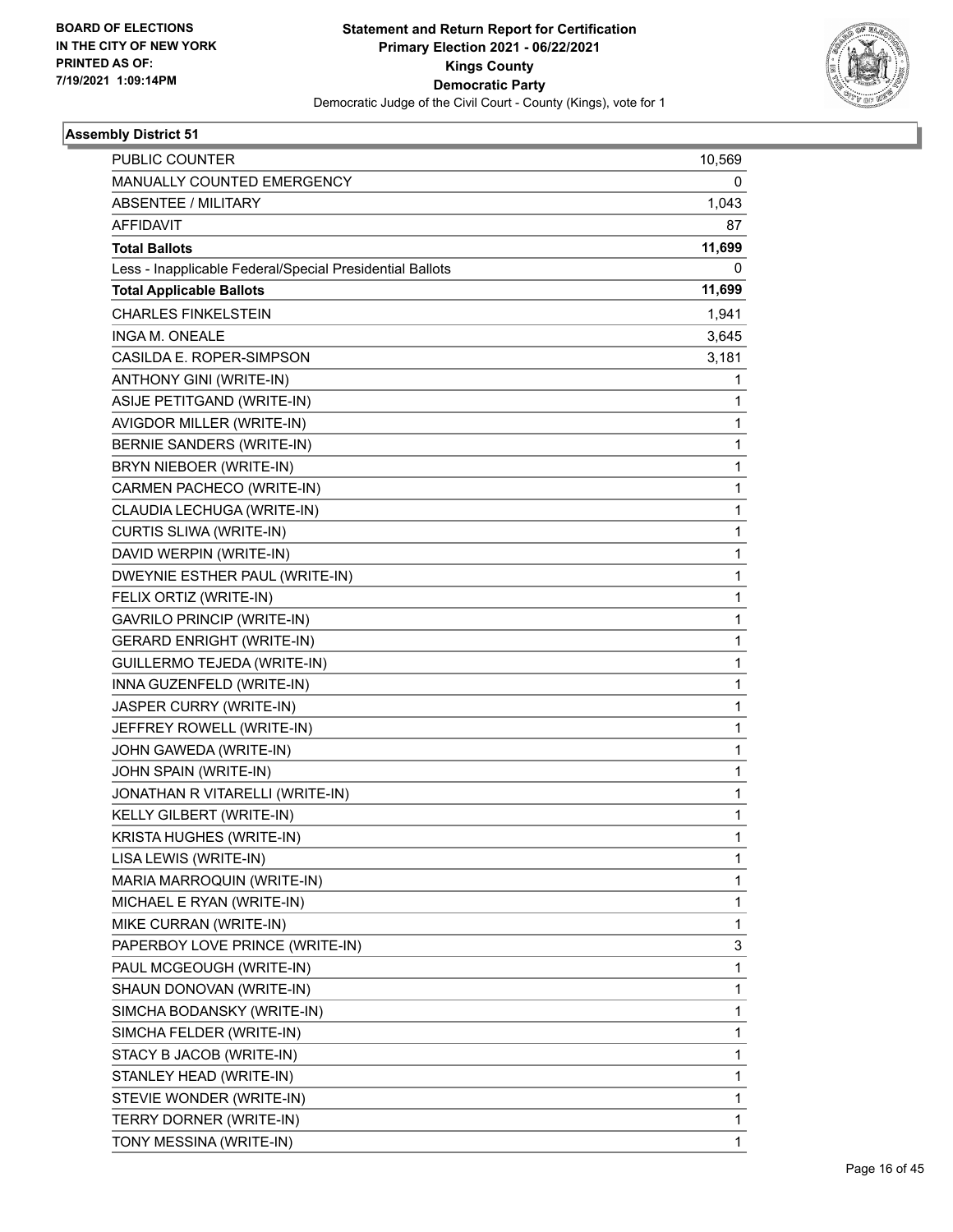BOARD OF ELECTIONS
IN THE CITY OF NEW YORK
PRINTED AS OF:
7/19/2021 1:09:14PM

**Statement and Return Report for Certification**
**Primary Election 2021 - 06/22/2021**
**Kings County**
**Democratic Party**
Democratic Judge of the Civil Court - County (Kings), vote for 1

## Assembly District 51

| | |
|---|---|
| PUBLIC COUNTER | 10,569 |
| MANUALLY COUNTED EMERGENCY | 0 |
| ABSENTEE / MILITARY | 1,043 |
| AFFIDAVIT | 87 |
| **Total Ballots** | **11,699** |
| Less - Inapplicable Federal/Special Presidential Ballots | 0 |
| **Total Applicable Ballots** | **11,699** |
| CHARLES FINKELSTEIN | 1,941 |
| INGA M. ONEALE | 3,645 |
| CASILDA E. ROPER-SIMPSON | 3,181 |
| ANTHONY GINI (WRITE-IN) | 1 |
| ASIJE PETITGAND (WRITE-IN) | 1 |
| AVIGDOR MILLER (WRITE-IN) | 1 |
| BERNIE SANDERS (WRITE-IN) | 1 |
| BRYN NIEBOER (WRITE-IN) | 1 |
| CARMEN PACHECO (WRITE-IN) | 1 |
| CLAUDIA LECHUGA (WRITE-IN) | 1 |
| CURTIS SLIWA (WRITE-IN) | 1 |
| DAVID WERPIN (WRITE-IN) | 1 |
| DWEYNIE ESTHER PAUL (WRITE-IN) | 1 |
| FELIX ORTIZ (WRITE-IN) | 1 |
| GAVRILO PRINCIP (WRITE-IN) | 1 |
| GERARD ENRIGHT (WRITE-IN) | 1 |
| GUILLERMO TEJEDA (WRITE-IN) | 1 |
| INNA GUZENFELD (WRITE-IN) | 1 |
| JASPER CURRY (WRITE-IN) | 1 |
| JEFFREY ROWELL (WRITE-IN) | 1 |
| JOHN GAWEDA (WRITE-IN) | 1 |
| JOHN SPAIN (WRITE-IN) | 1 |
| JONATHAN R VITARELLI (WRITE-IN) | 1 |
| KELLY GILBERT (WRITE-IN) | 1 |
| KRISTA HUGHES (WRITE-IN) | 1 |
| LISA LEWIS (WRITE-IN) | 1 |
| MARIA MARROQUIN (WRITE-IN) | 1 |
| MICHAEL E RYAN (WRITE-IN) | 1 |
| MIKE CURRAN (WRITE-IN) | 1 |
| PAPERBOY LOVE PRINCE (WRITE-IN) | 3 |
| PAUL MCGEOUGH (WRITE-IN) | 1 |
| SHAUN DONOVAN (WRITE-IN) | 1 |
| SIMCHA BODANSKY (WRITE-IN) | 1 |
| SIMCHA FELDER (WRITE-IN) | 1 |
| STACY B JACOB (WRITE-IN) | 1 |
| STANLEY HEAD (WRITE-IN) | 1 |
| STEVIE WONDER (WRITE-IN) | 1 |
| TERRY DORNER (WRITE-IN) | 1 |
| TONY MESSINA (WRITE-IN) | 1 |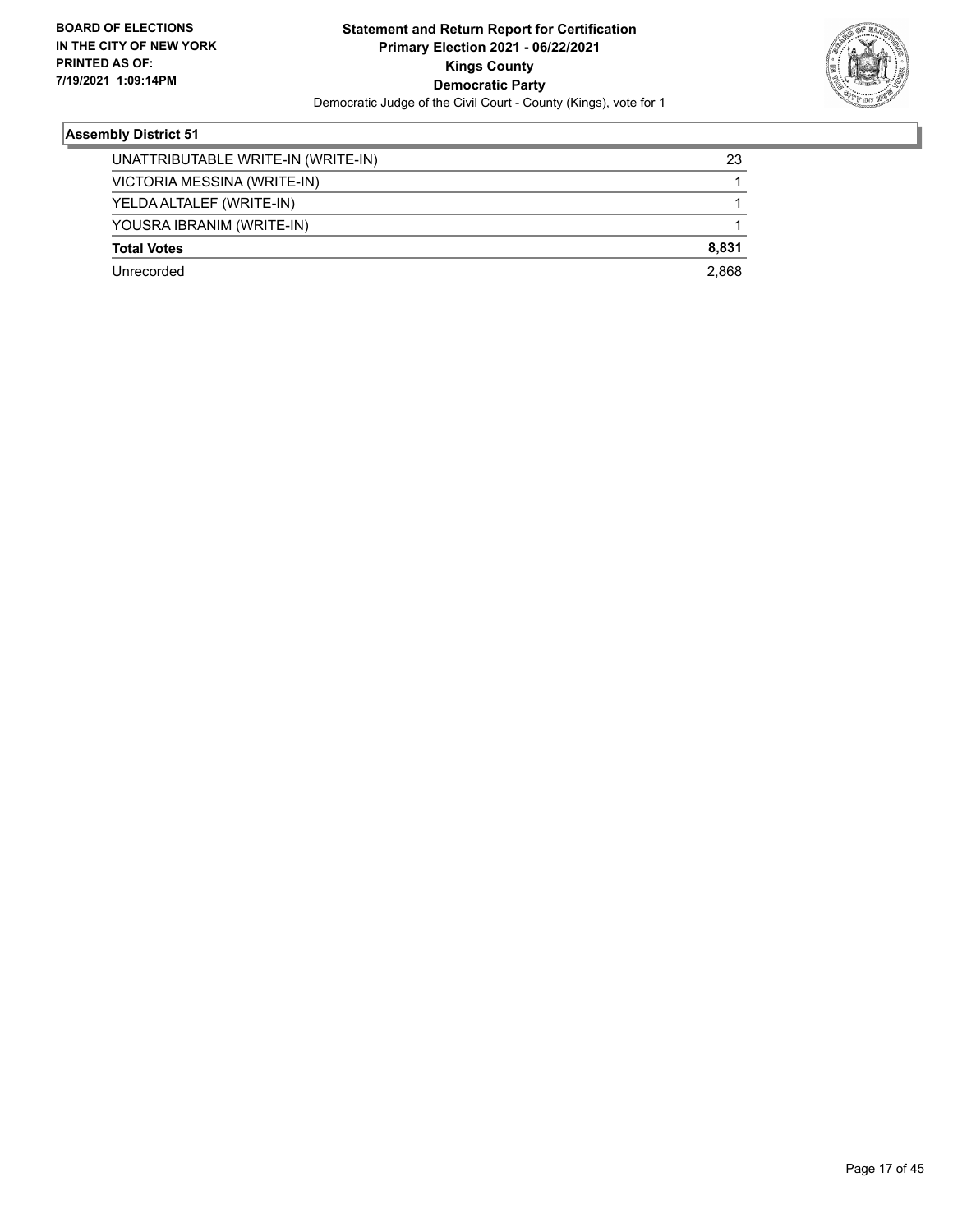**BOARD OF ELECTIONS IN THE CITY OF NEW YORK PRINTED AS OF: 7/19/2021 1:09:14PM**

**Statement and Return Report for Certification**
**Primary Election 2021 - 06/22/2021**
**Kings County**
**Democratic Party**
Democratic Judge of the Civil Court - County (Kings), vote for 1

### Assembly District 51

| | |
|---|---|
| UNATTRIBUTABLE WRITE-IN (WRITE-IN) | 23 |
| VICTORIA MESSINA (WRITE-IN) | 1 |
| YELDA ALTALEF (WRITE-IN) | 1 |
| YOUSRA IBRANIM (WRITE-IN) | 1 |
| **Total Votes** | **8,831** |
| Unrecorded | 2,868 |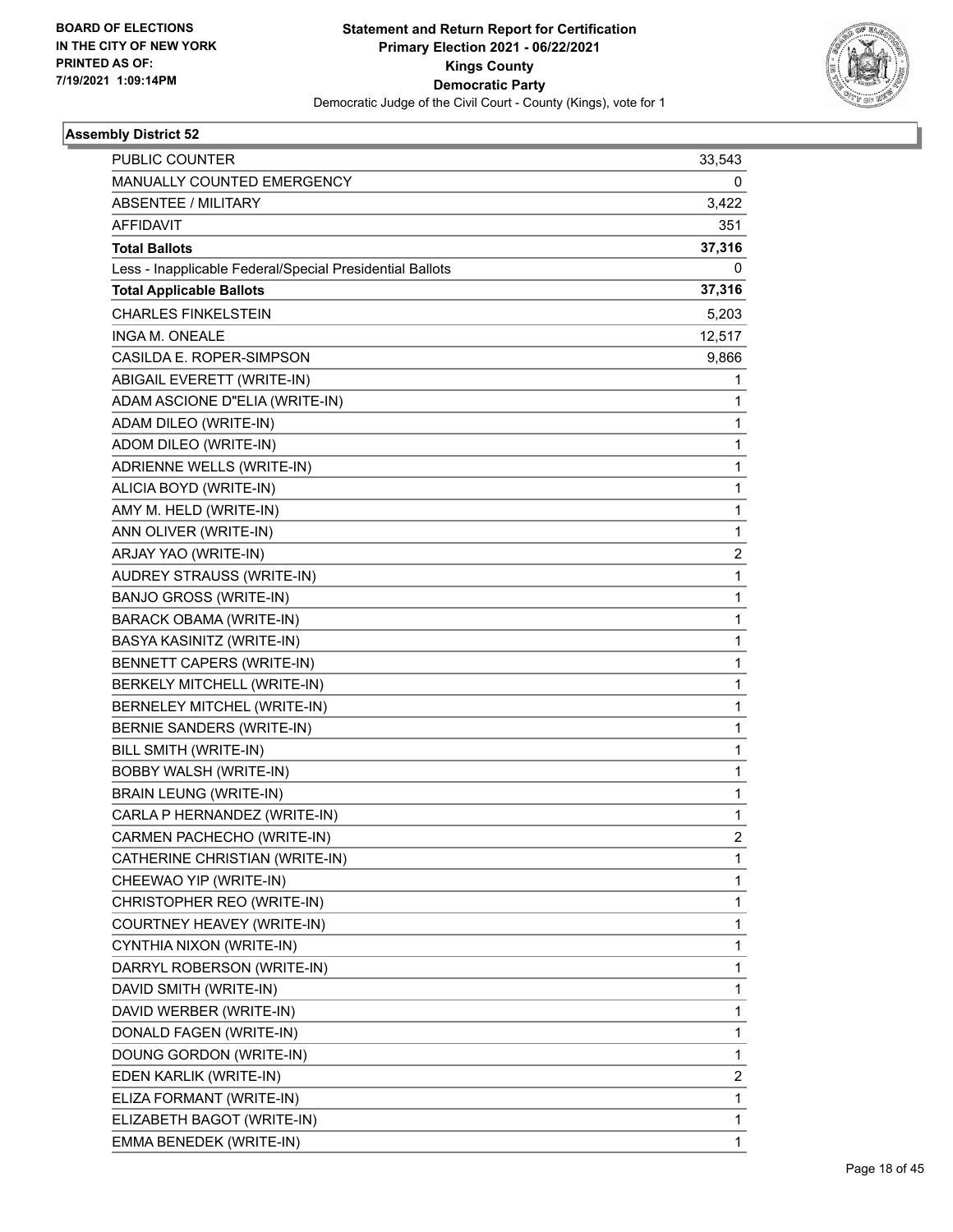**BOARD OF ELECTIONS IN THE CITY OF NEW YORK PRINTED AS OF: 7/19/2021 1:09:14PM**

**Statement and Return Report for Certification**
**Primary Election 2021 - 06/22/2021**
**Kings County**
**Democratic Party**
Democratic Judge of the Civil Court - County (Kings), vote for 1

### Assembly District 52

| | |
|---|---|
| PUBLIC COUNTER | 33,543 |
| MANUALLY COUNTED EMERGENCY | 0 |
| ABSENTEE / MILITARY | 3,422 |
| AFFIDAVIT | 351 |
| **Total Ballots** | **37,316** |
| Less - Inapplicable Federal/Special Presidential Ballots | 0 |
| **Total Applicable Ballots** | **37,316** |
| CHARLES FINKELSTEIN | 5,203 |
| INGA M. ONEALE | 12,517 |
| CASILDA E. ROPER-SIMPSON | 9,866 |
| ABIGAIL EVERETT (WRITE-IN) | 1 |
| ADAM ASCIONE D"ELIA (WRITE-IN) | 1 |
| ADAM DILEO (WRITE-IN) | 1 |
| ADOM DILEO (WRITE-IN) | 1 |
| ADRIENNE WELLS (WRITE-IN) | 1 |
| ALICIA BOYD (WRITE-IN) | 1 |
| AMY M. HELD (WRITE-IN) | 1 |
| ANN OLIVER (WRITE-IN) | 1 |
| ARJAY YAO (WRITE-IN) | 2 |
| AUDREY STRAUSS (WRITE-IN) | 1 |
| BANJO GROSS (WRITE-IN) | 1 |
| BARACK OBAMA (WRITE-IN) | 1 |
| BASYA KASINITZ (WRITE-IN) | 1 |
| BENNETT CAPERS (WRITE-IN) | 1 |
| BERKELY MITCHELL (WRITE-IN) | 1 |
| BERNELEY MITCHEL (WRITE-IN) | 1 |
| BERNIE SANDERS (WRITE-IN) | 1 |
| BILL SMITH (WRITE-IN) | 1 |
| BOBBY WALSH (WRITE-IN) | 1 |
| BRAIN LEUNG (WRITE-IN) | 1 |
| CARLA P HERNANDEZ (WRITE-IN) | 1 |
| CARMEN PACHECHO (WRITE-IN) | 2 |
| CATHERINE CHRISTIAN (WRITE-IN) | 1 |
| CHEEWAO YIP (WRITE-IN) | 1 |
| CHRISTOPHER REO (WRITE-IN) | 1 |
| COURTNEY HEAVEY (WRITE-IN) | 1 |
| CYNTHIA NIXON (WRITE-IN) | 1 |
| DARRYL ROBERSON (WRITE-IN) | 1 |
| DAVID SMITH (WRITE-IN) | 1 |
| DAVID WERBER (WRITE-IN) | 1 |
| DONALD FAGEN (WRITE-IN) | 1 |
| DOUNG GORDON (WRITE-IN) | 1 |
| EDEN KARLIK (WRITE-IN) | 2 |
| ELIZA FORMANT (WRITE-IN) | 1 |
| ELIZABETH BAGOT (WRITE-IN) | 1 |
| EMMA BENEDEK (WRITE-IN) | 1 |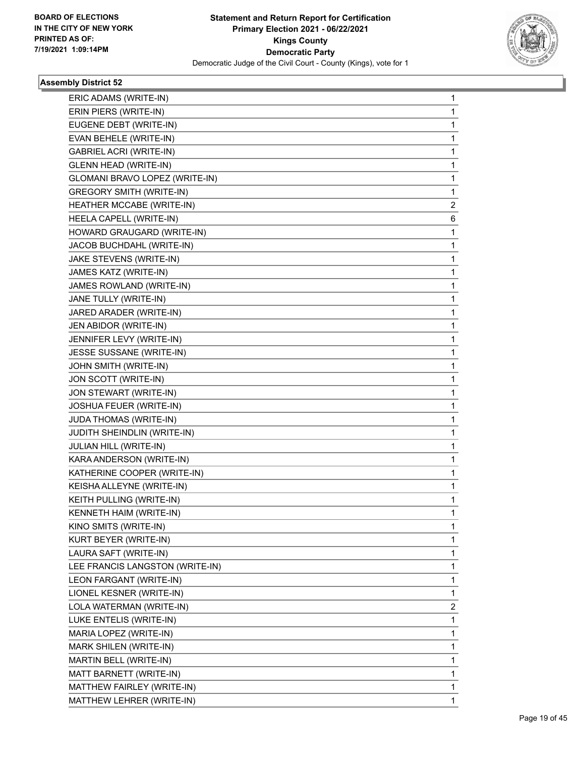**BOARD OF ELECTIONS IN THE CITY OF NEW YORK PRINTED AS OF: 7/19/2021 1:09:14PM**

**Statement and Return Report for Certification**
**Primary Election 2021 - 06/22/2021**
**Kings County**
**Democratic Party**
Democratic Judge of the Civil Court - County (Kings), vote for 1

### Assembly District 52

| | |
|---|---|
| ERIC ADAMS (WRITE-IN) | 1 |
| ERIN PIERS (WRITE-IN) | 1 |
| EUGENE DEBT (WRITE-IN) | 1 |
| EVAN BEHELE (WRITE-IN) | 1 |
| GABRIEL ACRI (WRITE-IN) | 1 |
| GLENN HEAD (WRITE-IN) | 1 |
| GLOMANI BRAVO LOPEZ (WRITE-IN) | 1 |
| GREGORY SMITH (WRITE-IN) | 1 |
| HEATHER MCCABE (WRITE-IN) | 2 |
| HEELA CAPELL (WRITE-IN) | 6 |
| HOWARD GRAUGARD (WRITE-IN) | 1 |
| JACOB BUCHDAHL (WRITE-IN) | 1 |
| JAKE STEVENS (WRITE-IN) | 1 |
| JAMES KATZ (WRITE-IN) | 1 |
| JAMES ROWLAND (WRITE-IN) | 1 |
| JANE TULLY (WRITE-IN) | 1 |
| JARED ARADER (WRITE-IN) | 1 |
| JEN ABIDOR (WRITE-IN) | 1 |
| JENNIFER LEVY (WRITE-IN) | 1 |
| JESSE SUSSANE (WRITE-IN) | 1 |
| JOHN SMITH (WRITE-IN) | 1 |
| JON SCOTT (WRITE-IN) | 1 |
| JON STEWART (WRITE-IN) | 1 |
| JOSHUA FEUER (WRITE-IN) | 1 |
| JUDA THOMAS (WRITE-IN) | 1 |
| JUDITH SHEINDLIN (WRITE-IN) | 1 |
| JULIAN HILL (WRITE-IN) | 1 |
| KARA ANDERSON (WRITE-IN) | 1 |
| KATHERINE COOPER (WRITE-IN) | 1 |
| KEISHA ALLEYNE (WRITE-IN) | 1 |
| KEITH PULLING (WRITE-IN) | 1 |
| KENNETH HAIM (WRITE-IN) | 1 |
| KINO SMITS (WRITE-IN) | 1 |
| KURT BEYER (WRITE-IN) | 1 |
| LAURA SAFT (WRITE-IN) | 1 |
| LEE FRANCIS LANGSTON (WRITE-IN) | 1 |
| LEON FARGANT (WRITE-IN) | 1 |
| LIONEL KESNER (WRITE-IN) | 1 |
| LOLA WATERMAN (WRITE-IN) | 2 |
| LUKE ENTELIS (WRITE-IN) | 1 |
| MARIA LOPEZ (WRITE-IN) | 1 |
| MARK SHILEN (WRITE-IN) | 1 |
| MARTIN BELL (WRITE-IN) | 1 |
| MATT BARNETT (WRITE-IN) | 1 |
| MATTHEW FAIRLEY (WRITE-IN) | 1 |
| MATTHEW LEHRER (WRITE-IN) | 1 |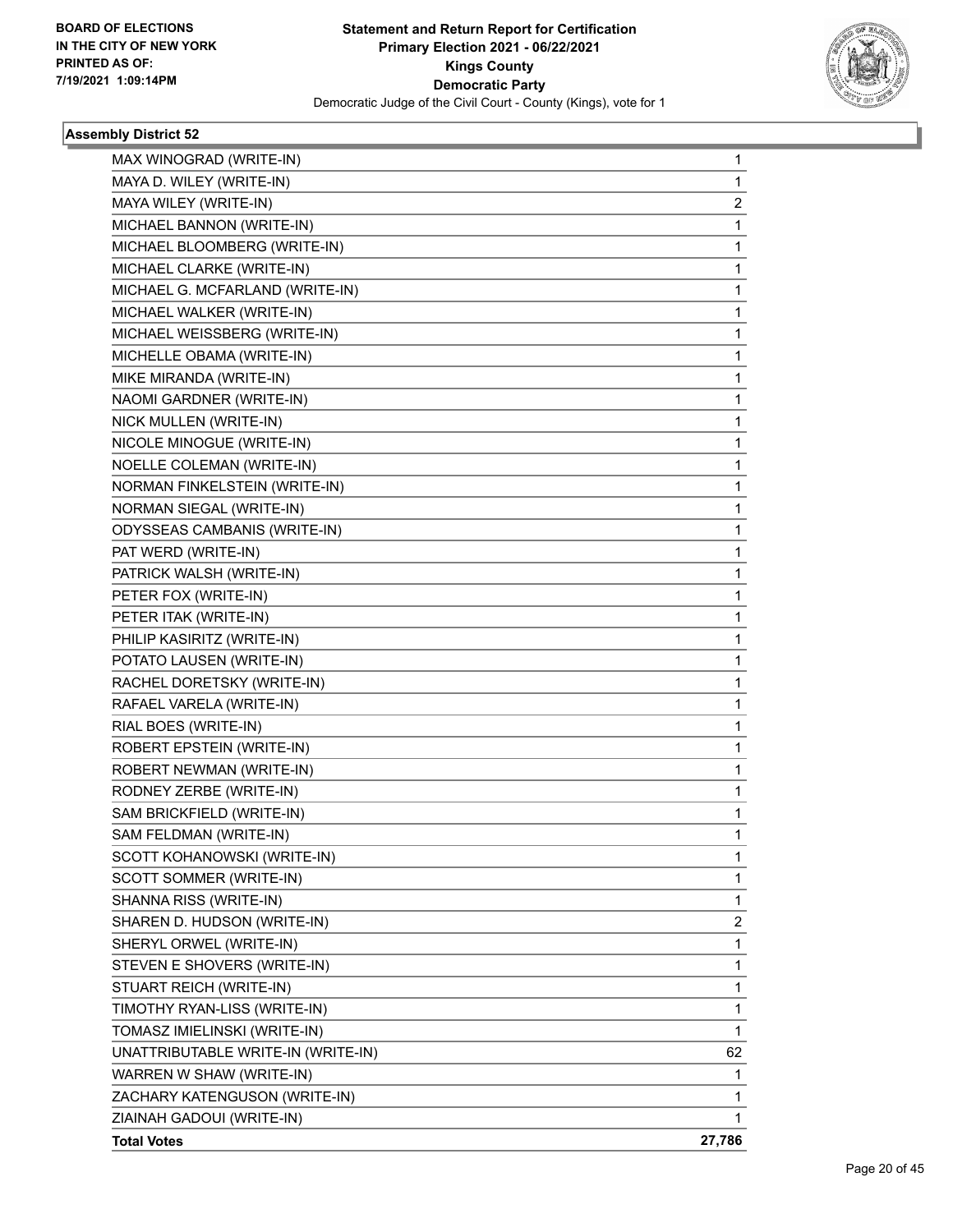**BOARD OF ELECTIONS IN THE CITY OF NEW YORK PRINTED AS OF: 7/19/2021 1:09:14PM**

**Statement and Return Report for Certification**
**Primary Election 2021 - 06/22/2021**
**Kings County**
**Democratic Party**
Democratic Judge of the Civil Court - County (Kings), vote for 1

### Assembly District 52

| Candidate | Votes |
|---|---|
| MAX WINOGRAD (WRITE-IN) | 1 |
| MAYA D. WILEY (WRITE-IN) | 1 |
| MAYA WILEY (WRITE-IN) | 2 |
| MICHAEL BANNON (WRITE-IN) | 1 |
| MICHAEL BLOOMBERG (WRITE-IN) | 1 |
| MICHAEL CLARKE (WRITE-IN) | 1 |
| MICHAEL G. MCFARLAND (WRITE-IN) | 1 |
| MICHAEL WALKER (WRITE-IN) | 1 |
| MICHAEL WEISSBERG (WRITE-IN) | 1 |
| MICHELLE OBAMA (WRITE-IN) | 1 |
| MIKE MIRANDA (WRITE-IN) | 1 |
| NAOMI GARDNER (WRITE-IN) | 1 |
| NICK MULLEN (WRITE-IN) | 1 |
| NICOLE MINOGUE (WRITE-IN) | 1 |
| NOELLE COLEMAN (WRITE-IN) | 1 |
| NORMAN FINKELSTEIN (WRITE-IN) | 1 |
| NORMAN SIEGAL (WRITE-IN) | 1 |
| ODYSSEAS CAMBANIS (WRITE-IN) | 1 |
| PAT WERD (WRITE-IN) | 1 |
| PATRICK WALSH (WRITE-IN) | 1 |
| PETER FOX (WRITE-IN) | 1 |
| PETER ITAK (WRITE-IN) | 1 |
| PHILIP KASIRITZ (WRITE-IN) | 1 |
| POTATO LAUSEN (WRITE-IN) | 1 |
| RACHEL DORETSKY (WRITE-IN) | 1 |
| RAFAEL VARELA (WRITE-IN) | 1 |
| RIAL BOES (WRITE-IN) | 1 |
| ROBERT EPSTEIN (WRITE-IN) | 1 |
| ROBERT NEWMAN (WRITE-IN) | 1 |
| RODNEY ZERBE (WRITE-IN) | 1 |
| SAM BRICKFIELD (WRITE-IN) | 1 |
| SAM FELDMAN (WRITE-IN) | 1 |
| SCOTT KOHANOWSKI (WRITE-IN) | 1 |
| SCOTT SOMMER (WRITE-IN) | 1 |
| SHANNA RISS (WRITE-IN) | 1 |
| SHAREN D. HUDSON (WRITE-IN) | 2 |
| SHERYL ORWEL (WRITE-IN) | 1 |
| STEVEN E SHOVERS (WRITE-IN) | 1 |
| STUART REICH (WRITE-IN) | 1 |
| TIMOTHY RYAN-LISS (WRITE-IN) | 1 |
| TOMASZ IMIELINSKI (WRITE-IN) | 1 |
| UNATTRIBUTABLE WRITE-IN (WRITE-IN) | 62 |
| WARREN W SHAW (WRITE-IN) | 1 |
| ZACHARY KATENGUSON (WRITE-IN) | 1 |
| ZIAINAH GADOUI (WRITE-IN) | 1 |
| **Total Votes** | **27,786** |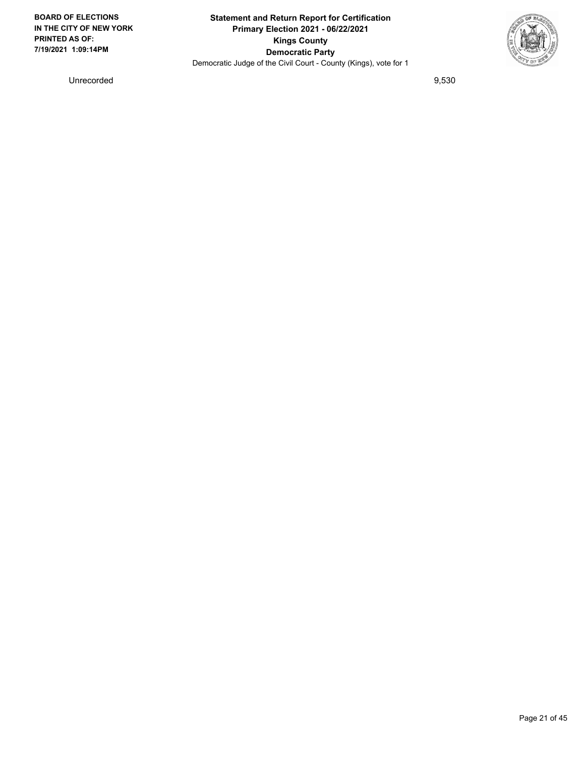| Unrecorded | 9,530 |
| --- | --- |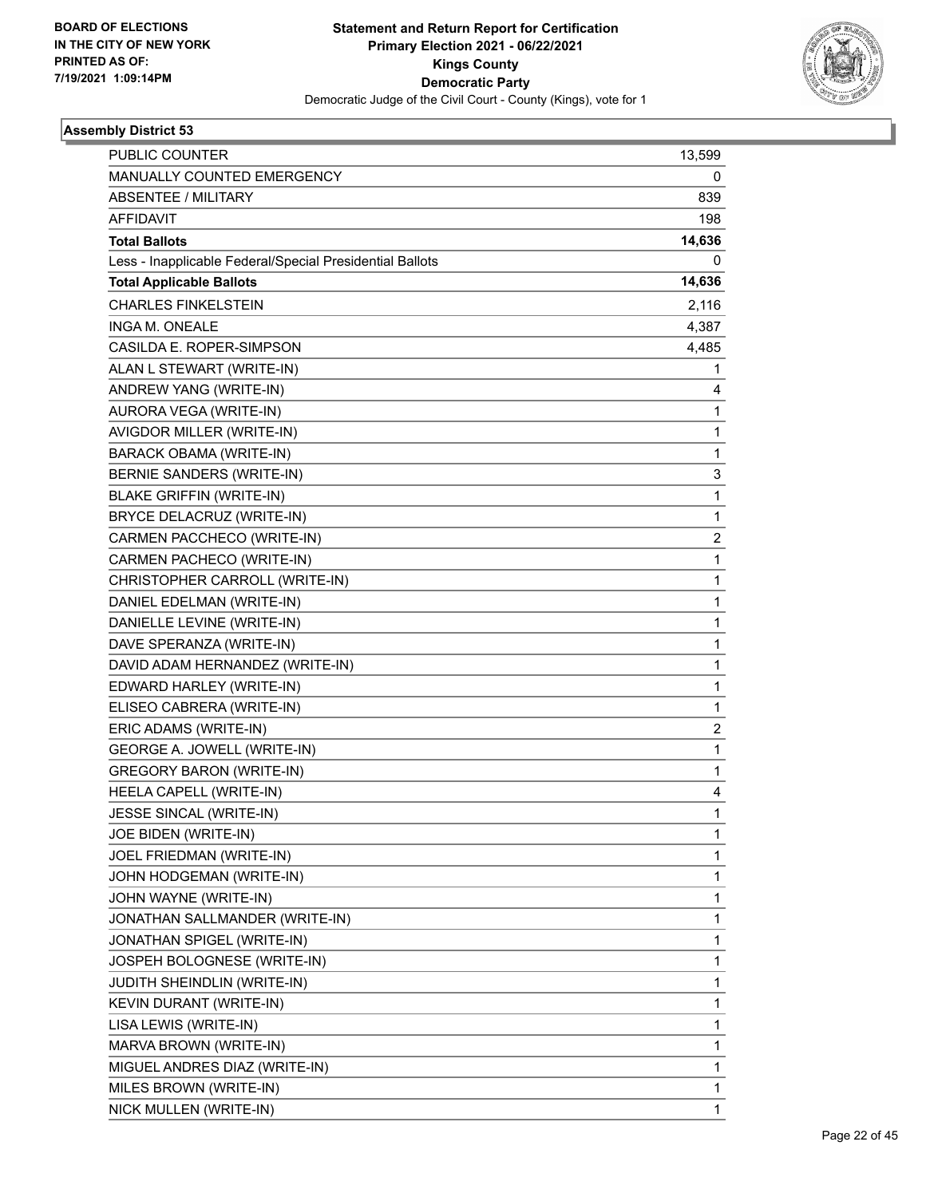**BOARD OF ELECTIONS**
**IN THE CITY OF NEW YORK**
**PRINTED AS OF:**
**7/19/2021 1:09:14PM**

**Statement and Return Report for Certification**
**Primary Election 2021 - 06/22/2021**
**Kings County**
**Democratic Party**
Democratic Judge of the Civil Court - County (Kings), vote for 1

### Assembly District 53

| | |
|---|---|
| PUBLIC COUNTER | 13,599 |
| MANUALLY COUNTED EMERGENCY | 0 |
| ABSENTEE / MILITARY | 839 |
| AFFIDAVIT | 198 |
| **Total Ballots** | **14,636** |
| Less - Inapplicable Federal/Special Presidential Ballots | 0 |
| **Total Applicable Ballots** | **14,636** |
| CHARLES FINKELSTEIN | 2,116 |
| INGA M. ONEALE | 4,387 |
| CASILDA E. ROPER-SIMPSON | 4,485 |
| ALAN L STEWART (WRITE-IN) | 1 |
| ANDREW YANG (WRITE-IN) | 4 |
| AURORA VEGA (WRITE-IN) | 1 |
| AVIGDOR MILLER (WRITE-IN) | 1 |
| BARACK OBAMA (WRITE-IN) | 1 |
| BERNIE SANDERS (WRITE-IN) | 3 |
| BLAKE GRIFFIN (WRITE-IN) | 1 |
| BRYCE DELACRUZ (WRITE-IN) | 1 |
| CARMEN PACCHECO (WRITE-IN) | 2 |
| CARMEN PACHECO (WRITE-IN) | 1 |
| CHRISTOPHER CARROLL (WRITE-IN) | 1 |
| DANIEL EDELMAN (WRITE-IN) | 1 |
| DANIELLE LEVINE (WRITE-IN) | 1 |
| DAVE SPERANZA (WRITE-IN) | 1 |
| DAVID ADAM HERNANDEZ (WRITE-IN) | 1 |
| EDWARD HARLEY (WRITE-IN) | 1 |
| ELISEO CABRERA (WRITE-IN) | 1 |
| ERIC ADAMS (WRITE-IN) | 2 |
| GEORGE A. JOWELL (WRITE-IN) | 1 |
| GREGORY BARON (WRITE-IN) | 1 |
| HEELA CAPELL (WRITE-IN) | 4 |
| JESSE SINCAL (WRITE-IN) | 1 |
| JOE BIDEN (WRITE-IN) | 1 |
| JOEL FRIEDMAN (WRITE-IN) | 1 |
| JOHN HODGEMAN (WRITE-IN) | 1 |
| JOHN WAYNE (WRITE-IN) | 1 |
| JONATHAN SALLMANDER (WRITE-IN) | 1 |
| JONATHAN SPIGEL (WRITE-IN) | 1 |
| JOSPEH BOLOGNESE (WRITE-IN) | 1 |
| JUDITH SHEINDLIN (WRITE-IN) | 1 |
| KEVIN DURANT (WRITE-IN) | 1 |
| LISA LEWIS (WRITE-IN) | 1 |
| MARVA BROWN (WRITE-IN) | 1 |
| MIGUEL ANDRES DIAZ (WRITE-IN) | 1 |
| MILES BROWN (WRITE-IN) | 1 |
| NICK MULLEN (WRITE-IN) | 1 |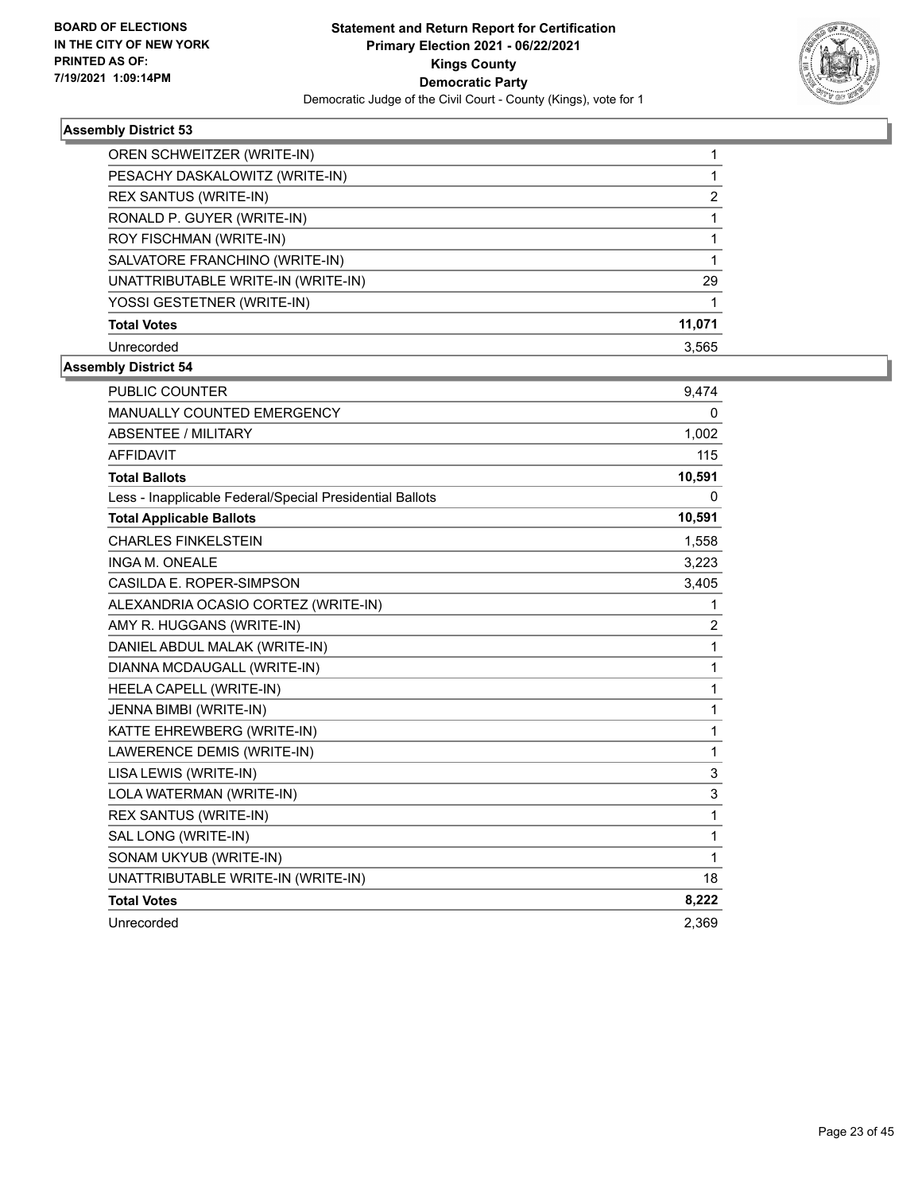**Statement and Return Report for Certification**
**Primary Election 2021 - 06/22/2021**
**Kings County**
**Democratic Party**
Democratic Judge of the Civil Court - County (Kings), vote for 1

BOARD OF ELECTIONS
IN THE CITY OF NEW YORK
PRINTED AS OF:
7/19/2021 1:09:14PM

### Assembly District 53

| | |
|---|---|
| OREN SCHWEITZER (WRITE-IN) | 1 |
| PESACHY DASKALOWITZ (WRITE-IN) | 1 |
| REX SANTUS (WRITE-IN) | 2 |
| RONALD P. GUYER (WRITE-IN) | 1 |
| ROY FISCHMAN (WRITE-IN) | 1 |
| SALVATORE FRANCHINO (WRITE-IN) | 1 |
| UNATTRIBUTABLE WRITE-IN (WRITE-IN) | 29 |
| YOSSI GESTETNER (WRITE-IN) | 1 |
| **Total Votes** | **11,071** |
| Unrecorded | 3,565 |

### Assembly District 54

| | |
|---|---|
| PUBLIC COUNTER | 9,474 |
| MANUALLY COUNTED EMERGENCY | 0 |
| ABSENTEE / MILITARY | 1,002 |
| AFFIDAVIT | 115 |
| **Total Ballots** | **10,591** |
| Less - Inapplicable Federal/Special Presidential Ballots | 0 |
| **Total Applicable Ballots** | **10,591** |
| CHARLES FINKELSTEIN | 1,558 |
| INGA M. ONEALE | 3,223 |
| CASILDA E. ROPER-SIMPSON | 3,405 |
| ALEXANDRIA OCASIO CORTEZ (WRITE-IN) | 1 |
| AMY R. HUGGANS (WRITE-IN) | 2 |
| DANIEL ABDUL MALAK (WRITE-IN) | 1 |
| DIANNA MCDAUGALL (WRITE-IN) | 1 |
| HEELA CAPELL (WRITE-IN) | 1 |
| JENNA BIMBI (WRITE-IN) | 1 |
| KATTE EHREWBERG (WRITE-IN) | 1 |
| LAWERENCE DEMIS (WRITE-IN) | 1 |
| LISA LEWIS (WRITE-IN) | 3 |
| LOLA WATERMAN (WRITE-IN) | 3 |
| REX SANTUS (WRITE-IN) | 1 |
| SAL LONG (WRITE-IN) | 1 |
| SONAM UKYUB (WRITE-IN) | 1 |
| UNATTRIBUTABLE WRITE-IN (WRITE-IN) | 18 |
| **Total Votes** | **8,222** |
| Unrecorded | 2,369 |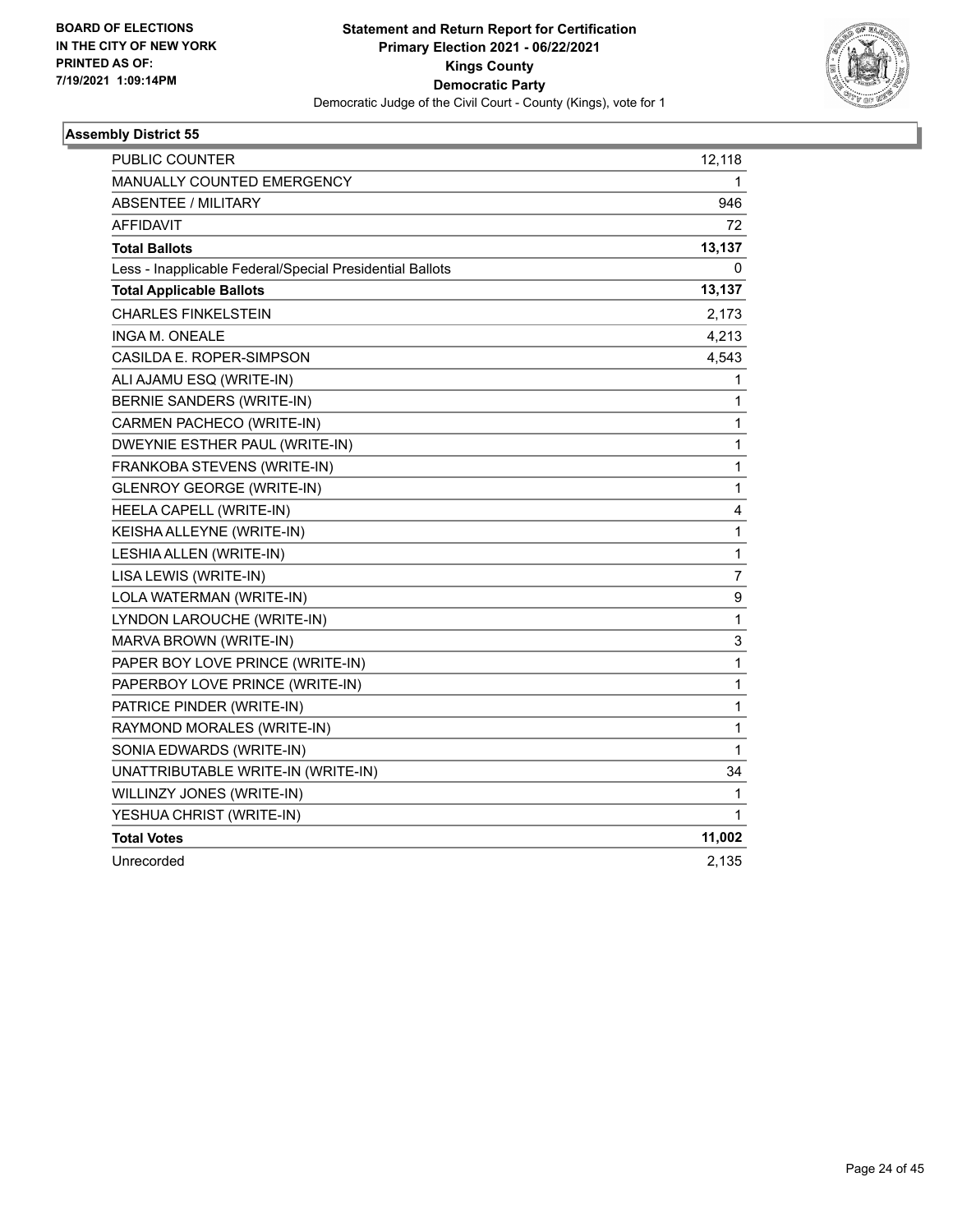BOARD OF ELECTIONS
IN THE CITY OF NEW YORK
PRINTED AS OF:
7/19/2021 1:09:14PM

**Statement and Return Report for Certification**
**Primary Election 2021 - 06/22/2021**
**Kings County**
**Democratic Party**
Democratic Judge of the Civil Court - County (Kings), vote for 1

### Assembly District 55

| | |
|---|---|
| PUBLIC COUNTER | 12,118 |
| MANUALLY COUNTED EMERGENCY | 1 |
| ABSENTEE / MILITARY | 946 |
| AFFIDAVIT | 72 |
| **Total Ballots** | **13,137** |
| Less - Inapplicable Federal/Special Presidential Ballots | 0 |
| **Total Applicable Ballots** | **13,137** |
| CHARLES FINKELSTEIN | 2,173 |
| INGA M. ONEALE | 4,213 |
| CASILDA E. ROPER-SIMPSON | 4,543 |
| ALI AJAMU ESQ (WRITE-IN) | 1 |
| BERNIE SANDERS (WRITE-IN) | 1 |
| CARMEN PACHECO (WRITE-IN) | 1 |
| DWEYNIE ESTHER PAUL (WRITE-IN) | 1 |
| FRANKOBA STEVENS (WRITE-IN) | 1 |
| GLENROY GEORGE (WRITE-IN) | 1 |
| HEELA CAPELL (WRITE-IN) | 4 |
| KEISHA ALLEYNE (WRITE-IN) | 1 |
| LESHIA ALLEN (WRITE-IN) | 1 |
| LISA LEWIS (WRITE-IN) | 7 |
| LOLA WATERMAN (WRITE-IN) | 9 |
| LYNDON LAROUCHE (WRITE-IN) | 1 |
| MARVA BROWN (WRITE-IN) | 3 |
| PAPER BOY LOVE PRINCE (WRITE-IN) | 1 |
| PAPERBOY LOVE PRINCE (WRITE-IN) | 1 |
| PATRICE PINDER (WRITE-IN) | 1 |
| RAYMOND MORALES (WRITE-IN) | 1 |
| SONIA EDWARDS (WRITE-IN) | 1 |
| UNATTRIBUTABLE WRITE-IN (WRITE-IN) | 34 |
| WILLINZY JONES (WRITE-IN) | 1 |
| YESHUA CHRIST (WRITE-IN) | 1 |
| **Total Votes** | **11,002** |
| Unrecorded | 2,135 |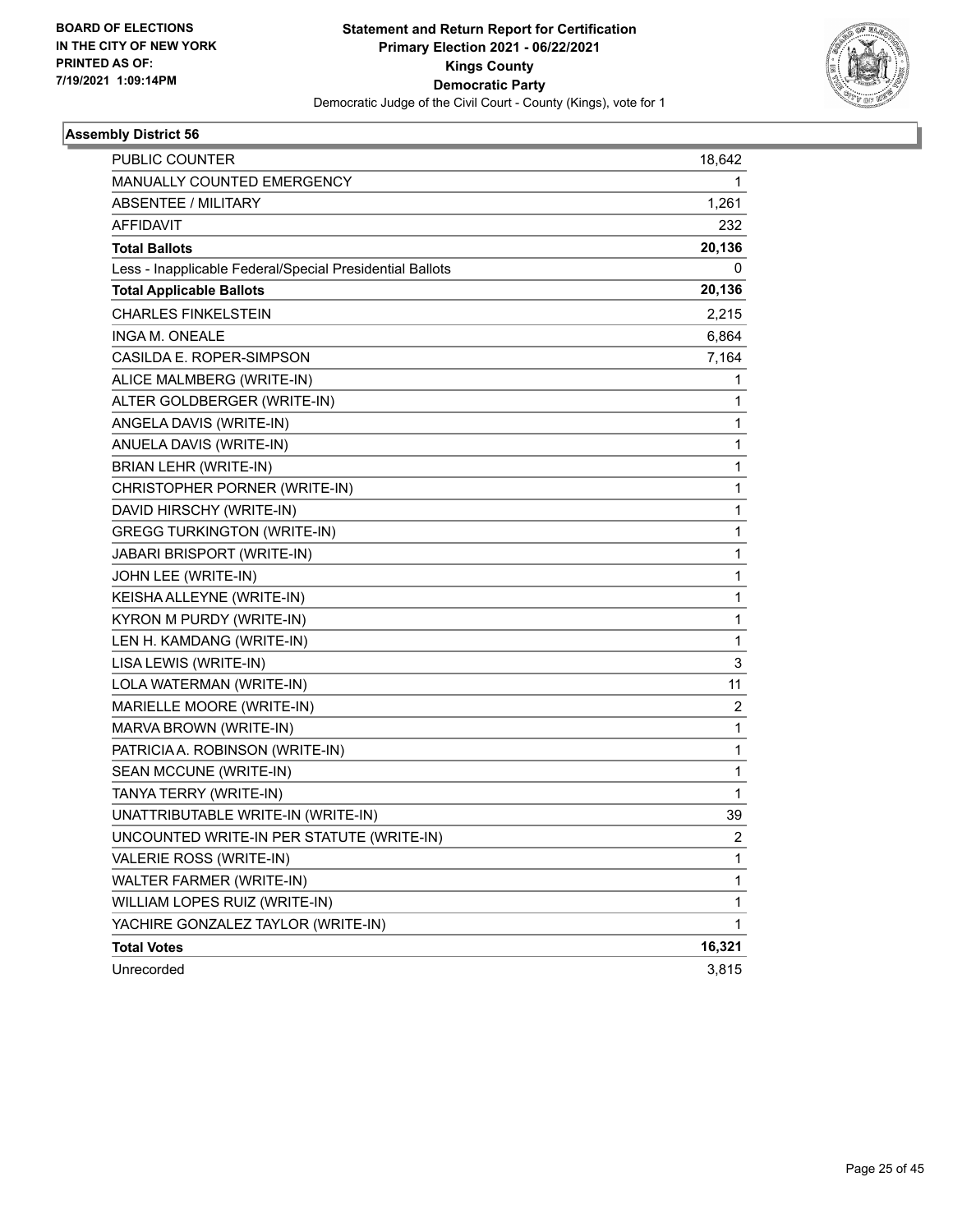BOARD OF ELECTIONS
IN THE CITY OF NEW YORK
PRINTED AS OF:
7/19/2021 1:09:14PM

**Statement and Return Report for Certification**
**Primary Election 2021 - 06/22/2021**
**Kings County**
**Democratic Party**
Democratic Judge of the Civil Court - County (Kings), vote for 1

### Assembly District 56

| | |
|---|---|
| PUBLIC COUNTER | 18,642 |
| MANUALLY COUNTED EMERGENCY | 1 |
| ABSENTEE / MILITARY | 1,261 |
| AFFIDAVIT | 232 |
| **Total Ballots** | **20,136** |
| Less - Inapplicable Federal/Special Presidential Ballots | 0 |
| **Total Applicable Ballots** | **20,136** |
| CHARLES FINKELSTEIN | 2,215 |
| INGA M. ONEALE | 6,864 |
| CASILDA E. ROPER-SIMPSON | 7,164 |
| ALICE MALMBERG (WRITE-IN) | 1 |
| ALTER GOLDBERGER (WRITE-IN) | 1 |
| ANGELA DAVIS (WRITE-IN) | 1 |
| ANUELA DAVIS (WRITE-IN) | 1 |
| BRIAN LEHR (WRITE-IN) | 1 |
| CHRISTOPHER PORNER (WRITE-IN) | 1 |
| DAVID HIRSCHY (WRITE-IN) | 1 |
| GREGG TURKINGTON (WRITE-IN) | 1 |
| JABARI BRISPORT (WRITE-IN) | 1 |
| JOHN LEE (WRITE-IN) | 1 |
| KEISHA ALLEYNE (WRITE-IN) | 1 |
| KYRON M PURDY (WRITE-IN) | 1 |
| LEN H. KAMDANG (WRITE-IN) | 1 |
| LISA LEWIS (WRITE-IN) | 3 |
| LOLA WATERMAN (WRITE-IN) | 11 |
| MARIELLE MOORE (WRITE-IN) | 2 |
| MARVA BROWN (WRITE-IN) | 1 |
| PATRICIA A. ROBINSON (WRITE-IN) | 1 |
| SEAN MCCUNE (WRITE-IN) | 1 |
| TANYA TERRY (WRITE-IN) | 1 |
| UNATTRIBUTABLE WRITE-IN (WRITE-IN) | 39 |
| UNCOUNTED WRITE-IN PER STATUTE (WRITE-IN) | 2 |
| VALERIE ROSS (WRITE-IN) | 1 |
| WALTER FARMER (WRITE-IN) | 1 |
| WILLIAM LOPES RUIZ (WRITE-IN) | 1 |
| YACHIRE GONZALEZ TAYLOR (WRITE-IN) | 1 |
| **Total Votes** | **16,321** |
| Unrecorded | 3,815 |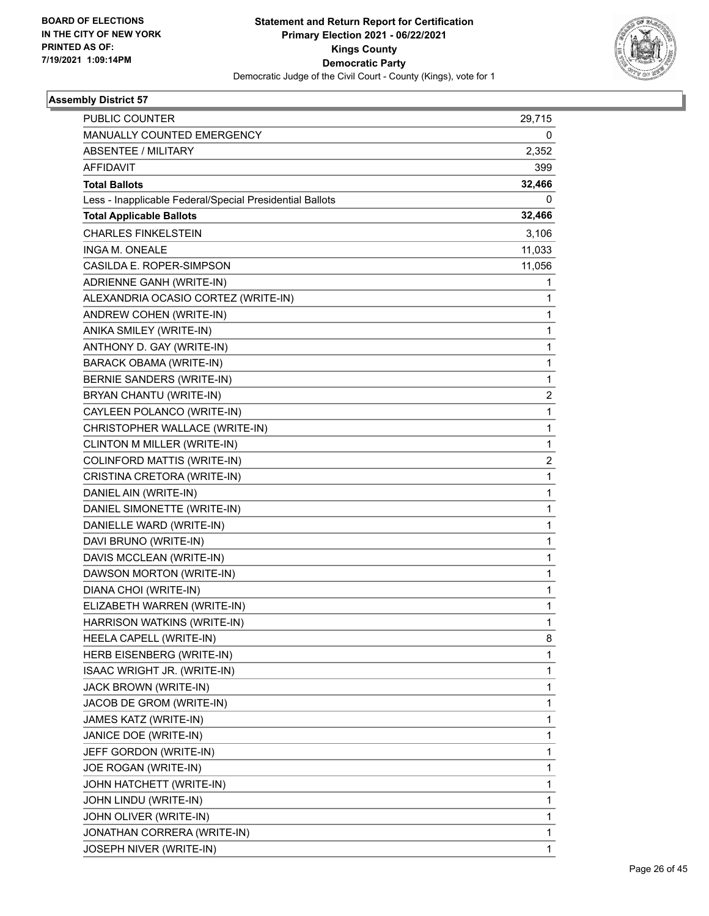BOARD OF ELECTIONS
IN THE CITY OF NEW YORK
PRINTED AS OF:
7/19/2021 1:09:14PM

**Statement and Return Report for Certification**
**Primary Election 2021 - 06/22/2021**
**Kings County**
**Democratic Party**
Democratic Judge of the Civil Court - County (Kings), vote for 1

### Assembly District 57

| | |
|---|---|
| PUBLIC COUNTER | 29,715 |
| MANUALLY COUNTED EMERGENCY | 0 |
| ABSENTEE / MILITARY | 2,352 |
| AFFIDAVIT | 399 |
| **Total Ballots** | **32,466** |
| Less - Inapplicable Federal/Special Presidential Ballots | 0 |
| **Total Applicable Ballots** | **32,466** |
| CHARLES FINKELSTEIN | 3,106 |
| INGA M. ONEALE | 11,033 |
| CASILDA E. ROPER-SIMPSON | 11,056 |
| ADRIENNE GANH (WRITE-IN) | 1 |
| ALEXANDRIA OCASIO CORTEZ (WRITE-IN) | 1 |
| ANDREW COHEN (WRITE-IN) | 1 |
| ANIKA SMILEY (WRITE-IN) | 1 |
| ANTHONY D. GAY (WRITE-IN) | 1 |
| BARACK OBAMA (WRITE-IN) | 1 |
| BERNIE SANDERS (WRITE-IN) | 1 |
| BRYAN CHANTU (WRITE-IN) | 2 |
| CAYLEEN POLANCO (WRITE-IN) | 1 |
| CHRISTOPHER WALLACE (WRITE-IN) | 1 |
| CLINTON M MILLER (WRITE-IN) | 1 |
| COLINFORD MATTIS (WRITE-IN) | 2 |
| CRISTINA CRETORA (WRITE-IN) | 1 |
| DANIEL AIN (WRITE-IN) | 1 |
| DANIEL SIMONETTE (WRITE-IN) | 1 |
| DANIELLE WARD (WRITE-IN) | 1 |
| DAVI BRUNO (WRITE-IN) | 1 |
| DAVIS MCCLEAN (WRITE-IN) | 1 |
| DAWSON MORTON (WRITE-IN) | 1 |
| DIANA CHOI (WRITE-IN) | 1 |
| ELIZABETH WARREN (WRITE-IN) | 1 |
| HARRISON WATKINS (WRITE-IN) | 1 |
| HEELA CAPELL (WRITE-IN) | 8 |
| HERB EISENBERG (WRITE-IN) | 1 |
| ISAAC WRIGHT JR. (WRITE-IN) | 1 |
| JACK BROWN (WRITE-IN) | 1 |
| JACOB DE GROM (WRITE-IN) | 1 |
| JAMES KATZ (WRITE-IN) | 1 |
| JANICE DOE (WRITE-IN) | 1 |
| JEFF GORDON (WRITE-IN) | 1 |
| JOE ROGAN (WRITE-IN) | 1 |
| JOHN HATCHETT (WRITE-IN) | 1 |
| JOHN LINDU (WRITE-IN) | 1 |
| JOHN OLIVER (WRITE-IN) | 1 |
| JONATHAN CORRERA (WRITE-IN) | 1 |
| JOSEPH NIVER (WRITE-IN) | 1 |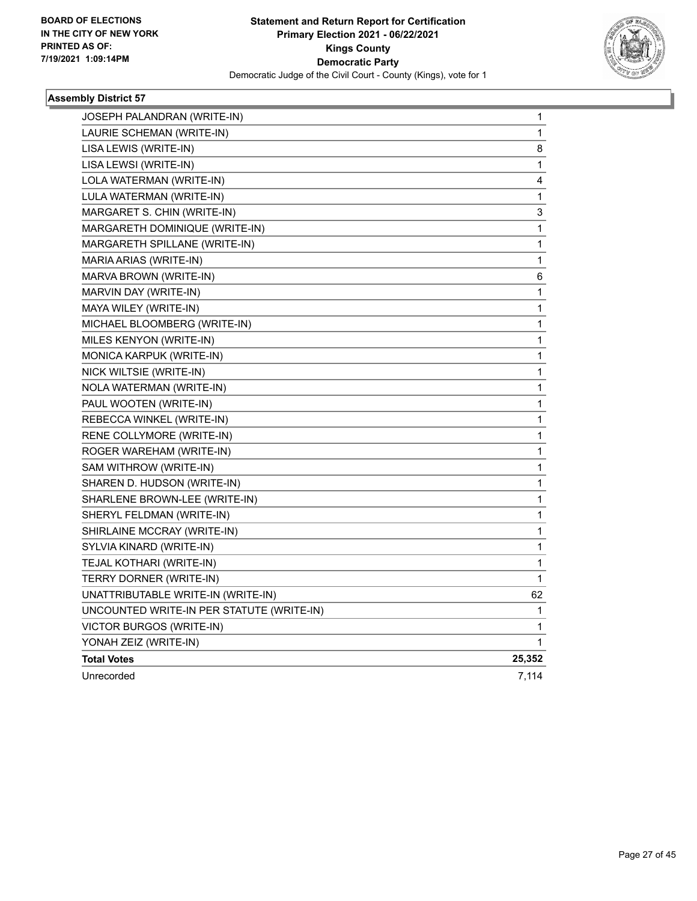BOARD OF ELECTIONS
IN THE CITY OF NEW YORK
PRINTED AS OF:
7/19/2021 1:09:14PM

**Statement and Return Report for Certification**
**Primary Election 2021 - 06/22/2021**
**Kings County**
**Democratic Party**
Democratic Judge of the Civil Court - County (Kings), vote for 1

### Assembly District 57

| | |
|---|---|
| JOSEPH PALANDRAN (WRITE-IN) | 1 |
| LAURIE SCHEMAN (WRITE-IN) | 1 |
| LISA LEWIS (WRITE-IN) | 8 |
| LISA LEWSI (WRITE-IN) | 1 |
| LOLA WATERMAN (WRITE-IN) | 4 |
| LULA WATERMAN (WRITE-IN) | 1 |
| MARGARET S. CHIN (WRITE-IN) | 3 |
| MARGARETH DOMINIQUE (WRITE-IN) | 1 |
| MARGARETH SPILLANE (WRITE-IN) | 1 |
| MARIA ARIAS (WRITE-IN) | 1 |
| MARVA BROWN (WRITE-IN) | 6 |
| MARVIN DAY (WRITE-IN) | 1 |
| MAYA WILEY (WRITE-IN) | 1 |
| MICHAEL BLOOMBERG (WRITE-IN) | 1 |
| MILES KENYON (WRITE-IN) | 1 |
| MONICA KARPUK (WRITE-IN) | 1 |
| NICK WILTSIE (WRITE-IN) | 1 |
| NOLA WATERMAN (WRITE-IN) | 1 |
| PAUL WOOTEN (WRITE-IN) | 1 |
| REBECCA WINKEL (WRITE-IN) | 1 |
| RENE COLLYMORE (WRITE-IN) | 1 |
| ROGER WAREHAM (WRITE-IN) | 1 |
| SAM WITHROW (WRITE-IN) | 1 |
| SHAREN D. HUDSON (WRITE-IN) | 1 |
| SHARLENE BROWN-LEE (WRITE-IN) | 1 |
| SHERYL FELDMAN (WRITE-IN) | 1 |
| SHIRLAINE MCCRAY (WRITE-IN) | 1 |
| SYLVIA KINARD (WRITE-IN) | 1 |
| TEJAL KOTHARI (WRITE-IN) | 1 |
| TERRY DORNER (WRITE-IN) | 1 |
| UNATTRIBUTABLE WRITE-IN (WRITE-IN) | 62 |
| UNCOUNTED WRITE-IN PER STATUTE (WRITE-IN) | 1 |
| VICTOR BURGOS (WRITE-IN) | 1 |
| YONAH ZEIZ (WRITE-IN) | 1 |
| **Total Votes** | **25,352** |
| Unrecorded | 7,114 |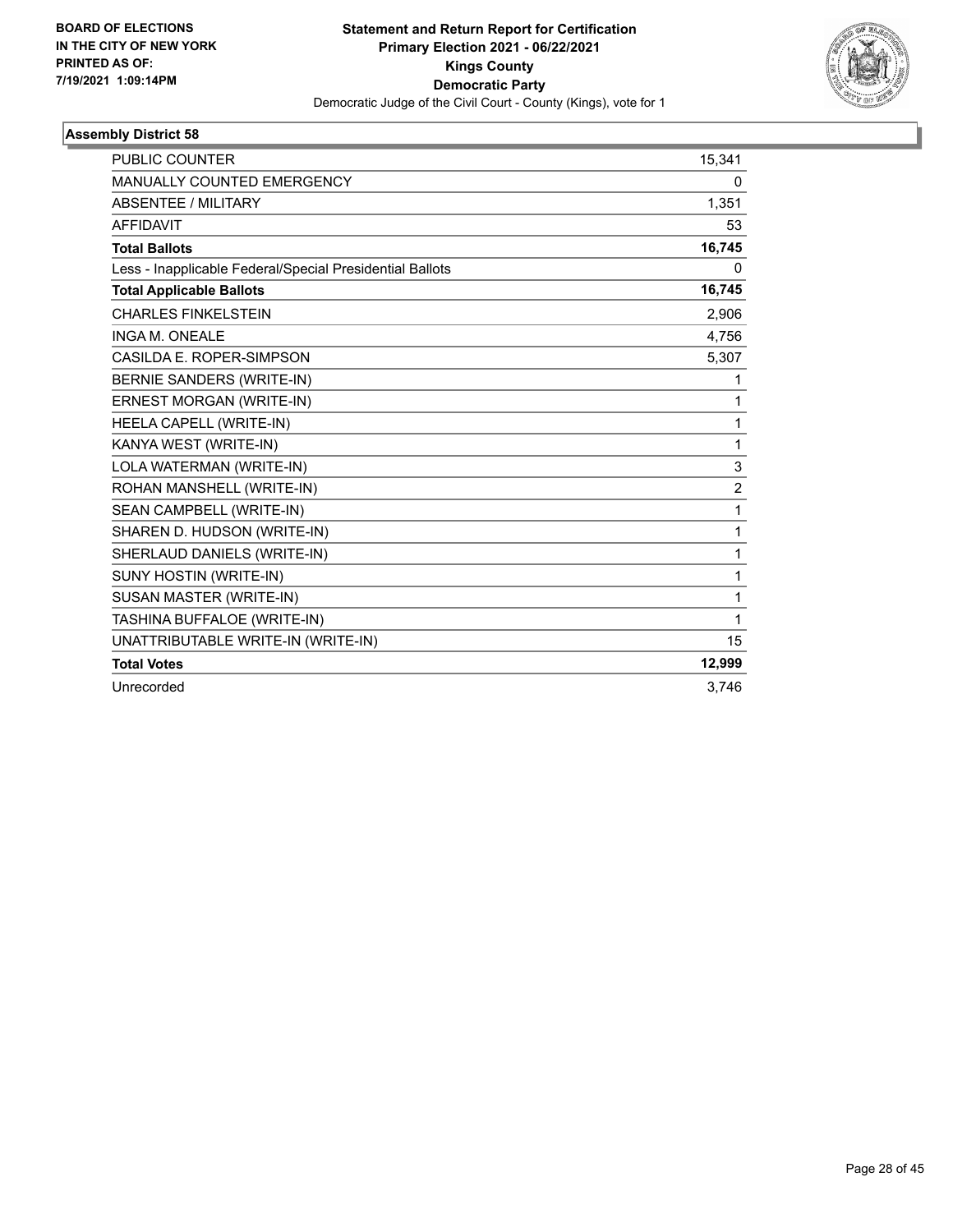**BOARD OF ELECTIONS IN THE CITY OF NEW YORK PRINTED AS OF: 7/19/2021 1:09:14PM**

**Statement and Return Report for Certification Primary Election 2021 - 06/22/2021 Kings County Democratic Party**

Democratic Judge of the Civil Court - County (Kings), vote for 1

### Assembly District 58

| | |
|---|---|
| PUBLIC COUNTER | 15,341 |
| MANUALLY COUNTED EMERGENCY | 0 |
| ABSENTEE / MILITARY | 1,351 |
| AFFIDAVIT | 53 |
| **Total Ballots** | **16,745** |
| Less - Inapplicable Federal/Special Presidential Ballots | 0 |
| **Total Applicable Ballots** | **16,745** |
| CHARLES FINKELSTEIN | 2,906 |
| INGA M. ONEALE | 4,756 |
| CASILDA E. ROPER-SIMPSON | 5,307 |
| BERNIE SANDERS (WRITE-IN) | 1 |
| ERNEST MORGAN (WRITE-IN) | 1 |
| HEELA CAPELL (WRITE-IN) | 1 |
| KANYA WEST (WRITE-IN) | 1 |
| LOLA WATERMAN (WRITE-IN) | 3 |
| ROHAN MANSHELL (WRITE-IN) | 2 |
| SEAN CAMPBELL (WRITE-IN) | 1 |
| SHAREN D. HUDSON (WRITE-IN) | 1 |
| SHERLAUD DANIELS (WRITE-IN) | 1 |
| SUNY HOSTIN (WRITE-IN) | 1 |
| SUSAN MASTER (WRITE-IN) | 1 |
| TASHINA BUFFALOE (WRITE-IN) | 1 |
| UNATTRIBUTABLE WRITE-IN (WRITE-IN) | 15 |
| **Total Votes** | **12,999** |
| Unrecorded | 3,746 |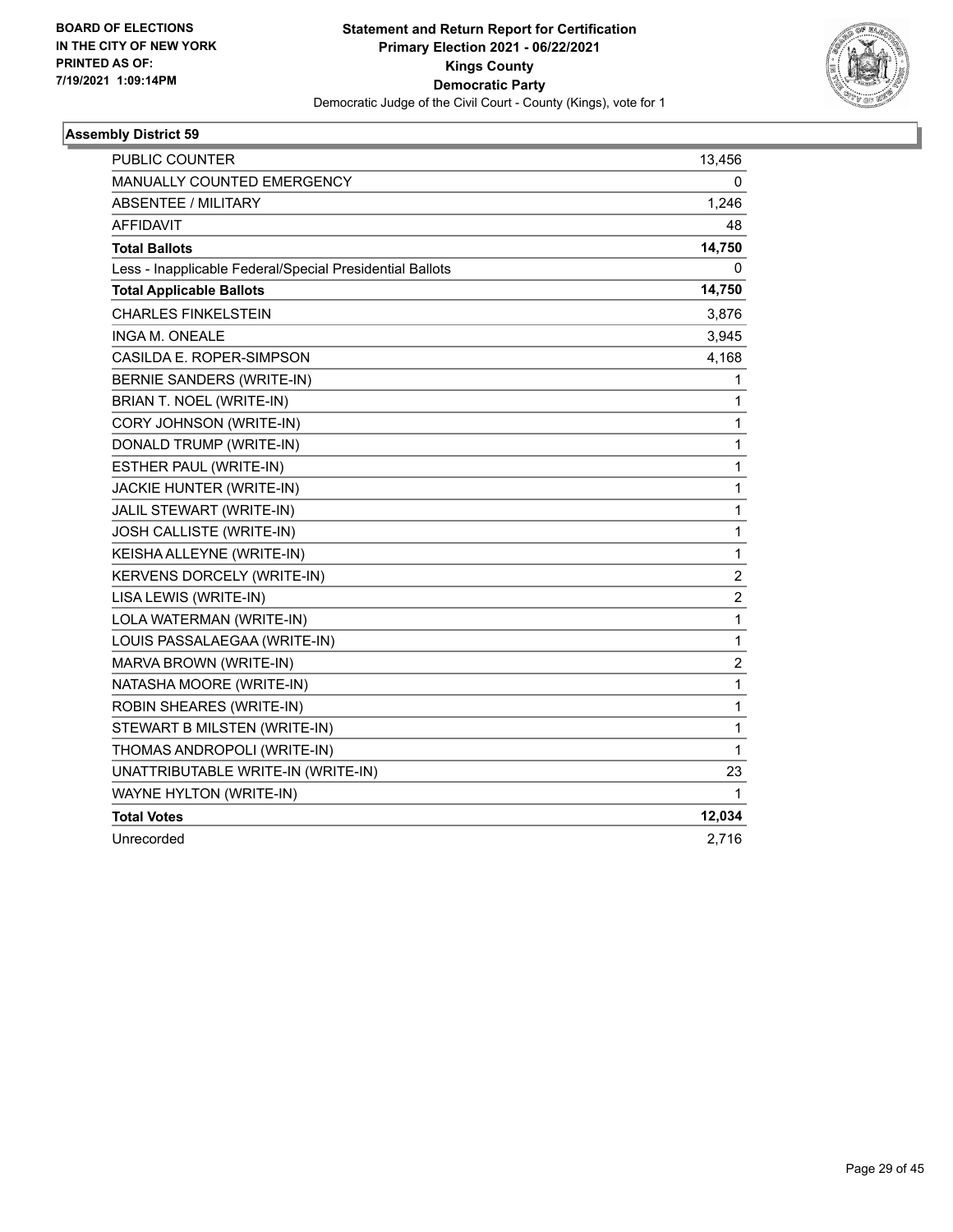BOARD OF ELECTIONS
IN THE CITY OF NEW YORK
PRINTED AS OF:
7/19/2021 1:09:14PM

**Statement and Return Report for Certification**
**Primary Election 2021 - 06/22/2021**
**Kings County**
**Democratic Party**
Democratic Judge of the Civil Court - County (Kings), vote for 1

### Assembly District 59

| | |
|---|---|
| PUBLIC COUNTER | 13,456 |
| MANUALLY COUNTED EMERGENCY | 0 |
| ABSENTEE / MILITARY | 1,246 |
| AFFIDAVIT | 48 |
| **Total Ballots** | **14,750** |
| Less - Inapplicable Federal/Special Presidential Ballots | 0 |
| **Total Applicable Ballots** | **14,750** |
| CHARLES FINKELSTEIN | 3,876 |
| INGA M. ONEALE | 3,945 |
| CASILDA E. ROPER-SIMPSON | 4,168 |
| BERNIE SANDERS (WRITE-IN) | 1 |
| BRIAN T. NOEL (WRITE-IN) | 1 |
| CORY JOHNSON (WRITE-IN) | 1 |
| DONALD TRUMP (WRITE-IN) | 1 |
| ESTHER PAUL (WRITE-IN) | 1 |
| JACKIE HUNTER (WRITE-IN) | 1 |
| JALIL STEWART (WRITE-IN) | 1 |
| JOSH CALLISTE (WRITE-IN) | 1 |
| KEISHA ALLEYNE (WRITE-IN) | 1 |
| KERVENS DORCELY (WRITE-IN) | 2 |
| LISA LEWIS (WRITE-IN) | 2 |
| LOLA WATERMAN (WRITE-IN) | 1 |
| LOUIS PASSALAEGAA (WRITE-IN) | 1 |
| MARVA BROWN (WRITE-IN) | 2 |
| NATASHA MOORE (WRITE-IN) | 1 |
| ROBIN SHEARES (WRITE-IN) | 1 |
| STEWART B MILSTEN (WRITE-IN) | 1 |
| THOMAS ANDROPOLI (WRITE-IN) | 1 |
| UNATTRIBUTABLE WRITE-IN (WRITE-IN) | 23 |
| WAYNE HYLTON (WRITE-IN) | 1 |
| **Total Votes** | **12,034** |
| Unrecorded | 2,716 |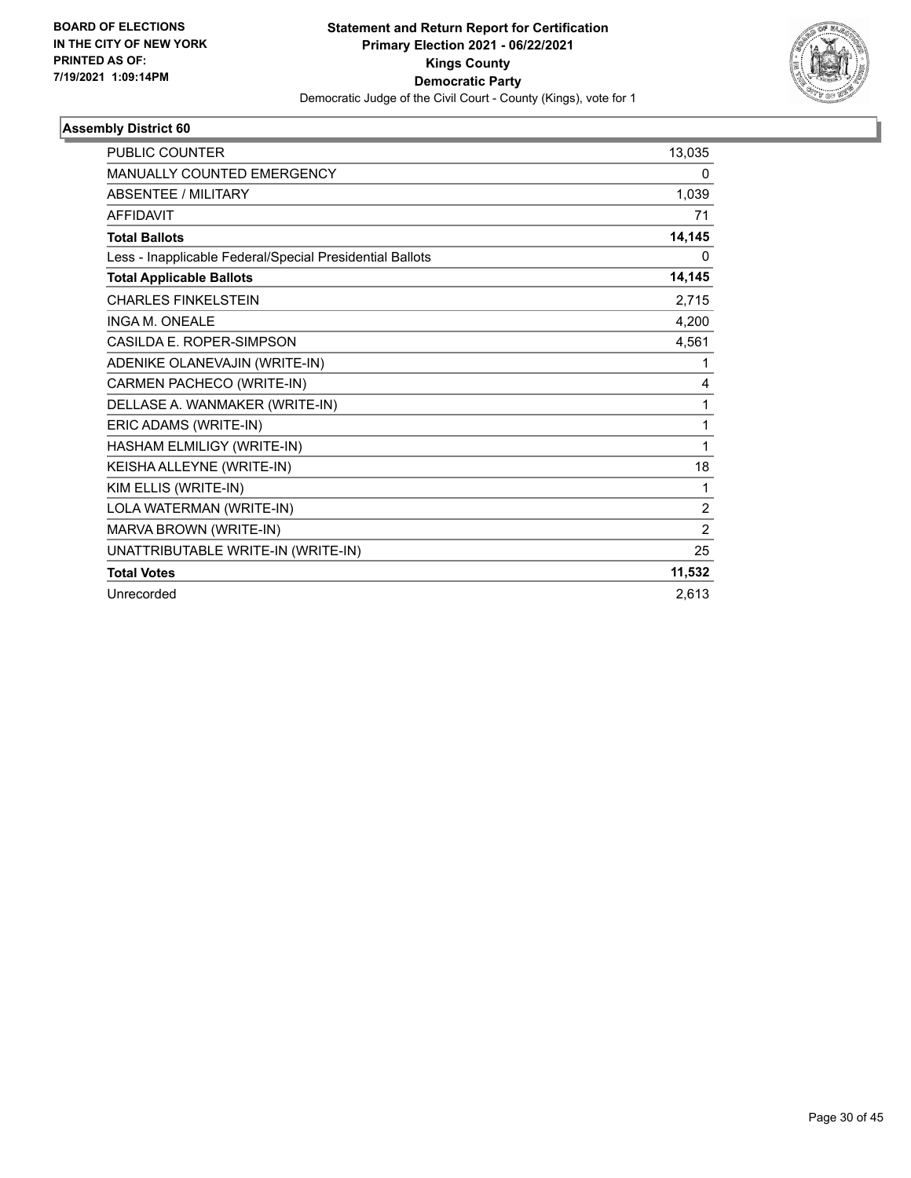**BOARD OF ELECTIONS IN THE CITY OF NEW YORK PRINTED AS OF: 7/19/2021 1:09:14PM**

**Statement and Return Report for Certification Primary Election 2021 - 06/22/2021 Kings County Democratic Party**

Democratic Judge of the Civil Court - County (Kings), vote for 1

### Assembly District 60

| | |
|---|---|
| PUBLIC COUNTER | 13,035 |
| MANUALLY COUNTED EMERGENCY | 0 |
| ABSENTEE / MILITARY | 1,039 |
| AFFIDAVIT | 71 |
| **Total Ballots** | **14,145** |
| Less - Inapplicable Federal/Special Presidential Ballots | 0 |
| **Total Applicable Ballots** | **14,145** |
| CHARLES FINKELSTEIN | 2,715 |
| INGA M. ONEALE | 4,200 |
| CASILDA E. ROPER-SIMPSON | 4,561 |
| ADENIKE OLANEVAJIN (WRITE-IN) | 1 |
| CARMEN PACHECO (WRITE-IN) | 4 |
| DELLASE A. WANMAKER (WRITE-IN) | 1 |
| ERIC ADAMS (WRITE-IN) | 1 |
| HASHAM ELMILIGY (WRITE-IN) | 1 |
| KEISHA ALLEYNE (WRITE-IN) | 18 |
| KIM ELLIS (WRITE-IN) | 1 |
| LOLA WATERMAN (WRITE-IN) | 2 |
| MARVA BROWN (WRITE-IN) | 2 |
| UNATTRIBUTABLE WRITE-IN (WRITE-IN) | 25 |
| **Total Votes** | **11,532** |
| Unrecorded | 2,613 |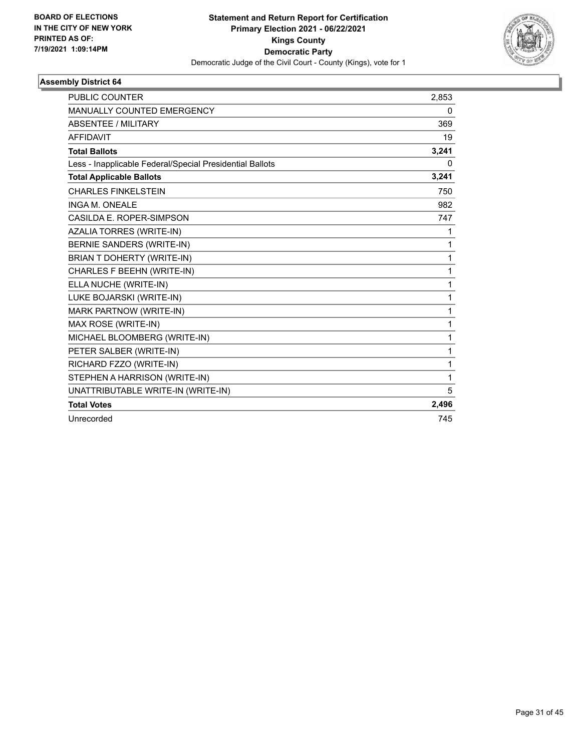**BOARD OF ELECTIONS IN THE CITY OF NEW YORK PRINTED AS OF: 7/19/2021 1:09:14PM**

**Statement and Return Report for Certification**
**Primary Election 2021 - 06/22/2021**
**Kings County**
**Democratic Party**
Democratic Judge of the Civil Court - County (Kings), vote for 1

**Assembly District 64**

| | |
|---|---|
| PUBLIC COUNTER | 2,853 |
| MANUALLY COUNTED EMERGENCY | 0 |
| ABSENTEE / MILITARY | 369 |
| AFFIDAVIT | 19 |
| **Total Ballots** | **3,241** |
| Less - Inapplicable Federal/Special Presidential Ballots | 0 |
| **Total Applicable Ballots** | **3,241** |
| CHARLES FINKELSTEIN | 750 |
| INGA M. ONEALE | 982 |
| CASILDA E. ROPER-SIMPSON | 747 |
| AZALIA TORRES (WRITE-IN) | 1 |
| BERNIE SANDERS (WRITE-IN) | 1 |
| BRIAN T DOHERTY (WRITE-IN) | 1 |
| CHARLES F BEEHN (WRITE-IN) | 1 |
| ELLA NUCHE (WRITE-IN) | 1 |
| LUKE BOJARSKI (WRITE-IN) | 1 |
| MARK PARTNOW (WRITE-IN) | 1 |
| MAX ROSE (WRITE-IN) | 1 |
| MICHAEL BLOOMBERG (WRITE-IN) | 1 |
| PETER SALBER (WRITE-IN) | 1 |
| RICHARD FZZO (WRITE-IN) | 1 |
| STEPHEN A HARRISON (WRITE-IN) | 1 |
| UNATTRIBUTABLE WRITE-IN (WRITE-IN) | 5 |
| **Total Votes** | **2,496** |
| Unrecorded | 745 |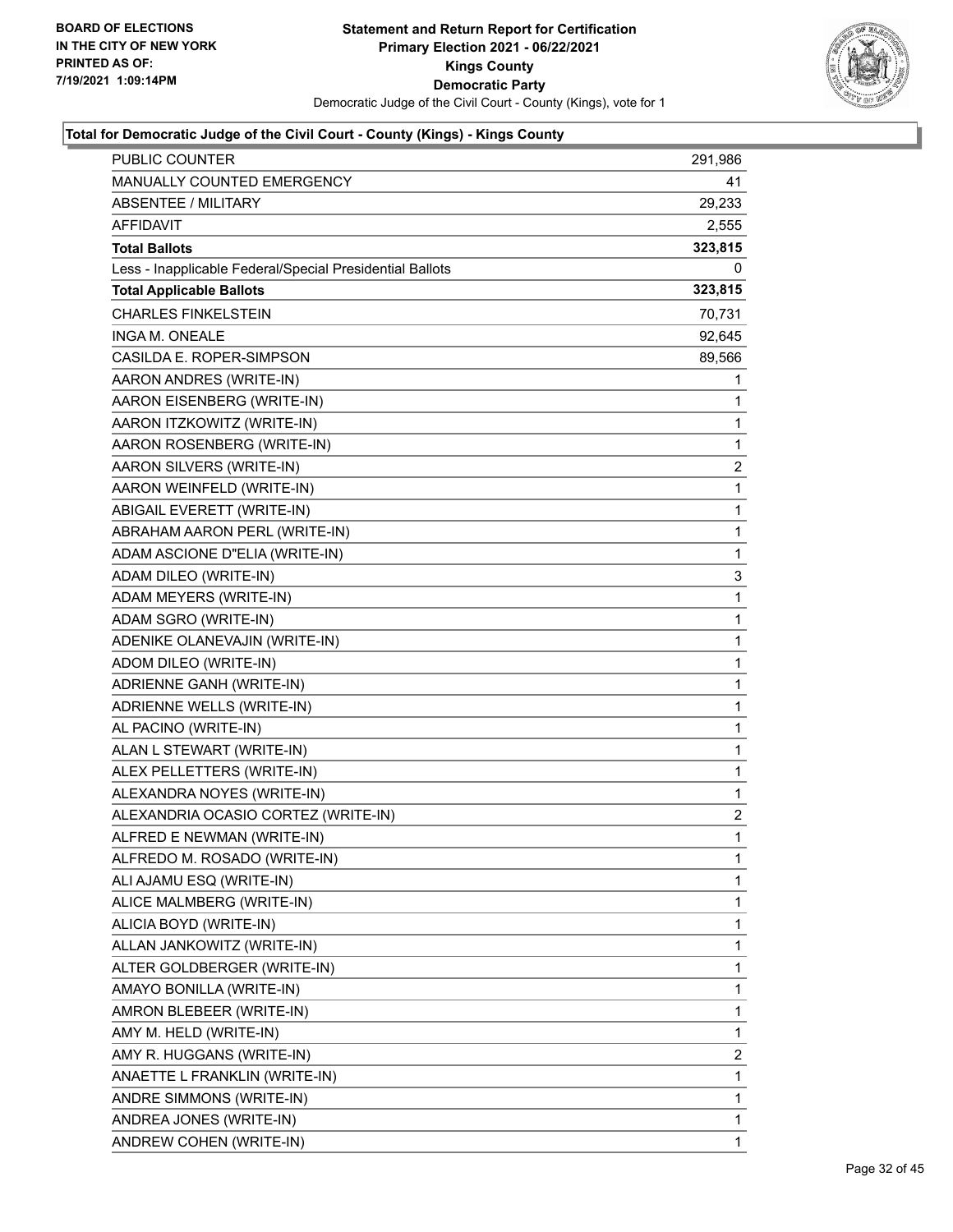**Statement and Return Report for Certification**
**Primary Election 2021 - 06/22/2021**
**Kings County**
**Democratic Party**
Democratic Judge of the Civil Court - County (Kings), vote for 1

BOARD OF ELECTIONS
IN THE CITY OF NEW YORK
PRINTED AS OF:
7/19/2021 1:09:14PM

### Total for Democratic Judge of the Civil Court - County (Kings) - Kings County

| | |
|---|---|
| PUBLIC COUNTER | 291,986 |
| MANUALLY COUNTED EMERGENCY | 41 |
| ABSENTEE / MILITARY | 29,233 |
| AFFIDAVIT | 2,555 |
| **Total Ballots** | **323,815** |
| Less - Inapplicable Federal/Special Presidential Ballots | 0 |
| **Total Applicable Ballots** | **323,815** |
| CHARLES FINKELSTEIN | 70,731 |
| INGA M. ONEALE | 92,645 |
| CASILDA E. ROPER-SIMPSON | 89,566 |
| AARON ANDRES (WRITE-IN) | 1 |
| AARON EISENBERG (WRITE-IN) | 1 |
| AARON ITZKOWITZ (WRITE-IN) | 1 |
| AARON ROSENBERG (WRITE-IN) | 1 |
| AARON SILVERS (WRITE-IN) | 2 |
| AARON WEINFELD (WRITE-IN) | 1 |
| ABIGAIL EVERETT (WRITE-IN) | 1 |
| ABRAHAM AARON PERL (WRITE-IN) | 1 |
| ADAM ASCIONE D"ELIA (WRITE-IN) | 1 |
| ADAM DILEO (WRITE-IN) | 3 |
| ADAM MEYERS (WRITE-IN) | 1 |
| ADAM SGRO (WRITE-IN) | 1 |
| ADENIKE OLANEVAJIN (WRITE-IN) | 1 |
| ADOM DILEO (WRITE-IN) | 1 |
| ADRIENNE GANH (WRITE-IN) | 1 |
| ADRIENNE WELLS (WRITE-IN) | 1 |
| AL PACINO (WRITE-IN) | 1 |
| ALAN L STEWART (WRITE-IN) | 1 |
| ALEX PELLETTERS (WRITE-IN) | 1 |
| ALEXANDRA NOYES (WRITE-IN) | 1 |
| ALEXANDRIA OCASIO CORTEZ (WRITE-IN) | 2 |
| ALFRED E NEWMAN (WRITE-IN) | 1 |
| ALFREDO M. ROSADO (WRITE-IN) | 1 |
| ALI AJAMU ESQ (WRITE-IN) | 1 |
| ALICE MALMBERG (WRITE-IN) | 1 |
| ALICIA BOYD (WRITE-IN) | 1 |
| ALLAN JANKOWITZ (WRITE-IN) | 1 |
| ALTER GOLDBERGER (WRITE-IN) | 1 |
| AMAYO BONILLA (WRITE-IN) | 1 |
| AMRON BLEBEER (WRITE-IN) | 1 |
| AMY M. HELD (WRITE-IN) | 1 |
| AMY R. HUGGANS (WRITE-IN) | 2 |
| ANAETTE L FRANKLIN (WRITE-IN) | 1 |
| ANDRE SIMMONS (WRITE-IN) | 1 |
| ANDREA JONES (WRITE-IN) | 1 |
| ANDREW COHEN (WRITE-IN) | 1 |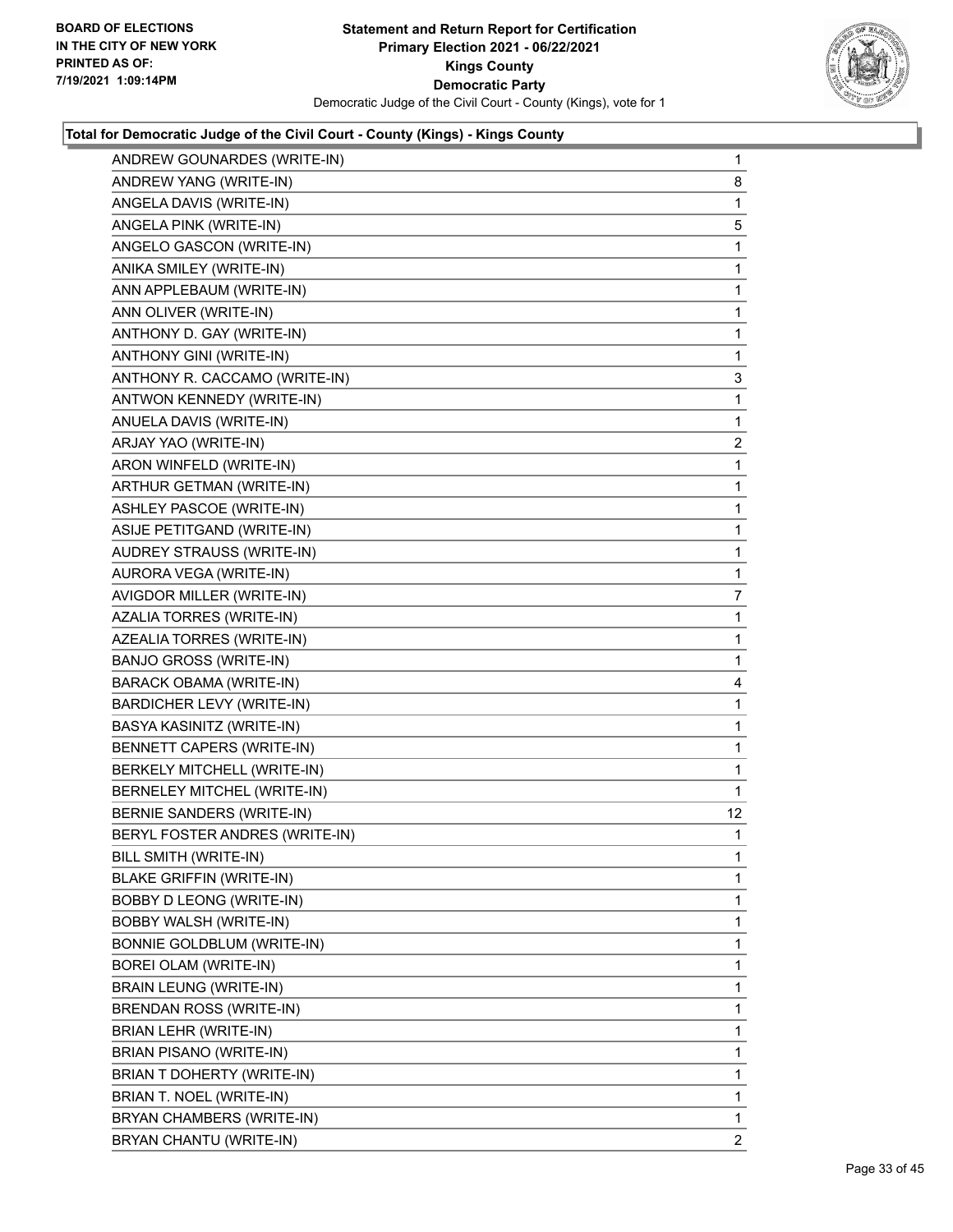**Total for Democratic Judge of the Civil Court - County (Kings) - Kings County**

| | |
|---|---|
| ANDREW GOUNARDES (WRITE-IN) | 1 |
| ANDREW YANG (WRITE-IN) | 8 |
| ANGELA DAVIS (WRITE-IN) | 1 |
| ANGELA PINK (WRITE-IN) | 5 |
| ANGELO GASCON (WRITE-IN) | 1 |
| ANIKA SMILEY (WRITE-IN) | 1 |
| ANN APPLEBAUM (WRITE-IN) | 1 |
| ANN OLIVER (WRITE-IN) | 1 |
| ANTHONY D. GAY (WRITE-IN) | 1 |
| ANTHONY GINI (WRITE-IN) | 1 |
| ANTHONY R. CACCAMO (WRITE-IN) | 3 |
| ANTWON KENNEDY (WRITE-IN) | 1 |
| ANUELA DAVIS (WRITE-IN) | 1 |
| ARJAY YAO (WRITE-IN) | 2 |
| ARON WINFELD (WRITE-IN) | 1 |
| ARTHUR GETMAN (WRITE-IN) | 1 |
| ASHLEY PASCOE (WRITE-IN) | 1 |
| ASIJE PETITGAND (WRITE-IN) | 1 |
| AUDREY STRAUSS (WRITE-IN) | 1 |
| AURORA VEGA (WRITE-IN) | 1 |
| AVIGDOR MILLER (WRITE-IN) | 7 |
| AZALIA TORRES (WRITE-IN) | 1 |
| AZEALIA TORRES (WRITE-IN) | 1 |
| BANJO GROSS (WRITE-IN) | 1 |
| BARACK OBAMA (WRITE-IN) | 4 |
| BARDICHER LEVY (WRITE-IN) | 1 |
| BASYA KASINITZ (WRITE-IN) | 1 |
| BENNETT CAPERS (WRITE-IN) | 1 |
| BERKELY MITCHELL (WRITE-IN) | 1 |
| BERNELEY MITCHEL (WRITE-IN) | 1 |
| BERNIE SANDERS (WRITE-IN) | 12 |
| BERYL FOSTER ANDRES (WRITE-IN) | 1 |
| BILL SMITH (WRITE-IN) | 1 |
| BLAKE GRIFFIN (WRITE-IN) | 1 |
| BOBBY D LEONG (WRITE-IN) | 1 |
| BOBBY WALSH (WRITE-IN) | 1 |
| BONNIE GOLDBLUM (WRITE-IN) | 1 |
| BOREI OLAM (WRITE-IN) | 1 |
| BRAIN LEUNG (WRITE-IN) | 1 |
| BRENDAN ROSS (WRITE-IN) | 1 |
| BRIAN LEHR (WRITE-IN) | 1 |
| BRIAN PISANO (WRITE-IN) | 1 |
| BRIAN T DOHERTY (WRITE-IN) | 1 |
| BRIAN T. NOEL (WRITE-IN) | 1 |
| BRYAN CHAMBERS (WRITE-IN) | 1 |
| BRYAN CHANTU (WRITE-IN) | 2 |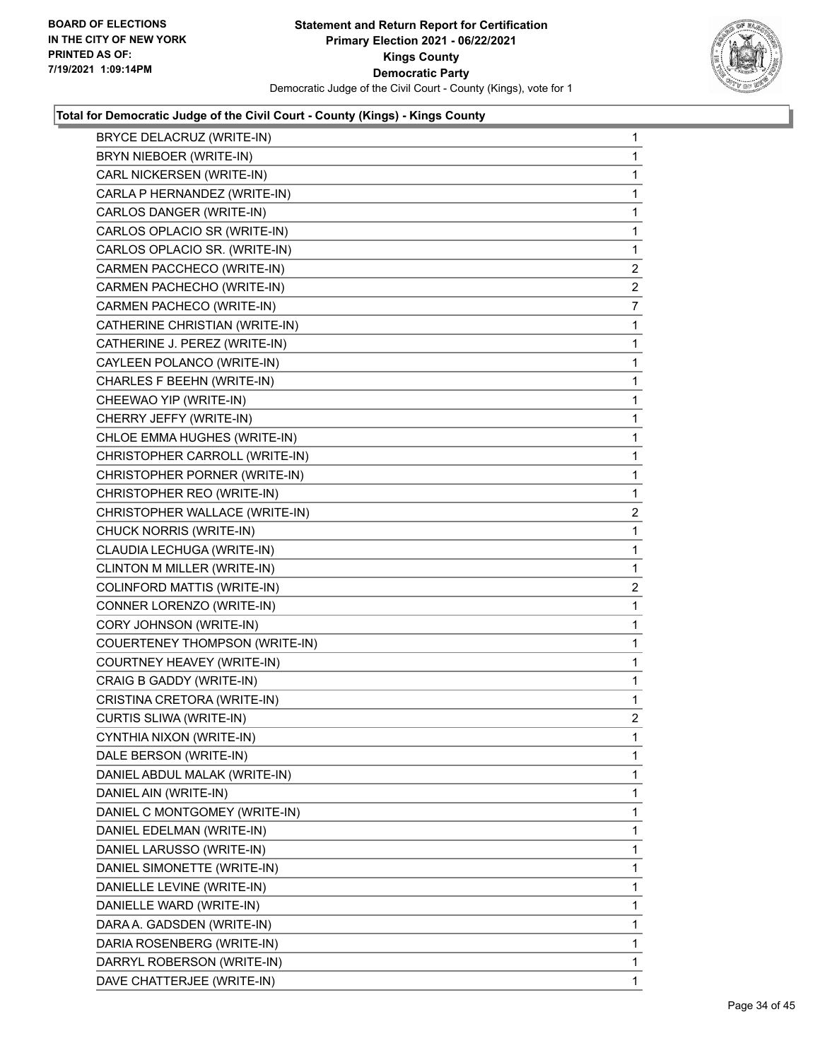**Statement and Return Report for Certification**
**Primary Election 2021 - 06/22/2021**
**Kings County**
**Democratic Party**
Democratic Judge of the Civil Court - County (Kings), vote for 1

BOARD OF ELECTIONS IN THE CITY OF NEW YORK PRINTED AS OF: 7/19/2021 1:09:14PM

### Total for Democratic Judge of the Civil Court - County (Kings) - Kings County

| Candidate | Votes |
|---|---|
| BRYCE DELACRUZ (WRITE-IN) | 1 |
| BRYN NIEBOER (WRITE-IN) | 1 |
| CARL NICKERSEN (WRITE-IN) | 1 |
| CARLA P HERNANDEZ (WRITE-IN) | 1 |
| CARLOS DANGER (WRITE-IN) | 1 |
| CARLOS OPLACIO SR (WRITE-IN) | 1 |
| CARLOS OPLACIO SR. (WRITE-IN) | 1 |
| CARMEN PACCHECO (WRITE-IN) | 2 |
| CARMEN PACHECHO (WRITE-IN) | 2 |
| CARMEN PACHECO (WRITE-IN) | 7 |
| CATHERINE CHRISTIAN (WRITE-IN) | 1 |
| CATHERINE J. PEREZ (WRITE-IN) | 1 |
| CAYLEEN POLANCO (WRITE-IN) | 1 |
| CHARLES F BEEHN (WRITE-IN) | 1 |
| CHEEWAO YIP (WRITE-IN) | 1 |
| CHERRY JEFFY (WRITE-IN) | 1 |
| CHLOE EMMA HUGHES (WRITE-IN) | 1 |
| CHRISTOPHER CARROLL (WRITE-IN) | 1 |
| CHRISTOPHER PORNER (WRITE-IN) | 1 |
| CHRISTOPHER REO (WRITE-IN) | 1 |
| CHRISTOPHER WALLACE (WRITE-IN) | 2 |
| CHUCK NORRIS (WRITE-IN) | 1 |
| CLAUDIA LECHUGA (WRITE-IN) | 1 |
| CLINTON M MILLER (WRITE-IN) | 1 |
| COLINFORD MATTIS (WRITE-IN) | 2 |
| CONNER LORENZO (WRITE-IN) | 1 |
| CORY JOHNSON (WRITE-IN) | 1 |
| COUERTENEY THOMPSON (WRITE-IN) | 1 |
| COURTNEY HEAVEY (WRITE-IN) | 1 |
| CRAIG B GADDY (WRITE-IN) | 1 |
| CRISTINA CRETORA (WRITE-IN) | 1 |
| CURTIS SLIWA (WRITE-IN) | 2 |
| CYNTHIA NIXON (WRITE-IN) | 1 |
| DALE BERSON (WRITE-IN) | 1 |
| DANIEL ABDUL MALAK (WRITE-IN) | 1 |
| DANIEL AIN (WRITE-IN) | 1 |
| DANIEL C MONTGOMEY (WRITE-IN) | 1 |
| DANIEL EDELMAN (WRITE-IN) | 1 |
| DANIEL LARUSSO (WRITE-IN) | 1 |
| DANIEL SIMONETTE (WRITE-IN) | 1 |
| DANIELLE LEVINE (WRITE-IN) | 1 |
| DANIELLE WARD (WRITE-IN) | 1 |
| DARA A. GADSDEN (WRITE-IN) | 1 |
| DARIA ROSENBERG (WRITE-IN) | 1 |
| DARRYL ROBERSON (WRITE-IN) | 1 |
| DAVE CHATTERJEE (WRITE-IN) | 1 |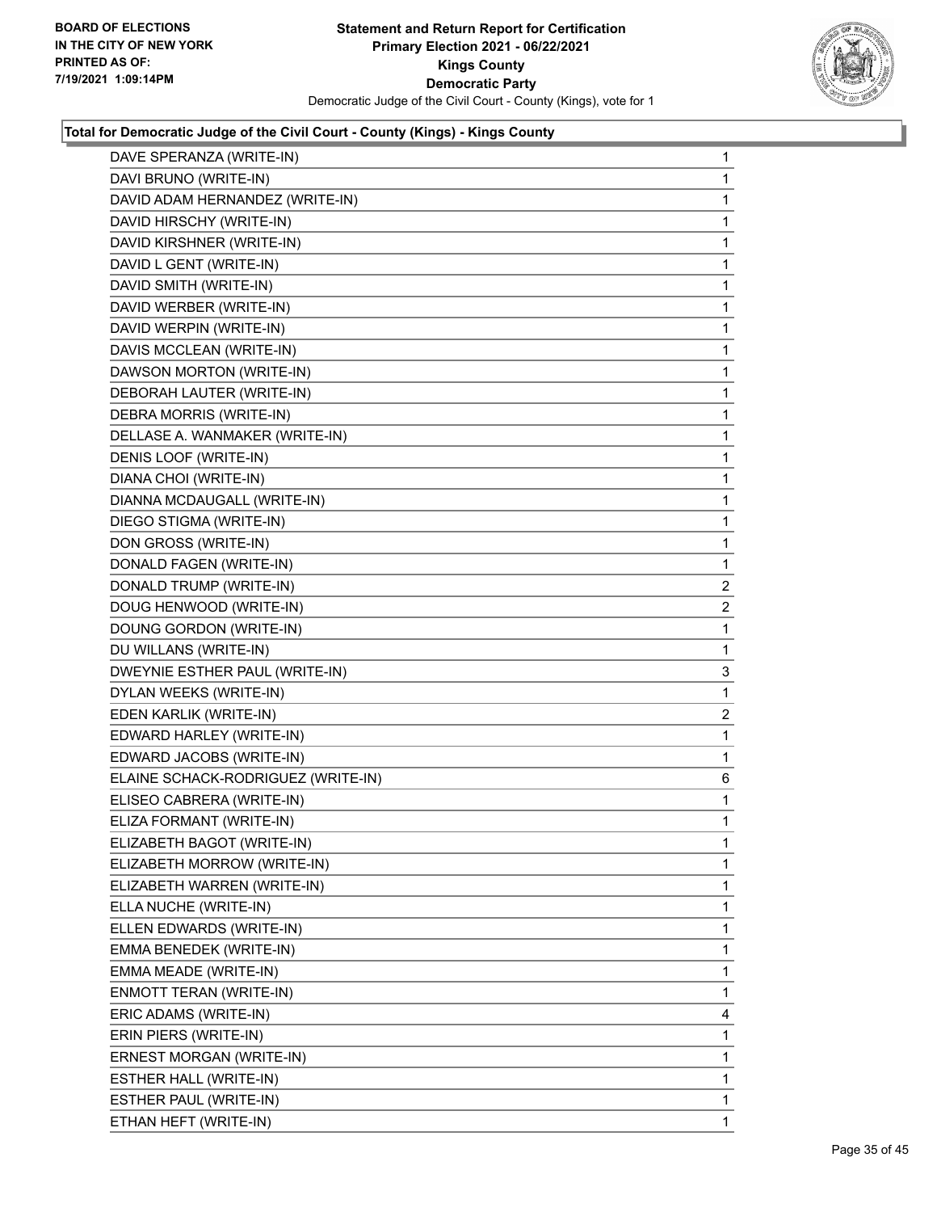**BOARD OF ELECTIONS IN THE CITY OF NEW YORK PRINTED AS OF: 7/19/2021 1:09:14PM**

**Statement and Return Report for Certification Primary Election 2021 - 06/22/2021 Kings County Democratic Party**

Democratic Judge of the Civil Court - County (Kings), vote for 1

**Total for Democratic Judge of the Civil Court - County (Kings) - Kings County**

| | |
|---|---|
| DAVE SPERANZA (WRITE-IN) | 1 |
| DAVI BRUNO (WRITE-IN) | 1 |
| DAVID ADAM HERNANDEZ (WRITE-IN) | 1 |
| DAVID HIRSCHY (WRITE-IN) | 1 |
| DAVID KIRSHNER (WRITE-IN) | 1 |
| DAVID L GENT (WRITE-IN) | 1 |
| DAVID SMITH (WRITE-IN) | 1 |
| DAVID WERBER (WRITE-IN) | 1 |
| DAVID WERPIN (WRITE-IN) | 1 |
| DAVIS MCCLEAN (WRITE-IN) | 1 |
| DAWSON MORTON (WRITE-IN) | 1 |
| DEBORAH LAUTER (WRITE-IN) | 1 |
| DEBRA MORRIS (WRITE-IN) | 1 |
| DELLASE A. WANMAKER (WRITE-IN) | 1 |
| DENIS LOOF (WRITE-IN) | 1 |
| DIANA CHOI (WRITE-IN) | 1 |
| DIANNA MCDAUGALL (WRITE-IN) | 1 |
| DIEGO STIGMA (WRITE-IN) | 1 |
| DON GROSS (WRITE-IN) | 1 |
| DONALD FAGEN (WRITE-IN) | 1 |
| DONALD TRUMP (WRITE-IN) | 2 |
| DOUG HENWOOD (WRITE-IN) | 2 |
| DOUNG GORDON (WRITE-IN) | 1 |
| DU WILLANS (WRITE-IN) | 1 |
| DWEYNIE ESTHER PAUL (WRITE-IN) | 3 |
| DYLAN WEEKS (WRITE-IN) | 1 |
| EDEN KARLIK (WRITE-IN) | 2 |
| EDWARD HARLEY (WRITE-IN) | 1 |
| EDWARD JACOBS (WRITE-IN) | 1 |
| ELAINE SCHACK-RODRIGUEZ (WRITE-IN) | 6 |
| ELISEO CABRERA (WRITE-IN) | 1 |
| ELIZA FORMANT (WRITE-IN) | 1 |
| ELIZABETH BAGOT (WRITE-IN) | 1 |
| ELIZABETH MORROW (WRITE-IN) | 1 |
| ELIZABETH WARREN (WRITE-IN) | 1 |
| ELLA NUCHE (WRITE-IN) | 1 |
| ELLEN EDWARDS (WRITE-IN) | 1 |
| EMMA BENEDEK (WRITE-IN) | 1 |
| EMMA MEADE (WRITE-IN) | 1 |
| ENMOTT TERAN (WRITE-IN) | 1 |
| ERIC ADAMS (WRITE-IN) | 4 |
| ERIN PIERS (WRITE-IN) | 1 |
| ERNEST MORGAN (WRITE-IN) | 1 |
| ESTHER HALL (WRITE-IN) | 1 |
| ESTHER PAUL (WRITE-IN) | 1 |
| ETHAN HEFT (WRITE-IN) | 1 |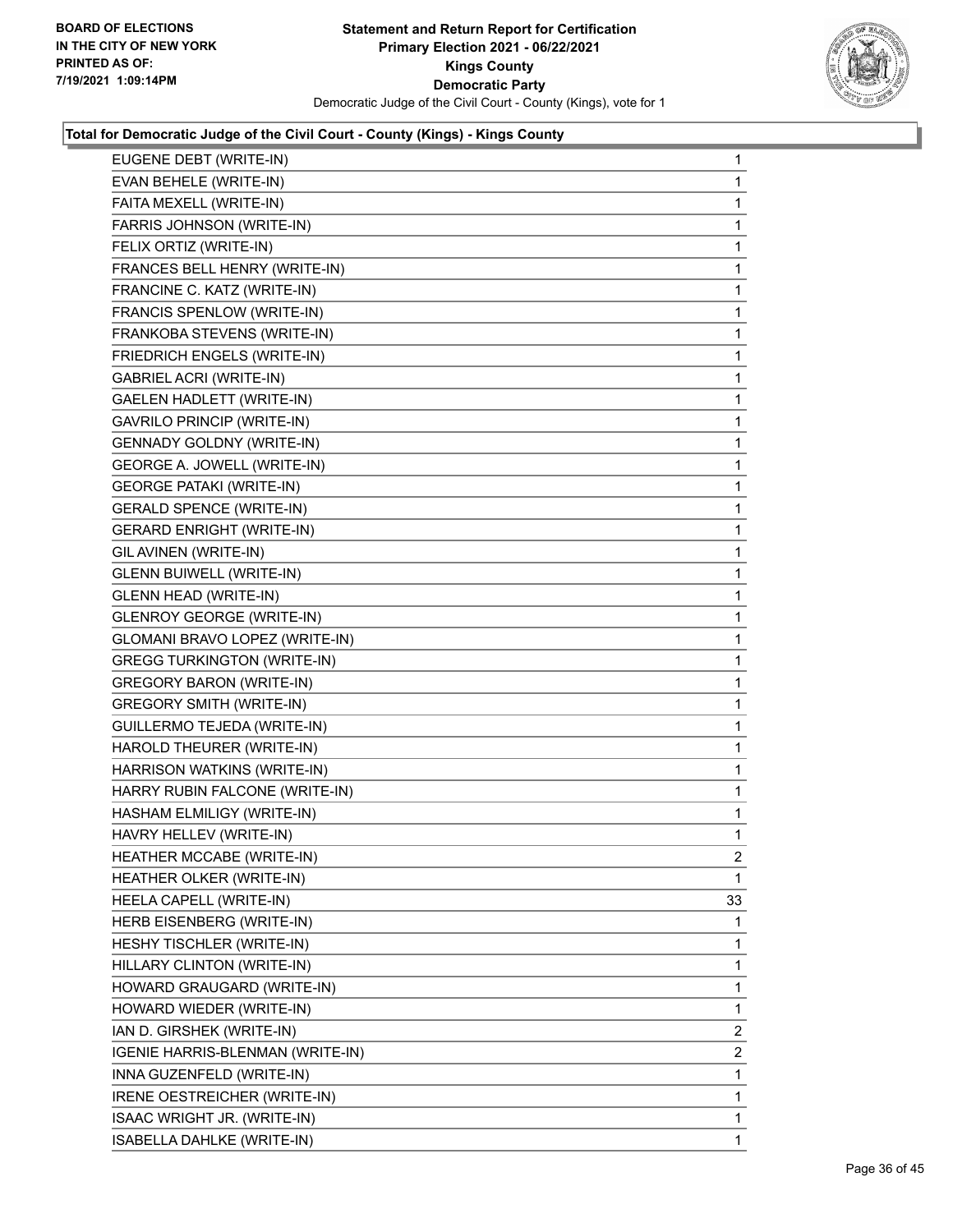### Total for Democratic Judge of the Civil Court - County (Kings) - Kings County

| | |
|---|---|
| EUGENE DEBT (WRITE-IN) | 1 |
| EVAN BEHELE (WRITE-IN) | 1 |
| FAITA MEXELL (WRITE-IN) | 1 |
| FARRIS JOHNSON (WRITE-IN) | 1 |
| FELIX ORTIZ (WRITE-IN) | 1 |
| FRANCES BELL HENRY (WRITE-IN) | 1 |
| FRANCINE C. KATZ (WRITE-IN) | 1 |
| FRANCIS SPENLOW (WRITE-IN) | 1 |
| FRANKOBA STEVENS (WRITE-IN) | 1 |
| FRIEDRICH ENGELS (WRITE-IN) | 1 |
| GABRIEL ACRI (WRITE-IN) | 1 |
| GAELEN HADLETT (WRITE-IN) | 1 |
| GAVRILO PRINCIP (WRITE-IN) | 1 |
| GENNADY GOLDNY (WRITE-IN) | 1 |
| GEORGE A. JOWELL (WRITE-IN) | 1 |
| GEORGE PATAKI (WRITE-IN) | 1 |
| GERALD SPENCE (WRITE-IN) | 1 |
| GERARD ENRIGHT (WRITE-IN) | 1 |
| GIL AVINEN (WRITE-IN) | 1 |
| GLENN BUIWELL (WRITE-IN) | 1 |
| GLENN HEAD (WRITE-IN) | 1 |
| GLENROY GEORGE (WRITE-IN) | 1 |
| GLOMANI BRAVO LOPEZ (WRITE-IN) | 1 |
| GREGG TURKINGTON (WRITE-IN) | 1 |
| GREGORY BARON (WRITE-IN) | 1 |
| GREGORY SMITH (WRITE-IN) | 1 |
| GUILLERMO TEJEDA (WRITE-IN) | 1 |
| HAROLD THEURER (WRITE-IN) | 1 |
| HARRISON WATKINS (WRITE-IN) | 1 |
| HARRY RUBIN FALCONE (WRITE-IN) | 1 |
| HASHAM ELMILIGY (WRITE-IN) | 1 |
| HAVRY HELLEV (WRITE-IN) | 1 |
| HEATHER MCCABE (WRITE-IN) | 2 |
| HEATHER OLKER (WRITE-IN) | 1 |
| HEELA CAPELL (WRITE-IN) | 33 |
| HERB EISENBERG (WRITE-IN) | 1 |
| HESHY TISCHLER (WRITE-IN) | 1 |
| HILLARY CLINTON (WRITE-IN) | 1 |
| HOWARD GRAUGARD (WRITE-IN) | 1 |
| HOWARD WIEDER (WRITE-IN) | 1 |
| IAN D. GIRSHEK (WRITE-IN) | 2 |
| IGENIE HARRIS-BLENMAN (WRITE-IN) | 2 |
| INNA GUZENFELD (WRITE-IN) | 1 |
| IRENE OESTREICHER (WRITE-IN) | 1 |
| ISAAC WRIGHT JR. (WRITE-IN) | 1 |
| ISABELLA DAHLKE (WRITE-IN) | 1 |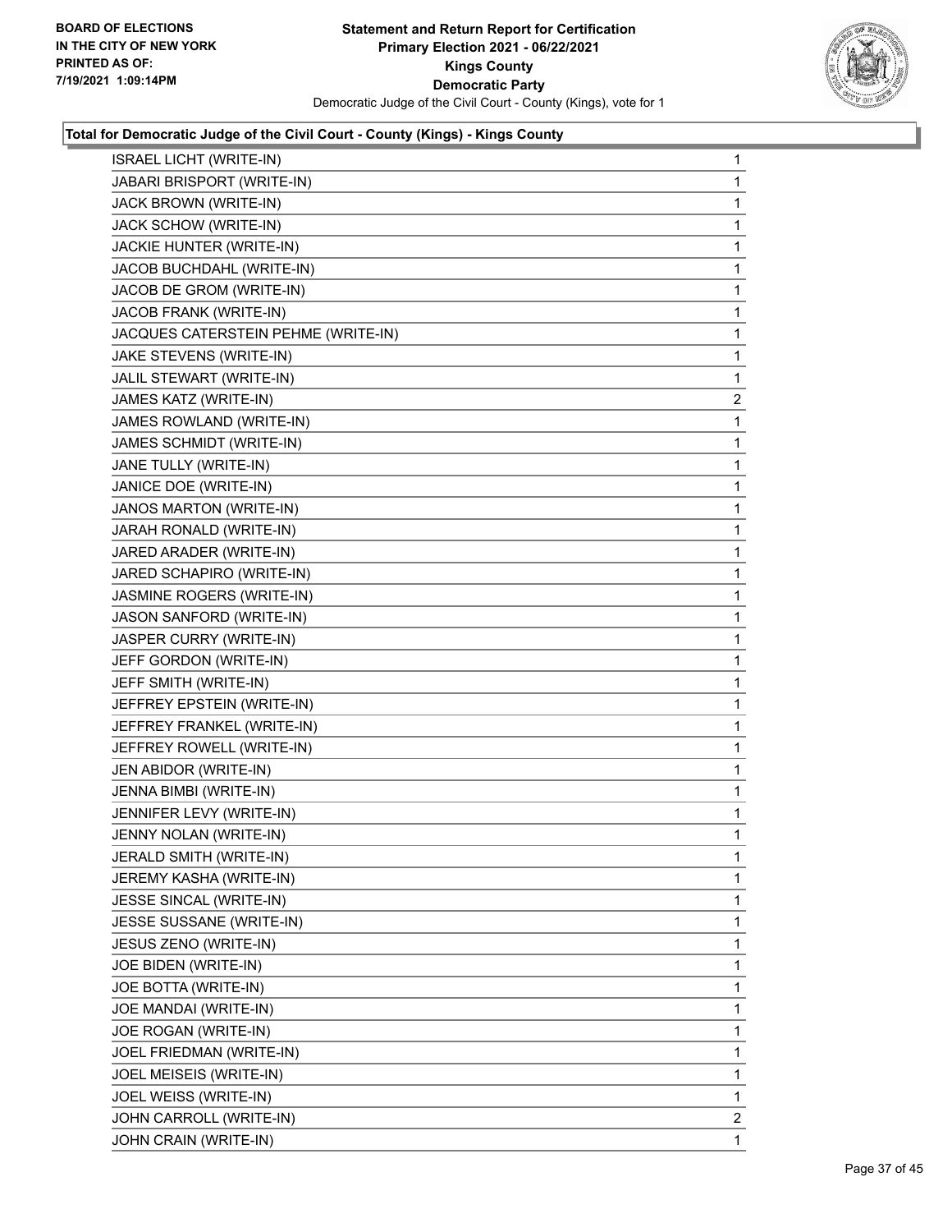## Total for Democratic Judge of the Civil Court - County (Kings) - Kings County

| Candidate | Votes |
|---|---|
| ISRAEL LICHT (WRITE-IN) | 1 |
| JABARI BRISPORT (WRITE-IN) | 1 |
| JACK BROWN (WRITE-IN) | 1 |
| JACK SCHOW (WRITE-IN) | 1 |
| JACKIE HUNTER (WRITE-IN) | 1 |
| JACOB BUCHDAHL (WRITE-IN) | 1 |
| JACOB DE GROM (WRITE-IN) | 1 |
| JACOB FRANK (WRITE-IN) | 1 |
| JACQUES CATERSTEIN PEHME (WRITE-IN) | 1 |
| JAKE STEVENS (WRITE-IN) | 1 |
| JALIL STEWART (WRITE-IN) | 1 |
| JAMES KATZ (WRITE-IN) | 2 |
| JAMES ROWLAND (WRITE-IN) | 1 |
| JAMES SCHMIDT (WRITE-IN) | 1 |
| JANE TULLY (WRITE-IN) | 1 |
| JANICE DOE (WRITE-IN) | 1 |
| JANOS MARTON (WRITE-IN) | 1 |
| JARAH RONALD (WRITE-IN) | 1 |
| JARED ARADER (WRITE-IN) | 1 |
| JARED SCHAPIRO (WRITE-IN) | 1 |
| JASMINE ROGERS (WRITE-IN) | 1 |
| JASON SANFORD (WRITE-IN) | 1 |
| JASPER CURRY (WRITE-IN) | 1 |
| JEFF GORDON (WRITE-IN) | 1 |
| JEFF SMITH (WRITE-IN) | 1 |
| JEFFREY EPSTEIN (WRITE-IN) | 1 |
| JEFFREY FRANKEL (WRITE-IN) | 1 |
| JEFFREY ROWELL (WRITE-IN) | 1 |
| JEN ABIDOR (WRITE-IN) | 1 |
| JENNA BIMBI (WRITE-IN) | 1 |
| JENNIFER LEVY (WRITE-IN) | 1 |
| JENNY NOLAN (WRITE-IN) | 1 |
| JERALD SMITH (WRITE-IN) | 1 |
| JEREMY KASHA (WRITE-IN) | 1 |
| JESSE SINCAL (WRITE-IN) | 1 |
| JESSE SUSSANE (WRITE-IN) | 1 |
| JESUS ZENO (WRITE-IN) | 1 |
| JOE BIDEN (WRITE-IN) | 1 |
| JOE BOTTA (WRITE-IN) | 1 |
| JOE MANDAI (WRITE-IN) | 1 |
| JOE ROGAN (WRITE-IN) | 1 |
| JOEL FRIEDMAN (WRITE-IN) | 1 |
| JOEL MEISEIS (WRITE-IN) | 1 |
| JOEL WEISS (WRITE-IN) | 1 |
| JOHN CARROLL (WRITE-IN) | 2 |
| JOHN CRAIN (WRITE-IN) | 1 |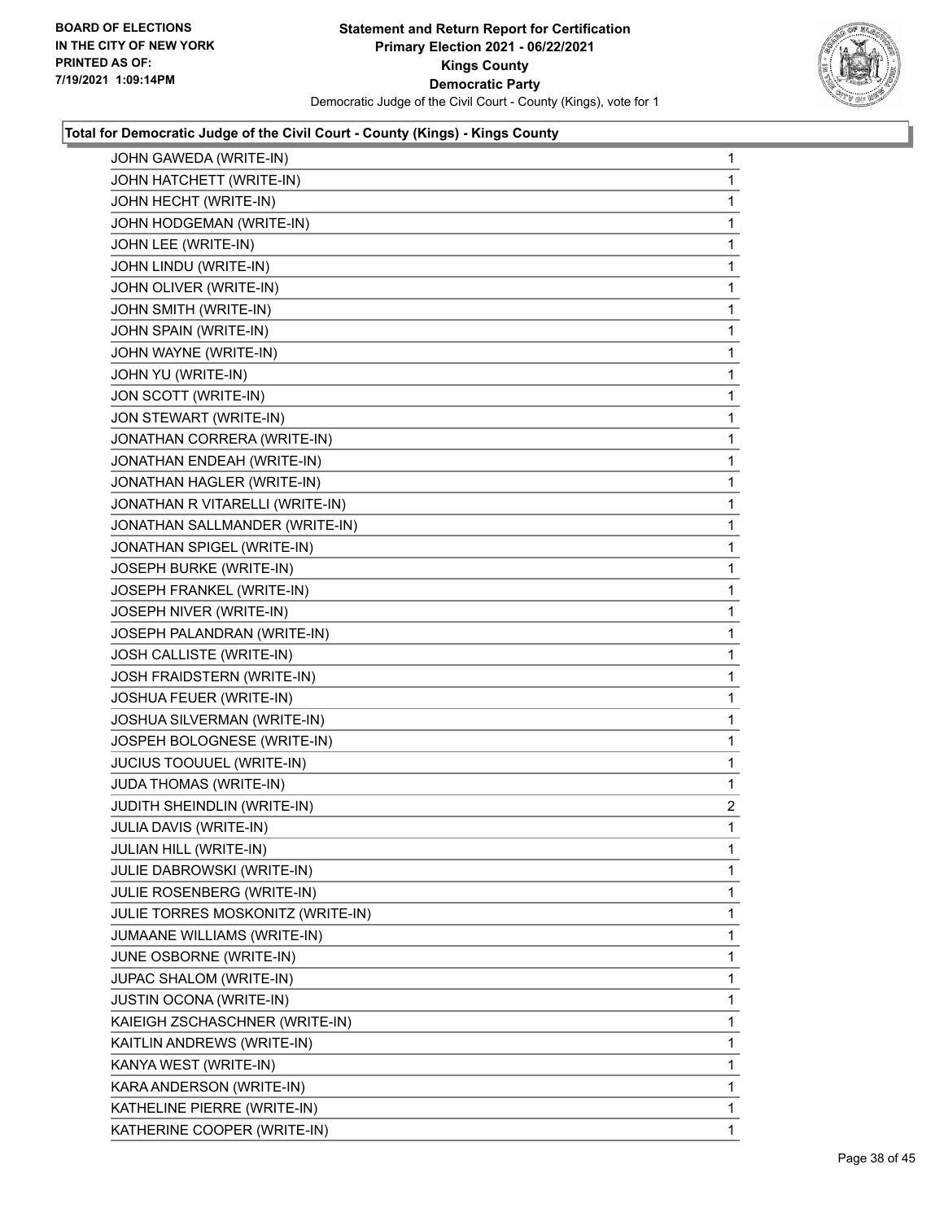BOARD OF ELECTIONS
IN THE CITY OF NEW YORK
PRINTED AS OF:
7/19/2021 1:09:14PM

**Statement and Return Report for Certification**
**Primary Election 2021 - 06/22/2021**
**Kings County**
**Democratic Party**
Democratic Judge of the Civil Court - County (Kings), vote for 1

### Total for Democratic Judge of the Civil Court - County (Kings) - Kings County

| | |
|---|---|
| JOHN GAWEDA (WRITE-IN) | 1 |
| JOHN HATCHETT (WRITE-IN) | 1 |
| JOHN HECHT (WRITE-IN) | 1 |
| JOHN HODGEMAN (WRITE-IN) | 1 |
| JOHN LEE (WRITE-IN) | 1 |
| JOHN LINDU (WRITE-IN) | 1 |
| JOHN OLIVER (WRITE-IN) | 1 |
| JOHN SMITH (WRITE-IN) | 1 |
| JOHN SPAIN (WRITE-IN) | 1 |
| JOHN WAYNE (WRITE-IN) | 1 |
| JOHN YU (WRITE-IN) | 1 |
| JON SCOTT (WRITE-IN) | 1 |
| JON STEWART (WRITE-IN) | 1 |
| JONATHAN CORRERA (WRITE-IN) | 1 |
| JONATHAN ENDEAH (WRITE-IN) | 1 |
| JONATHAN HAGLER (WRITE-IN) | 1 |
| JONATHAN R VITARELLI (WRITE-IN) | 1 |
| JONATHAN SALLMANDER (WRITE-IN) | 1 |
| JONATHAN SPIGEL (WRITE-IN) | 1 |
| JOSEPH BURKE (WRITE-IN) | 1 |
| JOSEPH FRANKEL (WRITE-IN) | 1 |
| JOSEPH NIVER (WRITE-IN) | 1 |
| JOSEPH PALANDRAN (WRITE-IN) | 1 |
| JOSH CALLISTE (WRITE-IN) | 1 |
| JOSH FRAIDSTERN (WRITE-IN) | 1 |
| JOSHUA FEUER (WRITE-IN) | 1 |
| JOSHUA SILVERMAN (WRITE-IN) | 1 |
| JOSPEH BOLOGNESE (WRITE-IN) | 1 |
| JUCIUS TOOUUEL (WRITE-IN) | 1 |
| JUDA THOMAS (WRITE-IN) | 1 |
| JUDITH SHEINDLIN (WRITE-IN) | 2 |
| JULIA DAVIS (WRITE-IN) | 1 |
| JULIAN HILL (WRITE-IN) | 1 |
| JULIE DABROWSKI (WRITE-IN) | 1 |
| JULIE ROSENBERG (WRITE-IN) | 1 |
| JULIE TORRES MOSKONITZ (WRITE-IN) | 1 |
| JUMAANE WILLIAMS (WRITE-IN) | 1 |
| JUNE OSBORNE (WRITE-IN) | 1 |
| JUPAC SHALOM (WRITE-IN) | 1 |
| JUSTIN OCONA (WRITE-IN) | 1 |
| KAIEIGH ZSCHASCHNER (WRITE-IN) | 1 |
| KAITLIN ANDREWS (WRITE-IN) | 1 |
| KANYA WEST (WRITE-IN) | 1 |
| KARA ANDERSON (WRITE-IN) | 1 |
| KATHELINE PIERRE (WRITE-IN) | 1 |
| KATHERINE COOPER (WRITE-IN) | 1 |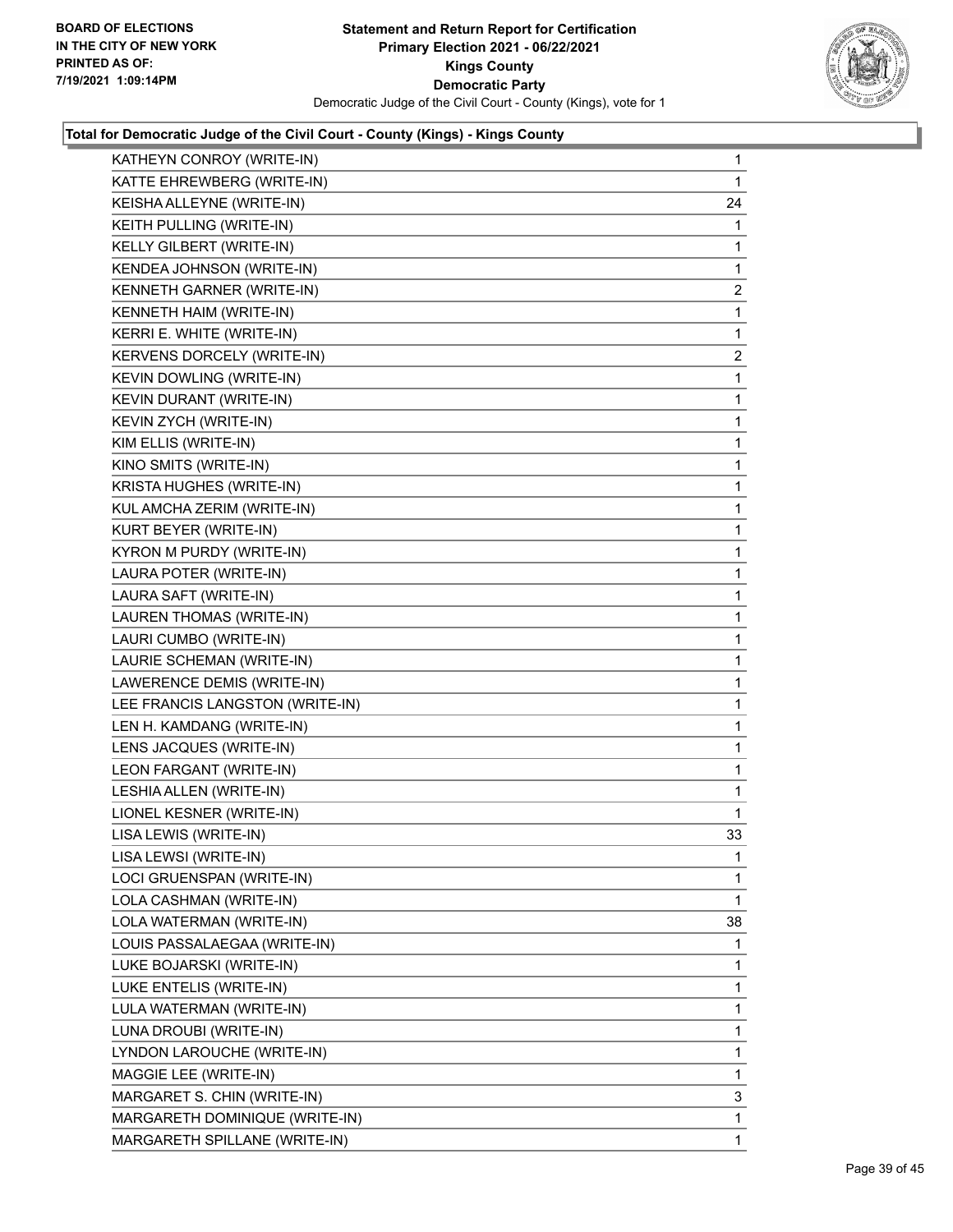**Total for Democratic Judge of the Civil Court - County (Kings) - Kings County**

| | |
|---|---|
| KATHEYN CONROY (WRITE-IN) | 1 |
| KATTE EHREWBERG (WRITE-IN) | 1 |
| KEISHA ALLEYNE (WRITE-IN) | 24 |
| KEITH PULLING (WRITE-IN) | 1 |
| KELLY GILBERT (WRITE-IN) | 1 |
| KENDEA JOHNSON (WRITE-IN) | 1 |
| KENNETH GARNER (WRITE-IN) | 2 |
| KENNETH HAIM (WRITE-IN) | 1 |
| KERRI E. WHITE (WRITE-IN) | 1 |
| KERVENS DORCELY (WRITE-IN) | 2 |
| KEVIN DOWLING (WRITE-IN) | 1 |
| KEVIN DURANT (WRITE-IN) | 1 |
| KEVIN ZYCH (WRITE-IN) | 1 |
| KIM ELLIS (WRITE-IN) | 1 |
| KINO SMITS (WRITE-IN) | 1 |
| KRISTA HUGHES (WRITE-IN) | 1 |
| KUL AMCHA ZERIM (WRITE-IN) | 1 |
| KURT BEYER (WRITE-IN) | 1 |
| KYRON M PURDY (WRITE-IN) | 1 |
| LAURA POTER (WRITE-IN) | 1 |
| LAURA SAFT (WRITE-IN) | 1 |
| LAUREN THOMAS (WRITE-IN) | 1 |
| LAURI CUMBO (WRITE-IN) | 1 |
| LAURIE SCHEMAN (WRITE-IN) | 1 |
| LAWERENCE DEMIS (WRITE-IN) | 1 |
| LEE FRANCIS LANGSTON (WRITE-IN) | 1 |
| LEN H. KAMDANG (WRITE-IN) | 1 |
| LENS JACQUES (WRITE-IN) | 1 |
| LEON FARGANT (WRITE-IN) | 1 |
| LESHIA ALLEN (WRITE-IN) | 1 |
| LIONEL KESNER (WRITE-IN) | 1 |
| LISA LEWIS (WRITE-IN) | 33 |
| LISA LEWSI (WRITE-IN) | 1 |
| LOCI GRUENSPAN (WRITE-IN) | 1 |
| LOLA CASHMAN (WRITE-IN) | 1 |
| LOLA WATERMAN (WRITE-IN) | 38 |
| LOUIS PASSALAEGAA (WRITE-IN) | 1 |
| LUKE BOJARSKI (WRITE-IN) | 1 |
| LUKE ENTELIS (WRITE-IN) | 1 |
| LULA WATERMAN (WRITE-IN) | 1 |
| LUNA DROUBI (WRITE-IN) | 1 |
| LYNDON LAROUCHE (WRITE-IN) | 1 |
| MAGGIE LEE (WRITE-IN) | 1 |
| MARGARET S. CHIN (WRITE-IN) | 3 |
| MARGARETH DOMINIQUE (WRITE-IN) | 1 |
| MARGARETH SPILLANE (WRITE-IN) | 1 |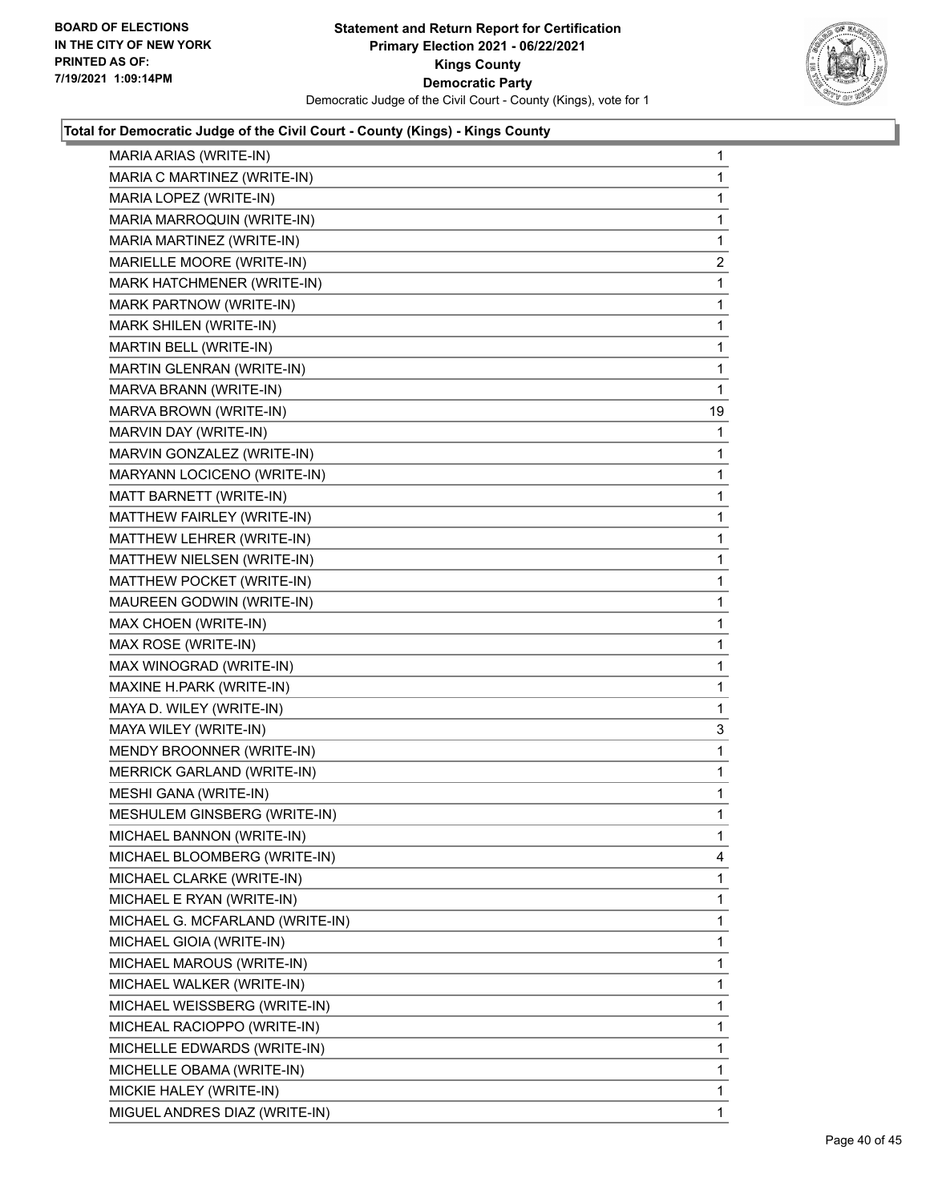**Statement and Return Report for Certification**
**Primary Election 2021 - 06/22/2021**
**Kings County**
**Democratic Party**
Democratic Judge of the Civil Court - County (Kings), vote for 1

BOARD OF ELECTIONS
IN THE CITY OF NEW YORK
PRINTED AS OF:
7/19/2021 1:09:14PM

### Total for Democratic Judge of the Civil Court - County (Kings) - Kings County

| | |
|---|---|
| MARIA ARIAS (WRITE-IN) | 1 |
| MARIA C MARTINEZ (WRITE-IN) | 1 |
| MARIA LOPEZ (WRITE-IN) | 1 |
| MARIA MARROQUIN (WRITE-IN) | 1 |
| MARIA MARTINEZ (WRITE-IN) | 1 |
| MARIELLE MOORE (WRITE-IN) | 2 |
| MARK HATCHMENER (WRITE-IN) | 1 |
| MARK PARTNOW (WRITE-IN) | 1 |
| MARK SHILEN (WRITE-IN) | 1 |
| MARTIN BELL (WRITE-IN) | 1 |
| MARTIN GLENRAN (WRITE-IN) | 1 |
| MARVA BRANN (WRITE-IN) | 1 |
| MARVA BROWN (WRITE-IN) | 19 |
| MARVIN DAY (WRITE-IN) | 1 |
| MARVIN GONZALEZ (WRITE-IN) | 1 |
| MARYANN LOCICENO (WRITE-IN) | 1 |
| MATT BARNETT (WRITE-IN) | 1 |
| MATTHEW FAIRLEY (WRITE-IN) | 1 |
| MATTHEW LEHRER (WRITE-IN) | 1 |
| MATTHEW NIELSEN (WRITE-IN) | 1 |
| MATTHEW POCKET (WRITE-IN) | 1 |
| MAUREEN GODWIN (WRITE-IN) | 1 |
| MAX CHOEN (WRITE-IN) | 1 |
| MAX ROSE (WRITE-IN) | 1 |
| MAX WINOGRAD (WRITE-IN) | 1 |
| MAXINE H.PARK (WRITE-IN) | 1 |
| MAYA D. WILEY (WRITE-IN) | 1 |
| MAYA WILEY (WRITE-IN) | 3 |
| MENDY BROONNER (WRITE-IN) | 1 |
| MERRICK GARLAND (WRITE-IN) | 1 |
| MESHI GANA (WRITE-IN) | 1 |
| MESHULEM GINSBERG (WRITE-IN) | 1 |
| MICHAEL BANNON (WRITE-IN) | 1 |
| MICHAEL BLOOMBERG (WRITE-IN) | 4 |
| MICHAEL CLARKE (WRITE-IN) | 1 |
| MICHAEL E RYAN (WRITE-IN) | 1 |
| MICHAEL G. MCFARLAND (WRITE-IN) | 1 |
| MICHAEL GIOIA (WRITE-IN) | 1 |
| MICHAEL MAROUS (WRITE-IN) | 1 |
| MICHAEL WALKER (WRITE-IN) | 1 |
| MICHAEL WEISSBERG (WRITE-IN) | 1 |
| MICHEAL RACIOPPO (WRITE-IN) | 1 |
| MICHELLE EDWARDS (WRITE-IN) | 1 |
| MICHELLE OBAMA (WRITE-IN) | 1 |
| MICKIE HALEY (WRITE-IN) | 1 |
| MIGUEL ANDRES DIAZ (WRITE-IN) | 1 |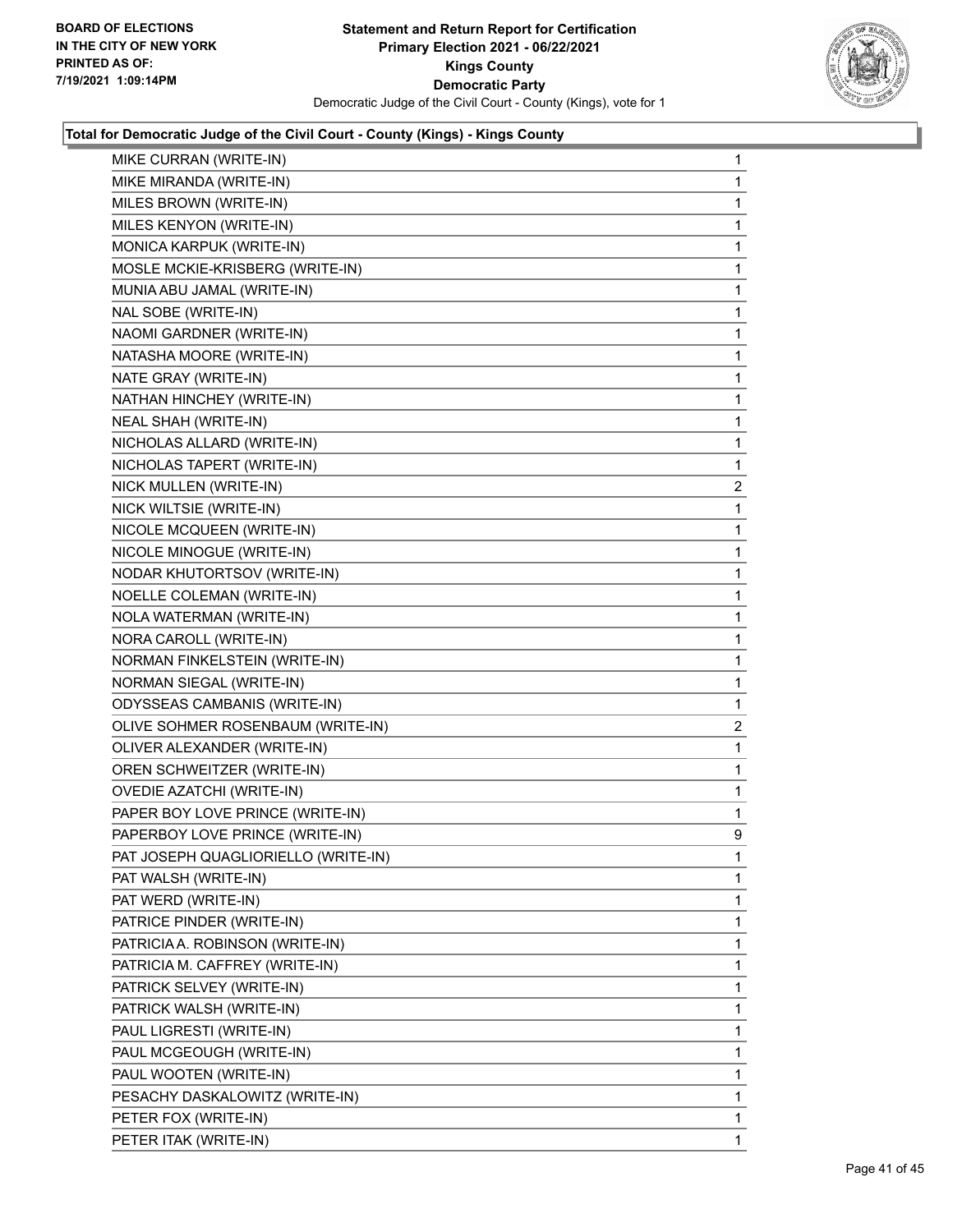**Board of Elections in the City of New York**
**Printed as of: 7/19/2021 1:09:14PM**

**Statement and Return Report for Certification**
**Primary Election 2021 - 06/22/2021**
**Kings County**
**Democratic Party**
Democratic Judge of the Civil Court - County (Kings), vote for 1

### Total for Democratic Judge of the Civil Court - County (Kings) - Kings County

| Candidate | Votes |
|---|---|
| MIKE CURRAN (WRITE-IN) | 1 |
| MIKE MIRANDA (WRITE-IN) | 1 |
| MILES BROWN (WRITE-IN) | 1 |
| MILES KENYON (WRITE-IN) | 1 |
| MONICA KARPUK (WRITE-IN) | 1 |
| MOSLE MCKIE-KRISBERG (WRITE-IN) | 1 |
| MUNIA ABU JAMAL (WRITE-IN) | 1 |
| NAL SOBE (WRITE-IN) | 1 |
| NAOMI GARDNER (WRITE-IN) | 1 |
| NATASHA MOORE (WRITE-IN) | 1 |
| NATE GRAY (WRITE-IN) | 1 |
| NATHAN HINCHEY (WRITE-IN) | 1 |
| NEAL SHAH (WRITE-IN) | 1 |
| NICHOLAS ALLARD (WRITE-IN) | 1 |
| NICHOLAS TAPERT (WRITE-IN) | 1 |
| NICK MULLEN (WRITE-IN) | 2 |
| NICK WILTSIE (WRITE-IN) | 1 |
| NICOLE MCQUEEN (WRITE-IN) | 1 |
| NICOLE MINOGUE (WRITE-IN) | 1 |
| NODAR KHUTORTSOV (WRITE-IN) | 1 |
| NOELLE COLEMAN (WRITE-IN) | 1 |
| NOLA WATERMAN (WRITE-IN) | 1 |
| NORA CAROLL (WRITE-IN) | 1 |
| NORMAN FINKELSTEIN (WRITE-IN) | 1 |
| NORMAN SIEGAL (WRITE-IN) | 1 |
| ODYSSEAS CAMBANIS (WRITE-IN) | 1 |
| OLIVE SOHMER ROSENBAUM (WRITE-IN) | 2 |
| OLIVER ALEXANDER (WRITE-IN) | 1 |
| OREN SCHWEITZER (WRITE-IN) | 1 |
| OVEDIE AZATCHI (WRITE-IN) | 1 |
| PAPER BOY LOVE PRINCE (WRITE-IN) | 1 |
| PAPERBOY LOVE PRINCE (WRITE-IN) | 9 |
| PAT JOSEPH QUAGLIORIELLO (WRITE-IN) | 1 |
| PAT WALSH (WRITE-IN) | 1 |
| PAT WERD (WRITE-IN) | 1 |
| PATRICE PINDER (WRITE-IN) | 1 |
| PATRICIA A. ROBINSON (WRITE-IN) | 1 |
| PATRICIA M. CAFFREY (WRITE-IN) | 1 |
| PATRICK SELVEY (WRITE-IN) | 1 |
| PATRICK WALSH (WRITE-IN) | 1 |
| PAUL LIGRESTI (WRITE-IN) | 1 |
| PAUL MCGEOUGH (WRITE-IN) | 1 |
| PAUL WOOTEN (WRITE-IN) | 1 |
| PESACHY DASKALOWITZ (WRITE-IN) | 1 |
| PETER FOX (WRITE-IN) | 1 |
| PETER ITAK (WRITE-IN) | 1 |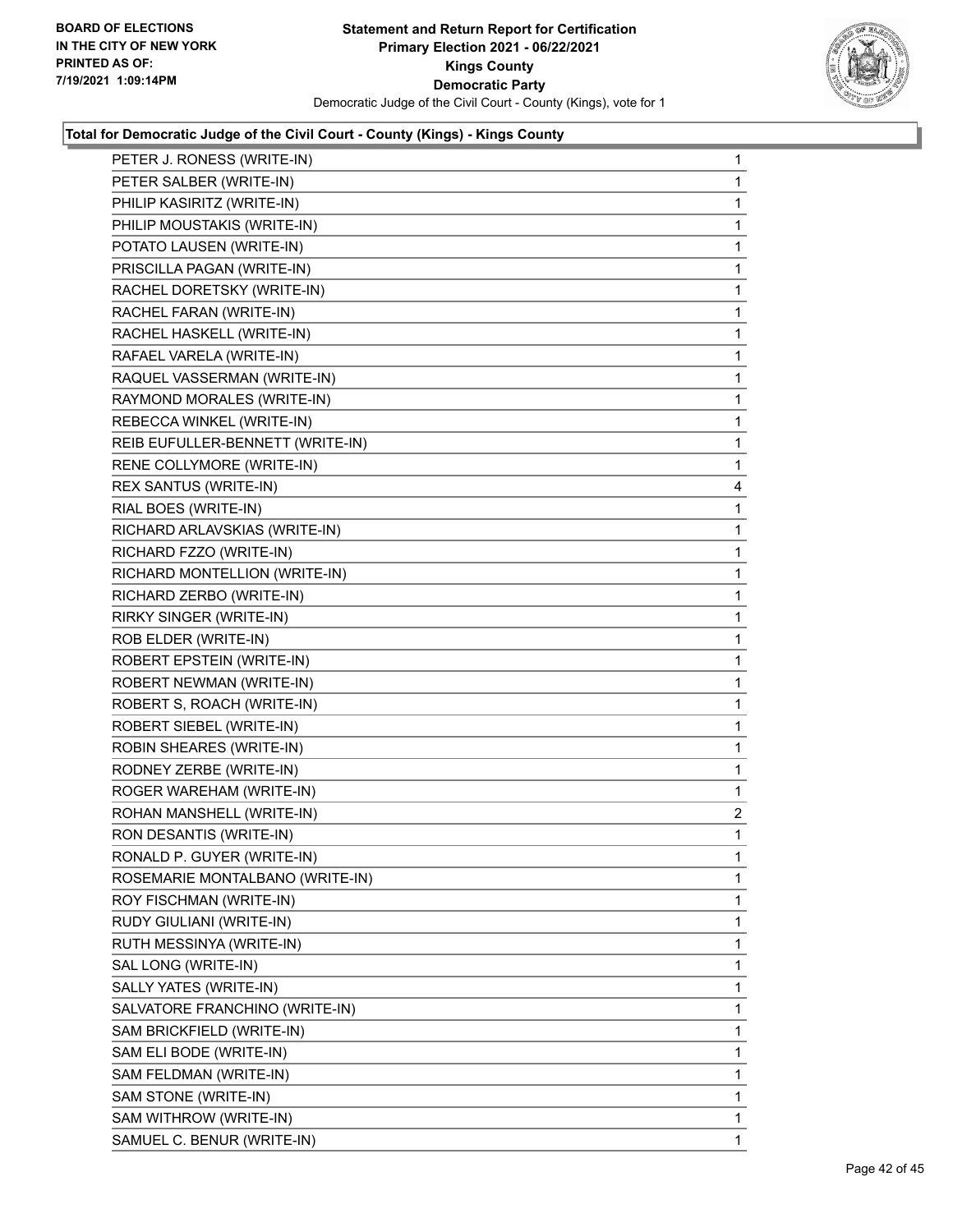BOARD OF ELECTIONS
IN THE CITY OF NEW YORK
PRINTED AS OF:
7/19/2021 1:09:14PM

**Statement and Return Report for Certification**
**Primary Election 2021 - 06/22/2021**
**Kings County**
**Democratic Party**
Democratic Judge of the Civil Court - County (Kings), vote for 1

**Total for Democratic Judge of the Civil Court - County (Kings) - Kings County**

| | |
|---|---|
| PETER J. RONESS (WRITE-IN) | 1 |
| PETER SALBER (WRITE-IN) | 1 |
| PHILIP KASIRITZ (WRITE-IN) | 1 |
| PHILIP MOUSTAKIS (WRITE-IN) | 1 |
| POTATO LAUSEN (WRITE-IN) | 1 |
| PRISCILLA PAGAN (WRITE-IN) | 1 |
| RACHEL DORETSKY (WRITE-IN) | 1 |
| RACHEL FARAN (WRITE-IN) | 1 |
| RACHEL HASKELL (WRITE-IN) | 1 |
| RAFAEL VARELA (WRITE-IN) | 1 |
| RAQUEL VASSERMAN (WRITE-IN) | 1 |
| RAYMOND MORALES (WRITE-IN) | 1 |
| REBECCA WINKEL (WRITE-IN) | 1 |
| REIB EUFULLER-BENNETT (WRITE-IN) | 1 |
| RENE COLLYMORE (WRITE-IN) | 1 |
| REX SANTUS (WRITE-IN) | 4 |
| RIAL BOES (WRITE-IN) | 1 |
| RICHARD ARLAVSKIAS (WRITE-IN) | 1 |
| RICHARD FZZO (WRITE-IN) | 1 |
| RICHARD MONTELLION (WRITE-IN) | 1 |
| RICHARD ZERBO (WRITE-IN) | 1 |
| RIRKY SINGER (WRITE-IN) | 1 |
| ROB ELDER (WRITE-IN) | 1 |
| ROBERT EPSTEIN (WRITE-IN) | 1 |
| ROBERT NEWMAN (WRITE-IN) | 1 |
| ROBERT S, ROACH (WRITE-IN) | 1 |
| ROBERT SIEBEL (WRITE-IN) | 1 |
| ROBIN SHEARES (WRITE-IN) | 1 |
| RODNEY ZERBE (WRITE-IN) | 1 |
| ROGER WAREHAM (WRITE-IN) | 1 |
| ROHAN MANSHELL (WRITE-IN) | 2 |
| RON DESANTIS (WRITE-IN) | 1 |
| RONALD P. GUYER (WRITE-IN) | 1 |
| ROSEMARIE MONTALBANO (WRITE-IN) | 1 |
| ROY FISCHMAN (WRITE-IN) | 1 |
| RUDY GIULIANI (WRITE-IN) | 1 |
| RUTH MESSINYA (WRITE-IN) | 1 |
| SAL LONG (WRITE-IN) | 1 |
| SALLY YATES (WRITE-IN) | 1 |
| SALVATORE FRANCHINO (WRITE-IN) | 1 |
| SAM BRICKFIELD (WRITE-IN) | 1 |
| SAM ELI BODE (WRITE-IN) | 1 |
| SAM FELDMAN (WRITE-IN) | 1 |
| SAM STONE (WRITE-IN) | 1 |
| SAM WITHROW (WRITE-IN) | 1 |
| SAMUEL C. BENUR (WRITE-IN) | 1 |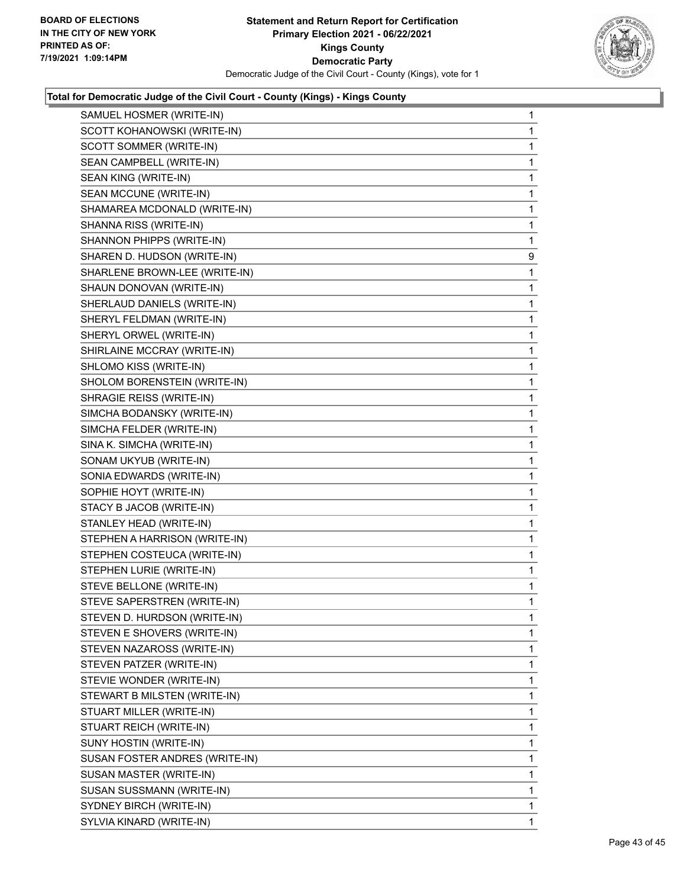**BOARD OF ELECTIONS IN THE CITY OF NEW YORK PRINTED AS OF: 7/19/2021 1:09:14PM**

**Statement and Return Report for Certification Primary Election 2021 - 06/22/2021 Kings County Democratic Party**

Democratic Judge of the Civil Court - County (Kings), vote for 1

**Total for Democratic Judge of the Civil Court - County (Kings) - Kings County**

| | |
|---|---|
| SAMUEL HOSMER (WRITE-IN) | 1 |
| SCOTT KOHANOWSKI (WRITE-IN) | 1 |
| SCOTT SOMMER (WRITE-IN) | 1 |
| SEAN CAMPBELL (WRITE-IN) | 1 |
| SEAN KING (WRITE-IN) | 1 |
| SEAN MCCUNE (WRITE-IN) | 1 |
| SHAMAREA MCDONALD (WRITE-IN) | 1 |
| SHANNA RISS (WRITE-IN) | 1 |
| SHANNON PHIPPS (WRITE-IN) | 1 |
| SHAREN D. HUDSON (WRITE-IN) | 9 |
| SHARLENE BROWN-LEE (WRITE-IN) | 1 |
| SHAUN DONOVAN (WRITE-IN) | 1 |
| SHERLAUD DANIELS (WRITE-IN) | 1 |
| SHERYL FELDMAN (WRITE-IN) | 1 |
| SHERYL ORWEL (WRITE-IN) | 1 |
| SHIRLAINE MCCRAY (WRITE-IN) | 1 |
| SHLOMO KISS (WRITE-IN) | 1 |
| SHOLOM BORENSTEIN (WRITE-IN) | 1 |
| SHRAGIE REISS (WRITE-IN) | 1 |
| SIMCHA BODANSKY (WRITE-IN) | 1 |
| SIMCHA FELDER (WRITE-IN) | 1 |
| SINA K. SIMCHA (WRITE-IN) | 1 |
| SONAM UKYUB (WRITE-IN) | 1 |
| SONIA EDWARDS (WRITE-IN) | 1 |
| SOPHIE HOYT (WRITE-IN) | 1 |
| STACY B JACOB (WRITE-IN) | 1 |
| STANLEY HEAD (WRITE-IN) | 1 |
| STEPHEN A HARRISON (WRITE-IN) | 1 |
| STEPHEN COSTEUCA (WRITE-IN) | 1 |
| STEPHEN LURIE (WRITE-IN) | 1 |
| STEVE BELLONE (WRITE-IN) | 1 |
| STEVE SAPERSTREN (WRITE-IN) | 1 |
| STEVEN D. HURDSON (WRITE-IN) | 1 |
| STEVEN E SHOVERS (WRITE-IN) | 1 |
| STEVEN NAZAROSS (WRITE-IN) | 1 |
| STEVEN PATZER (WRITE-IN) | 1 |
| STEVIE WONDER (WRITE-IN) | 1 |
| STEWART B MILSTEN (WRITE-IN) | 1 |
| STUART MILLER (WRITE-IN) | 1 |
| STUART REICH (WRITE-IN) | 1 |
| SUNY HOSTIN (WRITE-IN) | 1 |
| SUSAN FOSTER ANDRES (WRITE-IN) | 1 |
| SUSAN MASTER (WRITE-IN) | 1 |
| SUSAN SUSSMANN (WRITE-IN) | 1 |
| SYDNEY BIRCH (WRITE-IN) | 1 |
| SYLVIA KINARD (WRITE-IN) | 1 |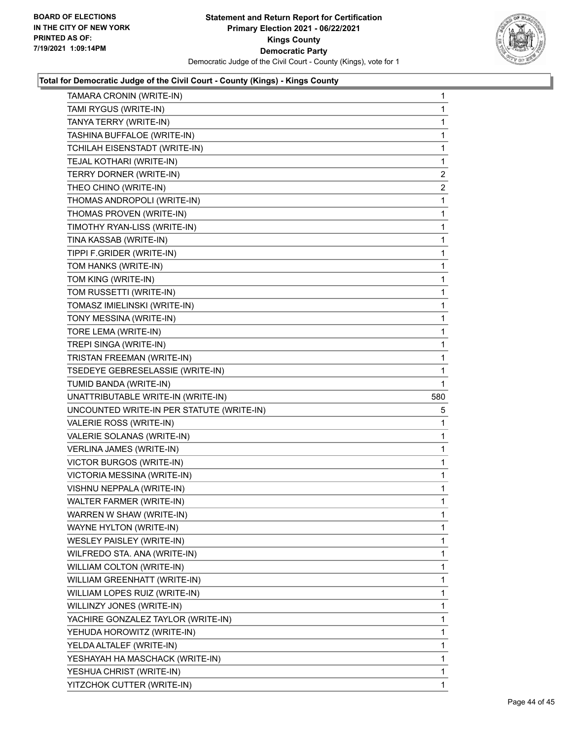**Total for Democratic Judge of the Civil Court - County (Kings) - Kings County**

| | |
|---|---|
| TAMARA CRONIN (WRITE-IN) | 1 |
| TAMI RYGUS (WRITE-IN) | 1 |
| TANYA TERRY (WRITE-IN) | 1 |
| TASHINA BUFFALOE (WRITE-IN) | 1 |
| TCHILAH EISENSTADT (WRITE-IN) | 1 |
| TEJAL KOTHARI (WRITE-IN) | 1 |
| TERRY DORNER (WRITE-IN) | 2 |
| THEO CHINO (WRITE-IN) | 2 |
| THOMAS ANDROPOLI (WRITE-IN) | 1 |
| THOMAS PROVEN (WRITE-IN) | 1 |
| TIMOTHY RYAN-LISS (WRITE-IN) | 1 |
| TINA KASSAB (WRITE-IN) | 1 |
| TIPPI F.GRIDER (WRITE-IN) | 1 |
| TOM HANKS (WRITE-IN) | 1 |
| TOM KING (WRITE-IN) | 1 |
| TOM RUSSETTI (WRITE-IN) | 1 |
| TOMASZ IMIELINSKI (WRITE-IN) | 1 |
| TONY MESSINA (WRITE-IN) | 1 |
| TORE LEMA (WRITE-IN) | 1 |
| TREPI SINGA (WRITE-IN) | 1 |
| TRISTAN FREEMAN (WRITE-IN) | 1 |
| TSEDEYE GEBRESELASSIE (WRITE-IN) | 1 |
| TUMID BANDA (WRITE-IN) | 1 |
| UNATTRIBUTABLE WRITE-IN (WRITE-IN) | 580 |
| UNCOUNTED WRITE-IN PER STATUTE (WRITE-IN) | 5 |
| VALERIE ROSS (WRITE-IN) | 1 |
| VALERIE SOLANAS (WRITE-IN) | 1 |
| VERLINA JAMES (WRITE-IN) | 1 |
| VICTOR BURGOS (WRITE-IN) | 1 |
| VICTORIA MESSINA (WRITE-IN) | 1 |
| VISHNU NEPPALA (WRITE-IN) | 1 |
| WALTER FARMER (WRITE-IN) | 1 |
| WARREN W SHAW (WRITE-IN) | 1 |
| WAYNE HYLTON (WRITE-IN) | 1 |
| WESLEY PAISLEY (WRITE-IN) | 1 |
| WILFREDO STA. ANA (WRITE-IN) | 1 |
| WILLIAM COLTON (WRITE-IN) | 1 |
| WILLIAM GREENHATT (WRITE-IN) | 1 |
| WILLIAM LOPES RUIZ (WRITE-IN) | 1 |
| WILLINZY JONES (WRITE-IN) | 1 |
| YACHIRE GONZALEZ TAYLOR (WRITE-IN) | 1 |
| YEHUDA HOROWITZ (WRITE-IN) | 1 |
| YELDA ALTALEF (WRITE-IN) | 1 |
| YESHAYAH HA MASCHACK (WRITE-IN) | 1 |
| YESHUA CHRIST (WRITE-IN) | 1 |
| YITZCHOK CUTTER (WRITE-IN) | 1 |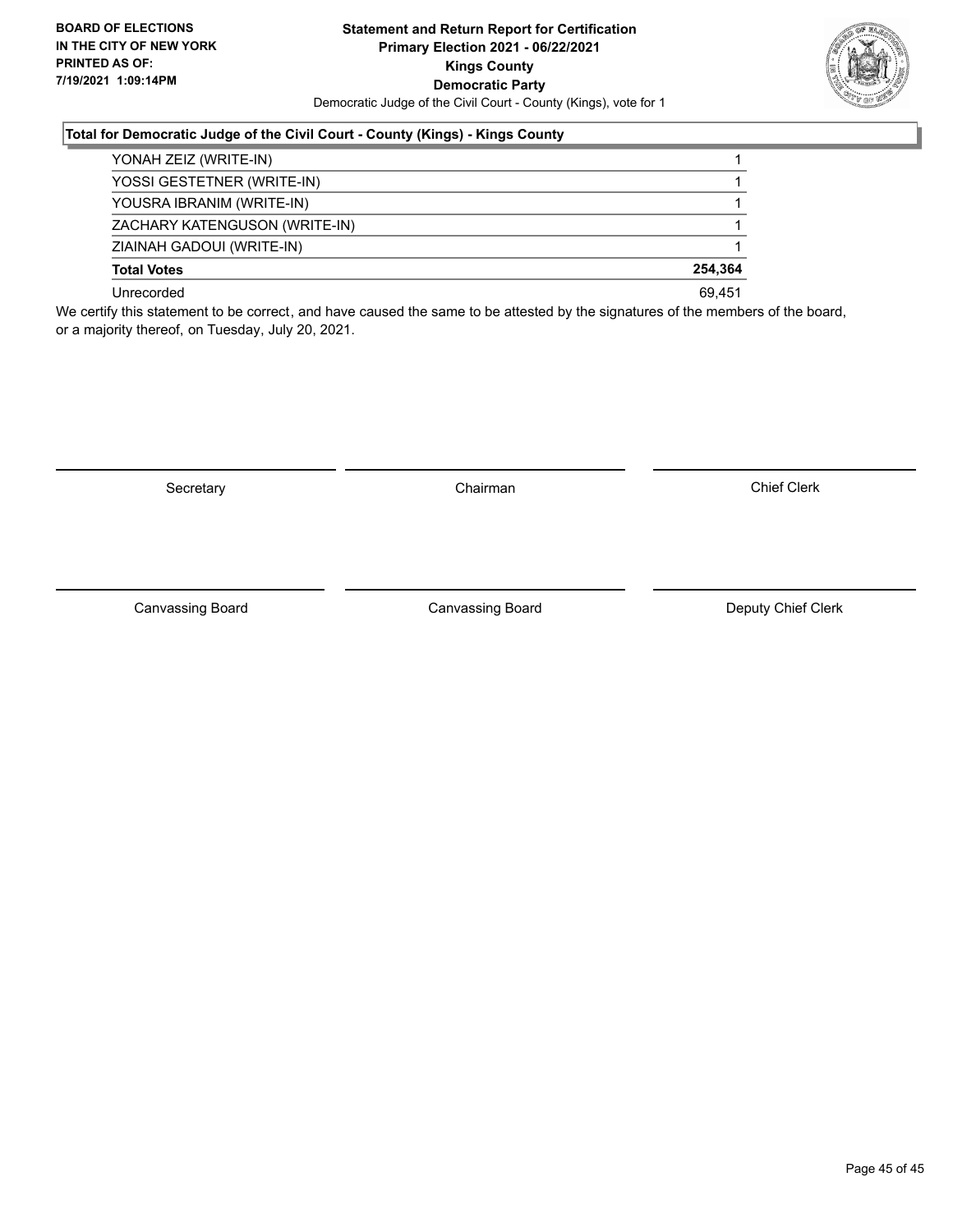**Total for Democratic Judge of the Civil Court - County (Kings) - Kings County**

| | |
|---|---|
| YONAH ZEIZ (WRITE-IN) | 1 |
| YOSSI GESTETNER (WRITE-IN) | 1 |
| YOUSRA IBRANIM (WRITE-IN) | 1 |
| ZACHARY KATENGUSON (WRITE-IN) | 1 |
| ZIAINAH GADOUI (WRITE-IN) | 1 |
| **Total Votes** | **254,364** |
| Unrecorded | 69,451 |

We certify this statement to be correct, and have caused the same to be attested by the signatures of the members of the board, or a majority thereof, on Tuesday, July 20, 2021.

Secretary

Chairman

Chief Clerk

Canvassing Board

Canvassing Board

Deputy Chief Clerk